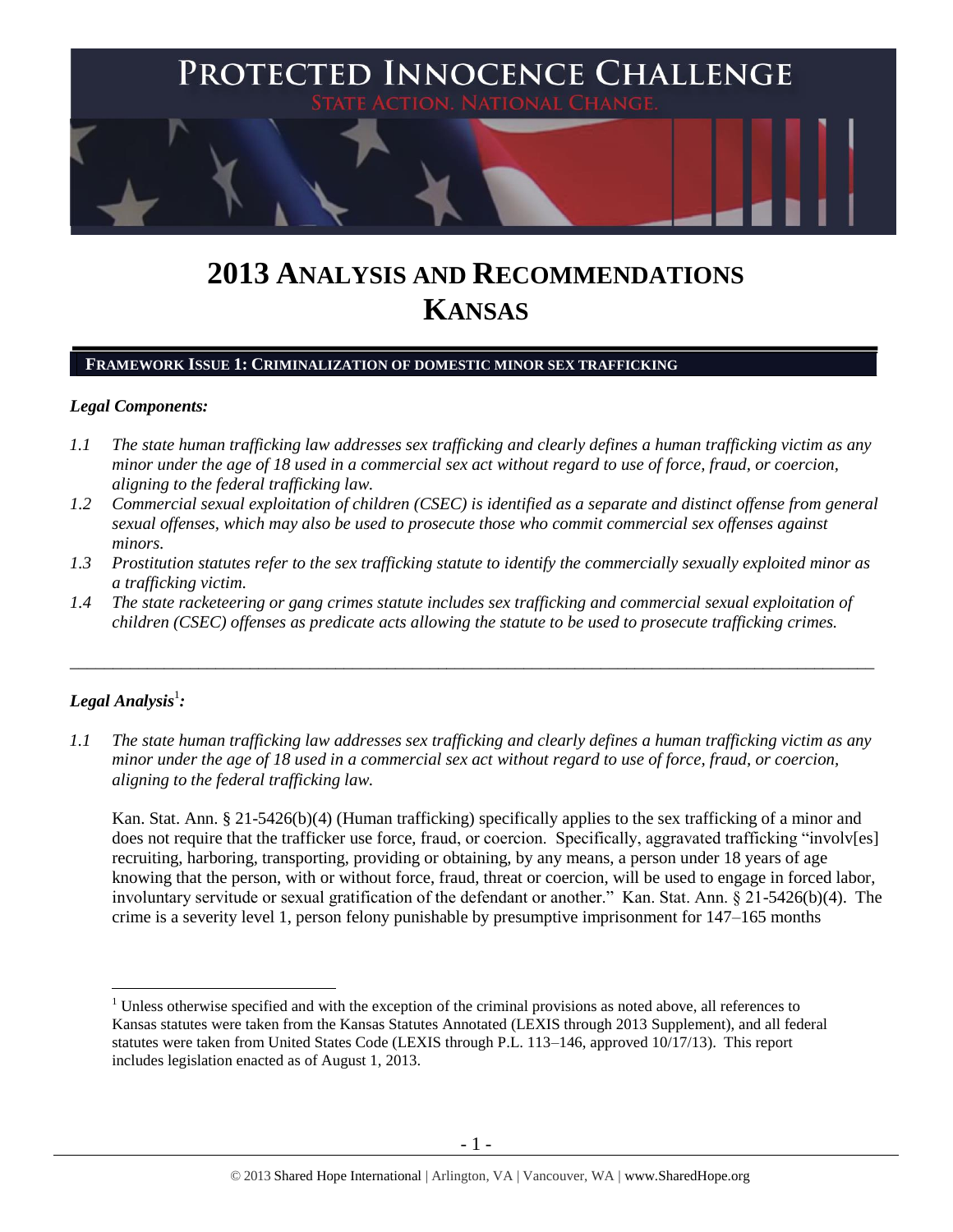# PROTECTED INNOCENCE CHALLENGE

STATE ACTION. NATIONAL CHANGE.

# 2013 ANALYSIS AND RECOMMENDATIONS KANSAS

## FRAMEWORK ISSUE 1: CRIMINALIZATION OF DOMESTIC MINOR SEX TRAFFICKING

***Legal Components:***

*1.1 The state human trafficking law addresses sex trafficking and clearly defines a human trafficking victim as any minor under the age of 18 used in a commercial sex act without regard to use of force, fraud, or coercion, aligning to the federal trafficking law.*

*1.2 Commercial sexual exploitation of children (CSEC) is identified as a separate and distinct offense from general sexual offenses, which may also be used to prosecute those who commit commercial sex offenses against minors.*

*1.3 Prostitution statutes refer to the sex trafficking statute to identify the commercially sexually exploited minor as a trafficking victim.*

*1.4 The state racketeering or gang crimes statute includes sex trafficking and commercial sexual exploitation of children (CSEC) offenses as predicate acts allowing the statute to be used to prosecute trafficking crimes.*

---

***Legal Analysis***[1]***:***

*1.1 The state human trafficking law addresses sex trafficking and clearly defines a human trafficking victim as any minor under the age of 18 used in a commercial sex act without regard to use of force, fraud, or coercion, aligning to the federal trafficking law.*

Kan. Stat. Ann. § 21-5426(b)(4) (Human trafficking) specifically applies to the sex trafficking of a minor and does not require that the trafficker use force, fraud, or coercion. Specifically, aggravated trafficking "involv[es] recruiting, harboring, transporting, providing or obtaining, by any means, a person under 18 years of age knowing that the person, with or without force, fraud, threat or coercion, will be used to engage in forced labor, involuntary servitude or sexual gratification of the defendant or another." Kan. Stat. Ann. § 21-5426(b)(4). The crime is a severity level 1, person felony punishable by presumptive imprisonment for 147–165 months

---

[1] Unless otherwise specified and with the exception of the criminal provisions as noted above, all references to Kansas statutes were taken from the Kansas Statutes Annotated (LEXIS through 2013 Supplement), and all federal statutes were taken from United States Code (LEXIS through P.L. 113–146, approved 10/17/13). This report includes legislation enacted as of August 1, 2013.

© 2013 Shared Hope International | Arlington, VA | Vancouver, WA | www.SharedHope.org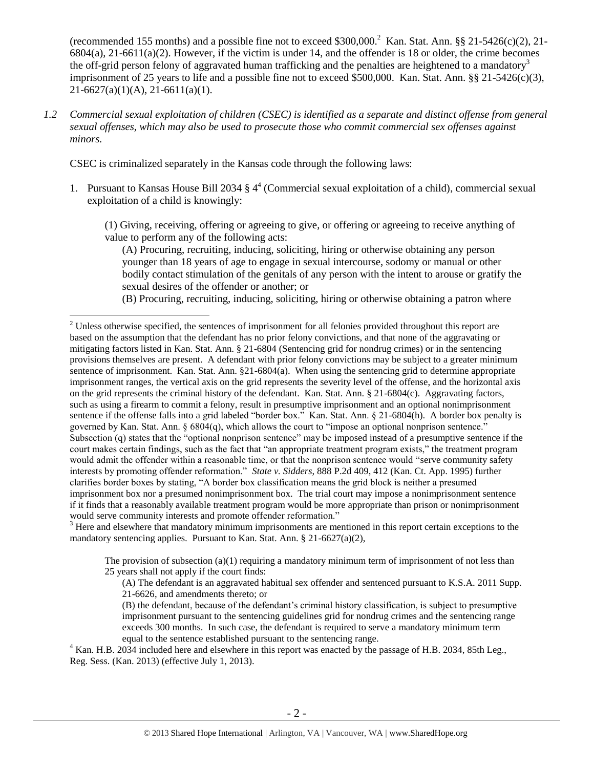(recommended 155 months) and a possible fine not to exceed $300,000.[2] Kan. Stat. Ann. §§ 21-5426(c)(2), 21-6804(a), 21-6611(a)(2). However, if the victim is under 14, and the offender is 18 or older, the crime becomes the off-grid person felony of aggravated human trafficking and the penalties are heightened to a mandatory[3] imprisonment of 25 years to life and a possible fine not to exceed $500,000. Kan. Stat. Ann. §§ 21-5426(c)(3), 21-6627(a)(1)(A), 21-6611(a)(1).

*1.2 Commercial sexual exploitation of children (CSEC) is identified as a separate and distinct offense from general sexual offenses, which may also be used to prosecute those who commit commercial sex offenses against minors.*

CSEC is criminalized separately in the Kansas code through the following laws:

1. Pursuant to Kansas House Bill 2034 § 4[4] (Commercial sexual exploitation of a child), commercial sexual exploitation of a child is knowingly:

   (1) Giving, receiving, offering or agreeing to give, or offering or agreeing to receive anything of value to perform any of the following acts:

   (A) Procuring, recruiting, inducing, soliciting, hiring or otherwise obtaining any person younger than 18 years of age to engage in sexual intercourse, sodomy or manual or other bodily contact stimulation of the genitals of any person with the intent to arouse or gratify the sexual desires of the offender or another; or

   (B) Procuring, recruiting, inducing, soliciting, hiring or otherwise obtaining a patron where

---

[2] Unless otherwise specified, the sentences of imprisonment for all felonies provided throughout this report are based on the assumption that the defendant has no prior felony convictions, and that none of the aggravating or mitigating factors listed in Kan. Stat. Ann. § 21-6804 (Sentencing grid for nondrug crimes) or in the sentencing provisions themselves are present. A defendant with prior felony convictions may be subject to a greater minimum sentence of imprisonment. Kan. Stat. Ann. §21-6804(a). When using the sentencing grid to determine appropriate imprisonment ranges, the vertical axis on the grid represents the severity level of the offense, and the horizontal axis on the grid represents the criminal history of the defendant. Kan. Stat. Ann. § 21-6804(c). Aggravating factors, such as using a firearm to commit a felony, result in presumptive imprisonment and an optional nonimprisonment sentence if the offense falls into a grid labeled "border box." Kan. Stat. Ann. § 21-6804(h). A border box penalty is governed by Kan. Stat. Ann. § 6804(q), which allows the court to "impose an optional nonprison sentence." Subsection (q) states that the "optional nonprison sentence" may be imposed instead of a presumptive sentence if the court makes certain findings, such as the fact that "an appropriate treatment program exists," the treatment program would admit the offender within a reasonable time, or that the nonprison sentence would "serve community safety interests by promoting offender reformation." *State v. Sidders*, 888 P.2d 409, 412 (Kan. Ct. App. 1995) further clarifies border boxes by stating, "A border box classification means the grid block is neither a presumed imprisonment box nor a presumed nonimprisonment box. The trial court may impose a nonimprisonment sentence if it finds that a reasonably available treatment program would be more appropriate than prison or nonimprisonment would serve community interests and promote offender reformation."

[3] Here and elsewhere that mandatory minimum imprisonments are mentioned in this report certain exceptions to the mandatory sentencing applies. Pursuant to Kan. Stat. Ann. § 21-6627(a)(2),

> The provision of subsection (a)(1) requiring a mandatory minimum term of imprisonment of not less than 25 years shall not apply if the court finds:
>
> (A) The defendant is an aggravated habitual sex offender and sentenced pursuant to K.S.A. 2011 Supp. 21-6626, and amendments thereto; or
>
> (B) the defendant, because of the defendant's criminal history classification, is subject to presumptive imprisonment pursuant to the sentencing guidelines grid for nondrug crimes and the sentencing range exceeds 300 months. In such case, the defendant is required to serve a mandatory minimum term equal to the sentence established pursuant to the sentencing range.

[4] Kan. H.B. 2034 included here and elsewhere in this report was enacted by the passage of H.B. 2034, 85th Leg., Reg. Sess. (Kan. 2013) (effective July 1, 2013).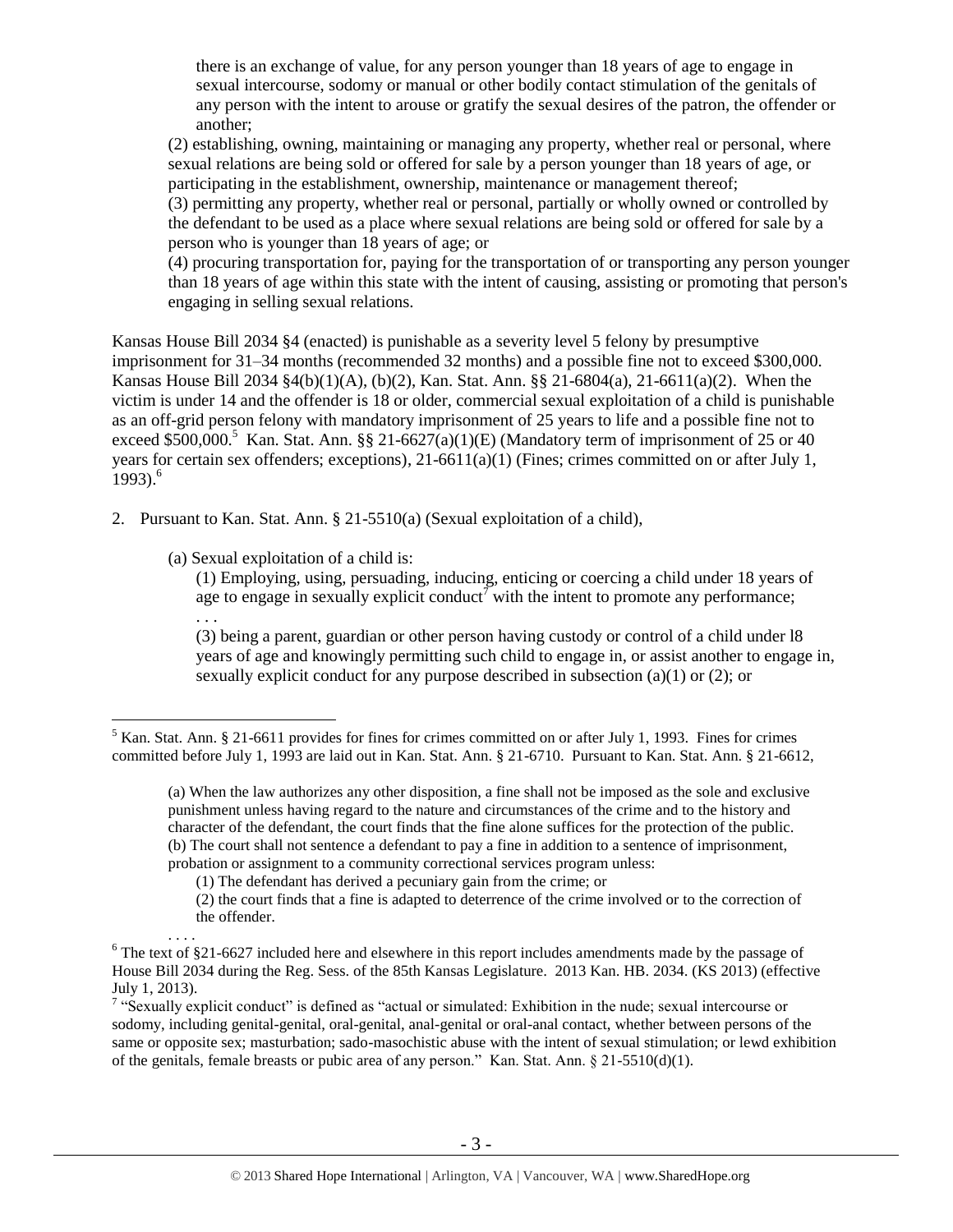there is an exchange of value, for any person younger than 18 years of age to engage in sexual intercourse, sodomy or manual or other bodily contact stimulation of the genitals of any person with the intent to arouse or gratify the sexual desires of the patron, the offender or another;

(2) establishing, owning, maintaining or managing any property, whether real or personal, where sexual relations are being sold or offered for sale by a person younger than 18 years of age, or participating in the establishment, ownership, maintenance or management thereof;

(3) permitting any property, whether real or personal, partially or wholly owned or controlled by the defendant to be used as a place where sexual relations are being sold or offered for sale by a person who is younger than 18 years of age; or

(4) procuring transportation for, paying for the transportation of or transporting any person younger than 18 years of age within this state with the intent of causing, assisting or promoting that person's engaging in selling sexual relations.

Kansas House Bill 2034 §4 (enacted) is punishable as a severity level 5 felony by presumptive imprisonment for 31–34 months (recommended 32 months) and a possible fine not to exceed $300,000. Kansas House Bill 2034 §4(b)(1)(A), (b)(2), Kan. Stat. Ann. §§ 21-6804(a), 21-6611(a)(2). When the victim is under 14 and the offender is 18 or older, commercial sexual exploitation of a child is punishable as an off-grid person felony with mandatory imprisonment of 25 years to life and a possible fine not to exceed $500,000.[5] Kan. Stat. Ann. §§ 21-6627(a)(1)(E) (Mandatory term of imprisonment of 25 or 40 years for certain sex offenders; exceptions), 21-6611(a)(1) (Fines; crimes committed on or after July 1, 1993).[6]

2. Pursuant to Kan. Stat. Ann. § 21-5510(a) (Sexual exploitation of a child),

   (a) Sexual exploitation of a child is:

   (1) Employing, using, persuading, inducing, enticing or coercing a child under 18 years of age to engage in sexually explicit conduct[7] with the intent to promote any performance;

   . . .

   (3) being a parent, guardian or other person having custody or control of a child under l8 years of age and knowingly permitting such child to engage in, or assist another to engage in, sexually explicit conduct for any purpose described in subsection (a)(1) or (2); or

---

[5] Kan. Stat. Ann. § 21-6611 provides for fines for crimes committed on or after July 1, 1993. Fines for crimes committed before July 1, 1993 are laid out in Kan. Stat. Ann. § 21-6710. Pursuant to Kan. Stat. Ann. § 21-6612,

> (a) When the law authorizes any other disposition, a fine shall not be imposed as the sole and exclusive punishment unless having regard to the nature and circumstances of the crime and to the history and character of the defendant, the court finds that the fine alone suffices for the protection of the public.
> (b) The court shall not sentence a defendant to pay a fine in addition to a sentence of imprisonment, probation or assignment to a community correctional services program unless:
> (1) The defendant has derived a pecuniary gain from the crime; or
> (2) the court finds that a fine is adapted to deterrence of the crime involved or to the correction of the offender.
> . . . .

[6] The text of §21-6627 included here and elsewhere in this report includes amendments made by the passage of House Bill 2034 during the Reg. Sess. of the 85th Kansas Legislature. 2013 Kan. HB. 2034. (KS 2013) (effective July 1, 2013).

[7] "Sexually explicit conduct" is defined as "actual or simulated: Exhibition in the nude; sexual intercourse or sodomy, including genital-genital, oral-genital, anal-genital or oral-anal contact, whether between persons of the same or opposite sex; masturbation; sado-masochistic abuse with the intent of sexual stimulation; or lewd exhibition of the genitals, female breasts or pubic area of any person." Kan. Stat. Ann. § 21-5510(d)(1).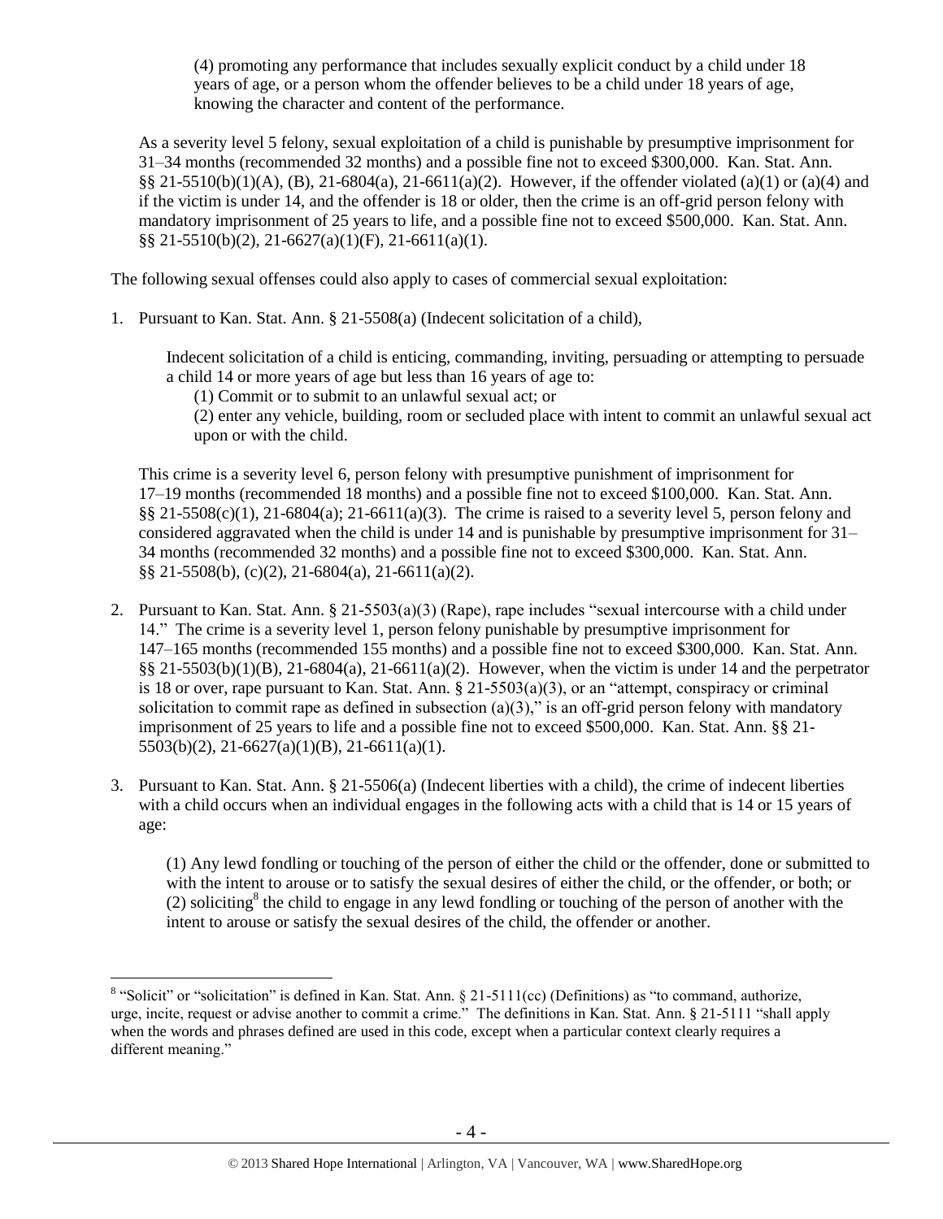(4) promoting any performance that includes sexually explicit conduct by a child under 18 years of age, or a person whom the offender believes to be a child under 18 years of age, knowing the character and content of the performance.

As a severity level 5 felony, sexual exploitation of a child is punishable by presumptive imprisonment for 31–34 months (recommended 32 months) and a possible fine not to exceed $300,000. Kan. Stat. Ann. §§ 21-5510(b)(1)(A), (B), 21-6804(a), 21-6611(a)(2). However, if the offender violated (a)(1) or (a)(4) and if the victim is under 14, and the offender is 18 or older, then the crime is an off-grid person felony with mandatory imprisonment of 25 years to life, and a possible fine not to exceed $500,000. Kan. Stat. Ann. §§ 21-5510(b)(2), 21-6627(a)(1)(F), 21-6611(a)(1).

The following sexual offenses could also apply to cases of commercial sexual exploitation:

1. Pursuant to Kan. Stat. Ann. § 21-5508(a) (Indecent solicitation of a child),

   Indecent solicitation of a child is enticing, commanding, inviting, persuading or attempting to persuade a child 14 or more years of age but less than 16 years of age to:
   
   (1) Commit or to submit to an unlawful sexual act; or
   
   (2) enter any vehicle, building, room or secluded place with intent to commit an unlawful sexual act upon or with the child.

   This crime is a severity level 6, person felony with presumptive punishment of imprisonment for 17–19 months (recommended 18 months) and a possible fine not to exceed $100,000. Kan. Stat. Ann. §§ 21-5508(c)(1), 21-6804(a); 21-6611(a)(3). The crime is raised to a severity level 5, person felony and considered aggravated when the child is under 14 and is punishable by presumptive imprisonment for 31–34 months (recommended 32 months) and a possible fine not to exceed $300,000. Kan. Stat. Ann. §§ 21-5508(b), (c)(2), 21-6804(a), 21-6611(a)(2).

2. Pursuant to Kan. Stat. Ann. § 21-5503(a)(3) (Rape), rape includes "sexual intercourse with a child under 14." The crime is a severity level 1, person felony punishable by presumptive imprisonment for 147–165 months (recommended 155 months) and a possible fine not to exceed $300,000. Kan. Stat. Ann. §§ 21-5503(b)(1)(B), 21-6804(a), 21-6611(a)(2). However, when the victim is under 14 and the perpetrator is 18 or over, rape pursuant to Kan. Stat. Ann. § 21-5503(a)(3), or an "attempt, conspiracy or criminal solicitation to commit rape as defined in subsection (a)(3)," is an off-grid person felony with mandatory imprisonment of 25 years to life and a possible fine not to exceed $500,000. Kan. Stat. Ann. §§ 21-5503(b)(2), 21-6627(a)(1)(B), 21-6611(a)(1).

3. Pursuant to Kan. Stat. Ann. § 21-5506(a) (Indecent liberties with a child), the crime of indecent liberties with a child occurs when an individual engages in the following acts with a child that is 14 or 15 years of age:

   (1) Any lewd fondling or touching of the person of either the child or the offender, done or submitted to with the intent to arouse or to satisfy the sexual desires of either the child, or the offender, or both; or
   
   (2) soliciting[8] the child to engage in any lewd fondling or touching of the person of another with the intent to arouse or satisfy the sexual desires of the child, the offender or another.

[8] "Solicit" or "solicitation" is defined in Kan. Stat. Ann. § 21-5111(cc) (Definitions) as "to command, authorize, urge, incite, request or advise another to commit a crime." The definitions in Kan. Stat. Ann. § 21-5111 "shall apply when the words and phrases defined are used in this code, except when a particular context clearly requires a different meaning."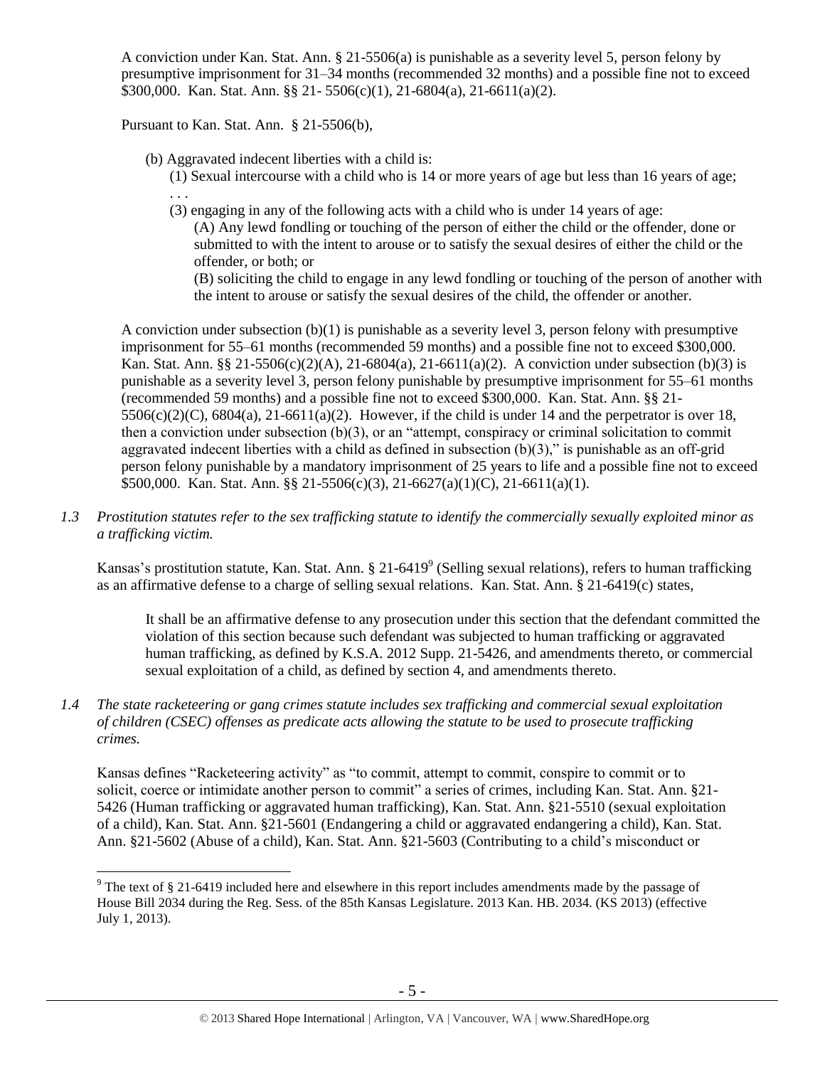A conviction under Kan. Stat. Ann. § 21-5506(a) is punishable as a severity level 5, person felony by presumptive imprisonment for 31–34 months (recommended 32 months) and a possible fine not to exceed $300,000. Kan. Stat. Ann. §§ 21- 5506(c)(1), 21-6804(a), 21-6611(a)(2).

Pursuant to Kan. Stat. Ann. § 21-5506(b),

> (b) Aggravated indecent liberties with a child is:
>
> (1) Sexual intercourse with a child who is 14 or more years of age but less than 16 years of age;
>
> . . .
>
> (3) engaging in any of the following acts with a child who is under 14 years of age:
>
> (A) Any lewd fondling or touching of the person of either the child or the offender, done or submitted to with the intent to arouse or to satisfy the sexual desires of either the child or the offender, or both; or
>
> (B) soliciting the child to engage in any lewd fondling or touching of the person of another with the intent to arouse or satisfy the sexual desires of the child, the offender or another.

A conviction under subsection (b)(1) is punishable as a severity level 3, person felony with presumptive imprisonment for 55–61 months (recommended 59 months) and a possible fine not to exceed $300,000. Kan. Stat. Ann. §§ 21-5506(c)(2)(A), 21-6804(a), 21-6611(a)(2). A conviction under subsection (b)(3) is punishable as a severity level 3, person felony punishable by presumptive imprisonment for 55–61 months (recommended 59 months) and a possible fine not to exceed $300,000. Kan. Stat. Ann. §§ 21-5506(c)(2)(C), 6804(a), 21-6611(a)(2). However, if the child is under 14 and the perpetrator is over 18, then a conviction under subsection (b)(3), or an "attempt, conspiracy or criminal solicitation to commit aggravated indecent liberties with a child as defined in subsection (b)(3)," is punishable as an off-grid person felony punishable by a mandatory imprisonment of 25 years to life and a possible fine not to exceed $500,000. Kan. Stat. Ann. §§ 21-5506(c)(3), 21-6627(a)(1)(C), 21-6611(a)(1).

*1.3 Prostitution statutes refer to the sex trafficking statute to identify the commercially sexually exploited minor as a trafficking victim.*

Kansas's prostitution statute, Kan. Stat. Ann. § 21-6419[9] (Selling sexual relations), refers to human trafficking as an affirmative defense to a charge of selling sexual relations. Kan. Stat. Ann. § 21-6419(c) states,

> It shall be an affirmative defense to any prosecution under this section that the defendant committed the violation of this section because such defendant was subjected to human trafficking or aggravated human trafficking, as defined by K.S.A. 2012 Supp. 21-5426, and amendments thereto, or commercial sexual exploitation of a child, as defined by section 4, and amendments thereto.

*1.4 The state racketeering or gang crimes statute includes sex trafficking and commercial sexual exploitation of children (CSEC) offenses as predicate acts allowing the statute to be used to prosecute trafficking crimes.*

Kansas defines "Racketeering activity" as "to commit, attempt to commit, conspire to commit or to solicit, coerce or intimidate another person to commit" a series of crimes, including Kan. Stat. Ann. §21-5426 (Human trafficking or aggravated human trafficking), Kan. Stat. Ann. §21-5510 (sexual exploitation of a child), Kan. Stat. Ann. §21-5601 (Endangering a child or aggravated endangering a child), Kan. Stat. Ann. §21-5602 (Abuse of a child), Kan. Stat. Ann. §21-5603 (Contributing to a child's misconduct or

---

[9] The text of § 21-6419 included here and elsewhere in this report includes amendments made by the passage of House Bill 2034 during the Reg. Sess. of the 85th Kansas Legislature. 2013 Kan. HB. 2034. (KS 2013) (effective July 1, 2013).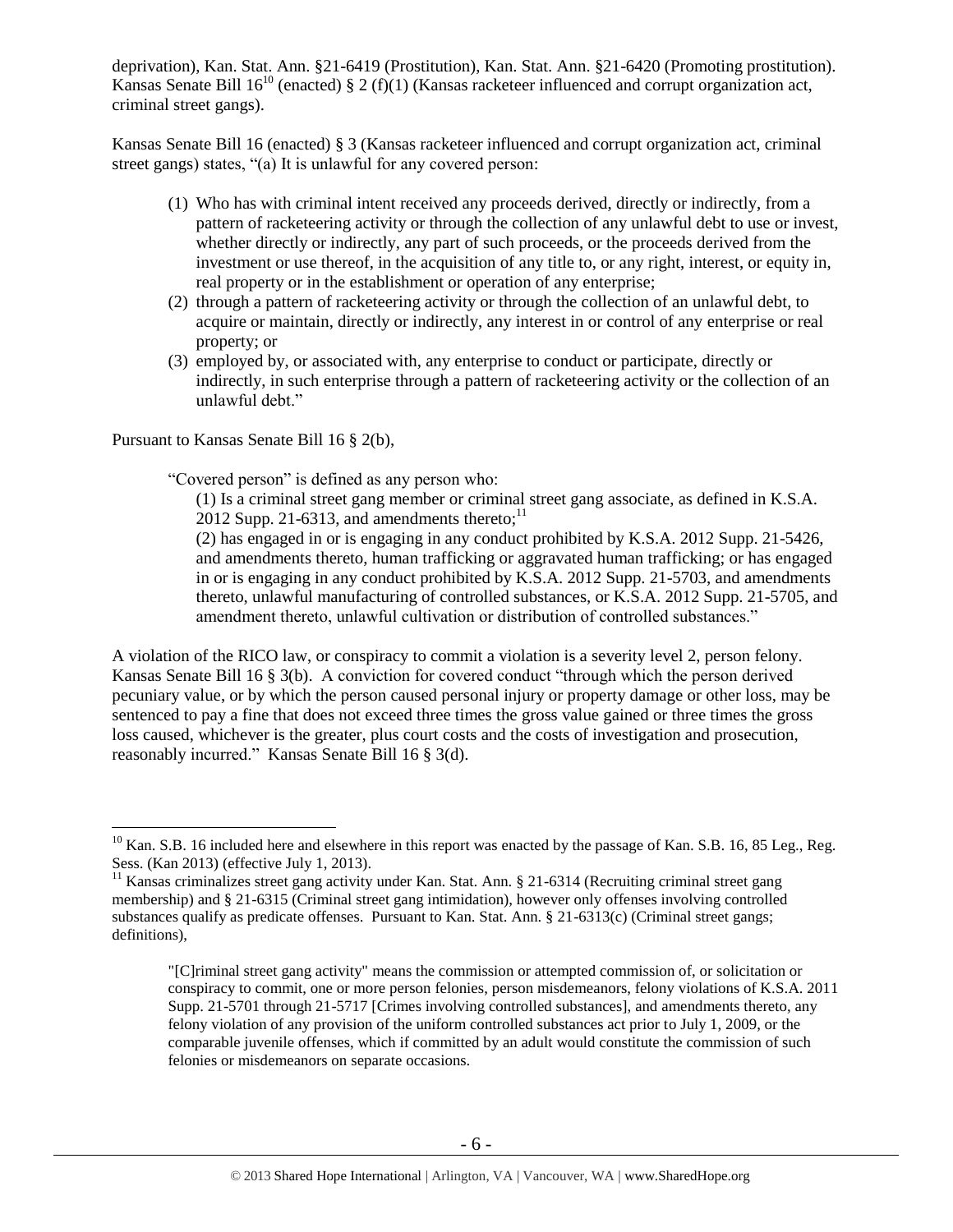deprivation), Kan. Stat. Ann. §21-6419 (Prostitution), Kan. Stat. Ann. §21-6420 (Promoting prostitution). Kansas Senate Bill 16[10] (enacted) § 2 (f)(1) (Kansas racketeer influenced and corrupt organization act, criminal street gangs).

Kansas Senate Bill 16 (enacted) § 3 (Kansas racketeer influenced and corrupt organization act, criminal street gangs) states, "(a) It is unlawful for any covered person:

(1) Who has with criminal intent received any proceeds derived, directly or indirectly, from a pattern of racketeering activity or through the collection of any unlawful debt to use or invest, whether directly or indirectly, any part of such proceeds, or the proceeds derived from the investment or use thereof, in the acquisition of any title to, or any right, interest, or equity in, real property or in the establishment or operation of any enterprise;
(2) through a pattern of racketeering activity or through the collection of an unlawful debt, to acquire or maintain, directly or indirectly, any interest in or control of any enterprise or real property; or
(3) employed by, or associated with, any enterprise to conduct or participate, directly or indirectly, in such enterprise through a pattern of racketeering activity or the collection of an unlawful debt."

Pursuant to Kansas Senate Bill 16 § 2(b),

> "Covered person" is defined as any person who:
>
> (1) Is a criminal street gang member or criminal street gang associate, as defined in K.S.A. 2012 Supp. 21-6313, and amendments thereto;[11]
>
> (2) has engaged in or is engaging in any conduct prohibited by K.S.A. 2012 Supp. 21-5426, and amendments thereto, human trafficking or aggravated human trafficking; or has engaged in or is engaging in any conduct prohibited by K.S.A. 2012 Supp. 21-5703, and amendments thereto, unlawful manufacturing of controlled substances, or K.S.A. 2012 Supp. 21-5705, and amendment thereto, unlawful cultivation or distribution of controlled substances."

A violation of the RICO law, or conspiracy to commit a violation is a severity level 2, person felony. Kansas Senate Bill 16 § 3(b). A conviction for covered conduct "through which the person derived pecuniary value, or by which the person caused personal injury or property damage or other loss, may be sentenced to pay a fine that does not exceed three times the gross value gained or three times the gross loss caused, whichever is the greater, plus court costs and the costs of investigation and prosecution, reasonably incurred." Kansas Senate Bill 16 § 3(d).

---

[10] Kan. S.B. 16 included here and elsewhere in this report was enacted by the passage of Kan. S.B. 16, 85 Leg., Reg. Sess. (Kan 2013) (effective July 1, 2013).

[11] Kansas criminalizes street gang activity under Kan. Stat. Ann. § 21-6314 (Recruiting criminal street gang membership) and § 21-6315 (Criminal street gang intimidation), however only offenses involving controlled substances qualify as predicate offenses. Pursuant to Kan. Stat. Ann. § 21-6313(c) (Criminal street gangs; definitions),

> "[C]riminal street gang activity" means the commission or attempted commission of, or solicitation or conspiracy to commit, one or more person felonies, person misdemeanors, felony violations of K.S.A. 2011 Supp. 21-5701 through 21-5717 [Crimes involving controlled substances], and amendments thereto, any felony violation of any provision of the uniform controlled substances act prior to July 1, 2009, or the comparable juvenile offenses, which if committed by an adult would constitute the commission of such felonies or misdemeanors on separate occasions.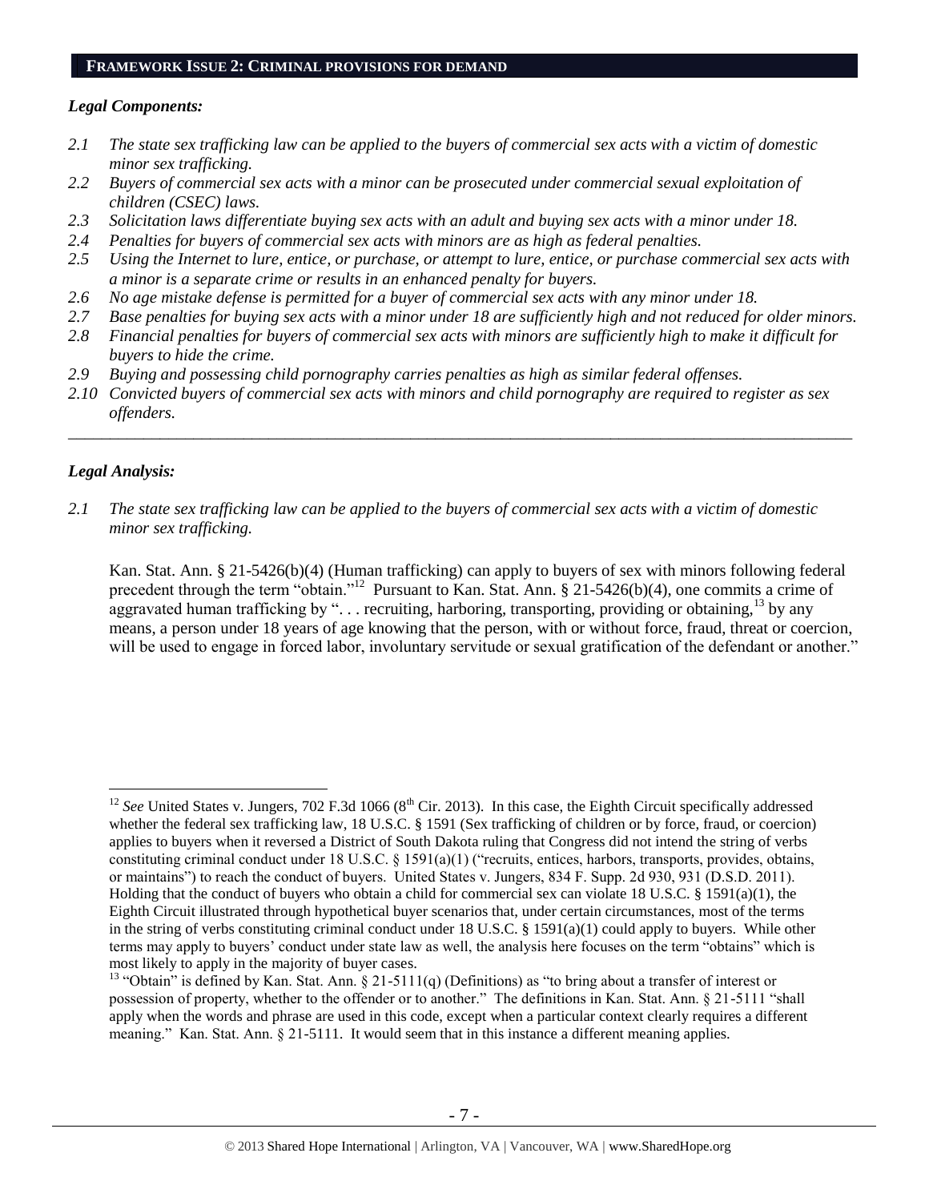## FRAMEWORK ISSUE 2: CRIMINAL PROVISIONS FOR DEMAND

### *Legal Components:*

*2.1 The state sex trafficking law can be applied to the buyers of commercial sex acts with a victim of domestic minor sex trafficking.*

*2.2 Buyers of commercial sex acts with a minor can be prosecuted under commercial sexual exploitation of children (CSEC) laws.*

*2.3 Solicitation laws differentiate buying sex acts with an adult and buying sex acts with a minor under 18.*

*2.4 Penalties for buyers of commercial sex acts with minors are as high as federal penalties.*

*2.5 Using the Internet to lure, entice, or purchase, or attempt to lure, entice, or purchase commercial sex acts with a minor is a separate crime or results in an enhanced penalty for buyers.*

*2.6 No age mistake defense is permitted for a buyer of commercial sex acts with any minor under 18.*

*2.7 Base penalties for buying sex acts with a minor under 18 are sufficiently high and not reduced for older minors.*

*2.8 Financial penalties for buyers of commercial sex acts with minors are sufficiently high to make it difficult for buyers to hide the crime.*

*2.9 Buying and possessing child pornography carries penalties as high as similar federal offenses.*

*2.10 Convicted buyers of commercial sex acts with minors and child pornography are required to register as sex offenders.*

---

### *Legal Analysis:*

*2.1 The state sex trafficking law can be applied to the buyers of commercial sex acts with a victim of domestic minor sex trafficking.*

Kan. Stat. Ann. § 21-5426(b)(4) (Human trafficking) can apply to buyers of sex with minors following federal precedent through the term "obtain."[12] Pursuant to Kan. Stat. Ann. § 21-5426(b)(4), one commits a crime of aggravated human trafficking by ". . . recruiting, harboring, transporting, providing or obtaining,[13] by any means, a person under 18 years of age knowing that the person, with or without force, fraud, threat or coercion, will be used to engage in forced labor, involuntary servitude or sexual gratification of the defendant or another."

---

[12] *See* United States v. Jungers, 702 F.3d 1066 (8th Cir. 2013). In this case, the Eighth Circuit specifically addressed whether the federal sex trafficking law, 18 U.S.C. § 1591 (Sex trafficking of children or by force, fraud, or coercion) applies to buyers when it reversed a District of South Dakota ruling that Congress did not intend the string of verbs constituting criminal conduct under 18 U.S.C. § 1591(a)(1) ("recruits, entices, harbors, transports, provides, obtains, or maintains") to reach the conduct of buyers. United States v. Jungers, 834 F. Supp. 2d 930, 931 (D.S.D. 2011). Holding that the conduct of buyers who obtain a child for commercial sex can violate 18 U.S.C. § 1591(a)(1), the Eighth Circuit illustrated through hypothetical buyer scenarios that, under certain circumstances, most of the terms in the string of verbs constituting criminal conduct under 18 U.S.C. § 1591(a)(1) could apply to buyers. While other terms may apply to buyers' conduct under state law as well, the analysis here focuses on the term "obtains" which is most likely to apply in the majority of buyer cases.

[13] "Obtain" is defined by Kan. Stat. Ann. § 21-5111(q) (Definitions) as "to bring about a transfer of interest or possession of property, whether to the offender or to another." The definitions in Kan. Stat. Ann. § 21-5111 "shall apply when the words and phrase are used in this code, except when a particular context clearly requires a different meaning." Kan. Stat. Ann. § 21-5111. It would seem that in this instance a different meaning applies.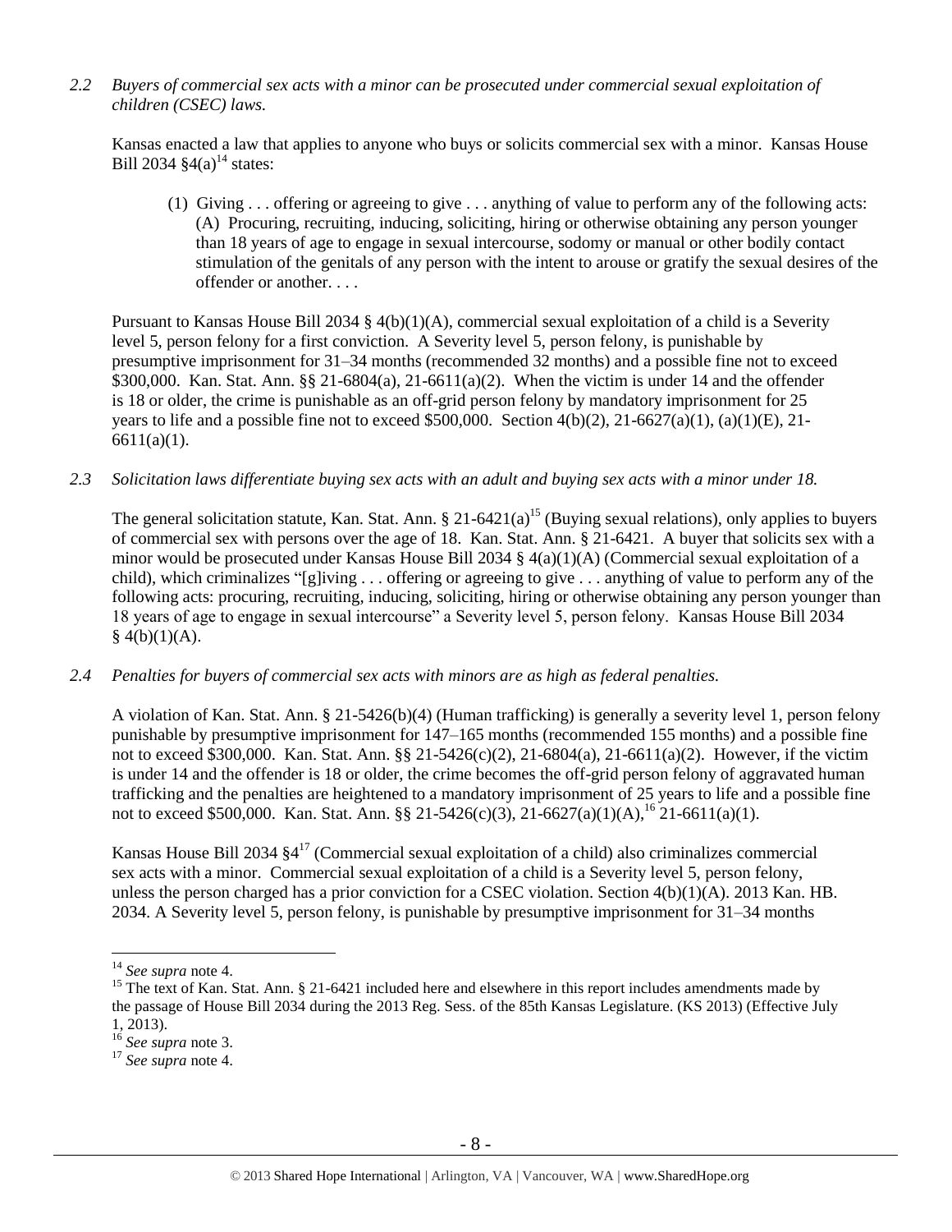*2.2 Buyers of commercial sex acts with a minor can be prosecuted under commercial sexual exploitation of children (CSEC) laws.*

Kansas enacted a law that applies to anyone who buys or solicits commercial sex with a minor. Kansas House Bill 2034 §4(a)[14] states:

> (1) Giving . . . offering or agreeing to give . . . anything of value to perform any of the following acts: (A) Procuring, recruiting, inducing, soliciting, hiring or otherwise obtaining any person younger than 18 years of age to engage in sexual intercourse, sodomy or manual or other bodily contact stimulation of the genitals of any person with the intent to arouse or gratify the sexual desires of the offender or another. . . .

Pursuant to Kansas House Bill 2034 § 4(b)(1)(A), commercial sexual exploitation of a child is a Severity level 5, person felony for a first conviction. A Severity level 5, person felony, is punishable by presumptive imprisonment for 31–34 months (recommended 32 months) and a possible fine not to exceed $300,000. Kan. Stat. Ann. §§ 21-6804(a), 21-6611(a)(2). When the victim is under 14 and the offender is 18 or older, the crime is punishable as an off-grid person felony by mandatory imprisonment for 25 years to life and a possible fine not to exceed $500,000. Section 4(b)(2), 21-6627(a)(1), (a)(1)(E), 21-6611(a)(1).

*2.3 Solicitation laws differentiate buying sex acts with an adult and buying sex acts with a minor under 18.*

The general solicitation statute, Kan. Stat. Ann. § 21-6421(a)[15] (Buying sexual relations), only applies to buyers of commercial sex with persons over the age of 18. Kan. Stat. Ann. § 21-6421. A buyer that solicits sex with a minor would be prosecuted under Kansas House Bill 2034 § 4(a)(1)(A) (Commercial sexual exploitation of a child), which criminalizes "[g]iving . . . offering or agreeing to give . . . anything of value to perform any of the following acts: procuring, recruiting, inducing, soliciting, hiring or otherwise obtaining any person younger than 18 years of age to engage in sexual intercourse" a Severity level 5, person felony. Kansas House Bill 2034 § 4(b)(1)(A).

*2.4 Penalties for buyers of commercial sex acts with minors are as high as federal penalties.*

A violation of Kan. Stat. Ann. § 21-5426(b)(4) (Human trafficking) is generally a severity level 1, person felony punishable by presumptive imprisonment for 147–165 months (recommended 155 months) and a possible fine not to exceed $300,000. Kan. Stat. Ann. §§ 21-5426(c)(2), 21-6804(a), 21-6611(a)(2). However, if the victim is under 14 and the offender is 18 or older, the crime becomes the off-grid person felony of aggravated human trafficking and the penalties are heightened to a mandatory imprisonment of 25 years to life and a possible fine not to exceed $500,000. Kan. Stat. Ann. §§ 21-5426(c)(3), 21-6627(a)(1)(A),[16] 21-6611(a)(1).

Kansas House Bill 2034 §4[17] (Commercial sexual exploitation of a child) also criminalizes commercial sex acts with a minor. Commercial sexual exploitation of a child is a Severity level 5, person felony, unless the person charged has a prior conviction for a CSEC violation. Section 4(b)(1)(A). 2013 Kan. HB. 2034. A Severity level 5, person felony, is punishable by presumptive imprisonment for 31–34 months

---

[14] *See supra* note 4.

[15] The text of Kan. Stat. Ann. § 21-6421 included here and elsewhere in this report includes amendments made by the passage of House Bill 2034 during the 2013 Reg. Sess. of the 85th Kansas Legislature. (KS 2013) (Effective July 1, 2013).

[16] *See supra* note 3.

[17] *See supra* note 4.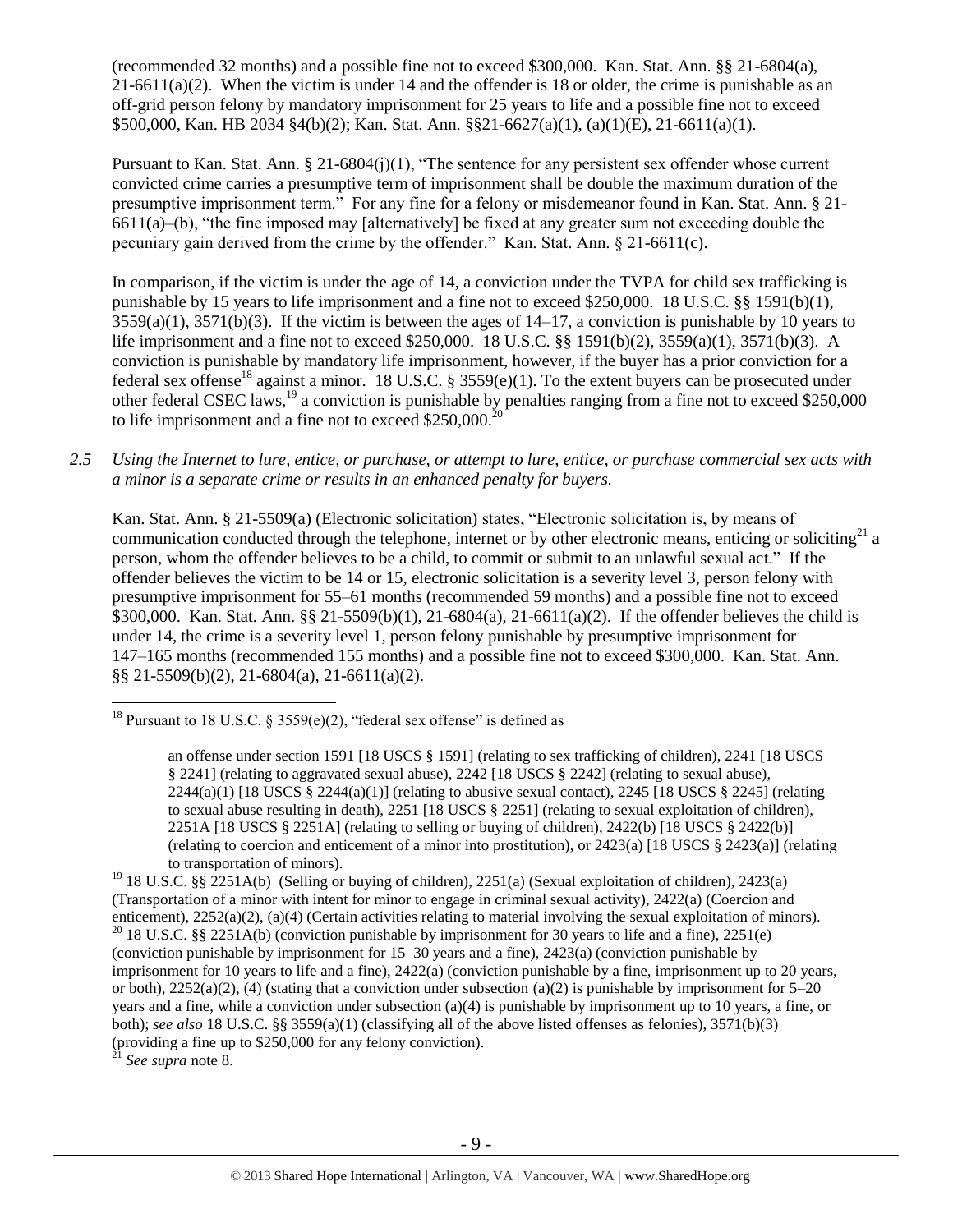(recommended 32 months) and a possible fine not to exceed $300,000. Kan. Stat. Ann. §§ 21-6804(a), 21-6611(a)(2). When the victim is under 14 and the offender is 18 or older, the crime is punishable as an off-grid person felony by mandatory imprisonment for 25 years to life and a possible fine not to exceed $500,000, Kan. HB 2034 §4(b)(2); Kan. Stat. Ann. §§21-6627(a)(1), (a)(1)(E), 21-6611(a)(1).

Pursuant to Kan. Stat. Ann. § 21-6804(j)(1), "The sentence for any persistent sex offender whose current convicted crime carries a presumptive term of imprisonment shall be double the maximum duration of the presumptive imprisonment term." For any fine for a felony or misdemeanor found in Kan. Stat. Ann. § 21-6611(a)–(b), "the fine imposed may [alternatively] be fixed at any greater sum not exceeding double the pecuniary gain derived from the crime by the offender." Kan. Stat. Ann. § 21-6611(c).

In comparison, if the victim is under the age of 14, a conviction under the TVPA for child sex trafficking is punishable by 15 years to life imprisonment and a fine not to exceed $250,000. 18 U.S.C. §§ 1591(b)(1), 3559(a)(1), 3571(b)(3). If the victim is between the ages of 14–17, a conviction is punishable by 10 years to life imprisonment and a fine not to exceed $250,000. 18 U.S.C. §§ 1591(b)(2), 3559(a)(1), 3571(b)(3). A conviction is punishable by mandatory life imprisonment, however, if the buyer has a prior conviction for a federal sex offense[18] against a minor. 18 U.S.C. § 3559(e)(1). To the extent buyers can be prosecuted under other federal CSEC laws,[19] a conviction is punishable by penalties ranging from a fine not to exceed $250,000 to life imprisonment and a fine not to exceed $250,000.[20]

*2.5 Using the Internet to lure, entice, or purchase, or attempt to lure, entice, or purchase commercial sex acts with a minor is a separate crime or results in an enhanced penalty for buyers.*

Kan. Stat. Ann. § 21-5509(a) (Electronic solicitation) states, "Electronic solicitation is, by means of communication conducted through the telephone, internet or by other electronic means, enticing or soliciting[21] a person, whom the offender believes to be a child, to commit or submit to an unlawful sexual act." If the offender believes the victim to be 14 or 15, electronic solicitation is a severity level 3, person felony with presumptive imprisonment for 55–61 months (recommended 59 months) and a possible fine not to exceed $300,000. Kan. Stat. Ann. §§ 21-5509(b)(1), 21-6804(a), 21-6611(a)(2). If the offender believes the child is under 14, the crime is a severity level 1, person felony punishable by presumptive imprisonment for 147–165 months (recommended 155 months) and a possible fine not to exceed $300,000. Kan. Stat. Ann. §§ 21-5509(b)(2), 21-6804(a), 21-6611(a)(2).

---

[18] Pursuant to 18 U.S.C. § 3559(e)(2), "federal sex offense" is defined as

> an offense under section 1591 [18 USCS § 1591] (relating to sex trafficking of children), 2241 [18 USCS § 2241] (relating to aggravated sexual abuse), 2242 [18 USCS § 2242] (relating to sexual abuse), 2244(a)(1) [18 USCS § 2244(a)(1)] (relating to abusive sexual contact), 2245 [18 USCS § 2245] (relating to sexual abuse resulting in death), 2251 [18 USCS § 2251] (relating to sexual exploitation of children), 2251A [18 USCS § 2251A] (relating to selling or buying of children), 2422(b) [18 USCS § 2422(b)] (relating to coercion and enticement of a minor into prostitution), or 2423(a) [18 USCS § 2423(a)] (relating to transportation of minors).

[19] 18 U.S.C. §§ 2251A(b) (Selling or buying of children), 2251(a) (Sexual exploitation of children), 2423(a) (Transportation of a minor with intent for minor to engage in criminal sexual activity), 2422(a) (Coercion and enticement), 2252(a)(2), (a)(4) (Certain activities relating to material involving the sexual exploitation of minors).

[20] 18 U.S.C. §§ 2251A(b) (conviction punishable by imprisonment for 30 years to life and a fine), 2251(e) (conviction punishable by imprisonment for 15–30 years and a fine), 2423(a) (conviction punishable by imprisonment for 10 years to life and a fine), 2422(a) (conviction punishable by a fine, imprisonment up to 20 years, or both), 2252(a)(2), (4) (stating that a conviction under subsection (a)(2) is punishable by imprisonment for 5–20 years and a fine, while a conviction under subsection (a)(4) is punishable by imprisonment up to 10 years, a fine, or both); *see also* 18 U.S.C. §§ 3559(a)(1) (classifying all of the above listed offenses as felonies), 3571(b)(3) (providing a fine up to $250,000 for any felony conviction).

[21] *See supra* note 8.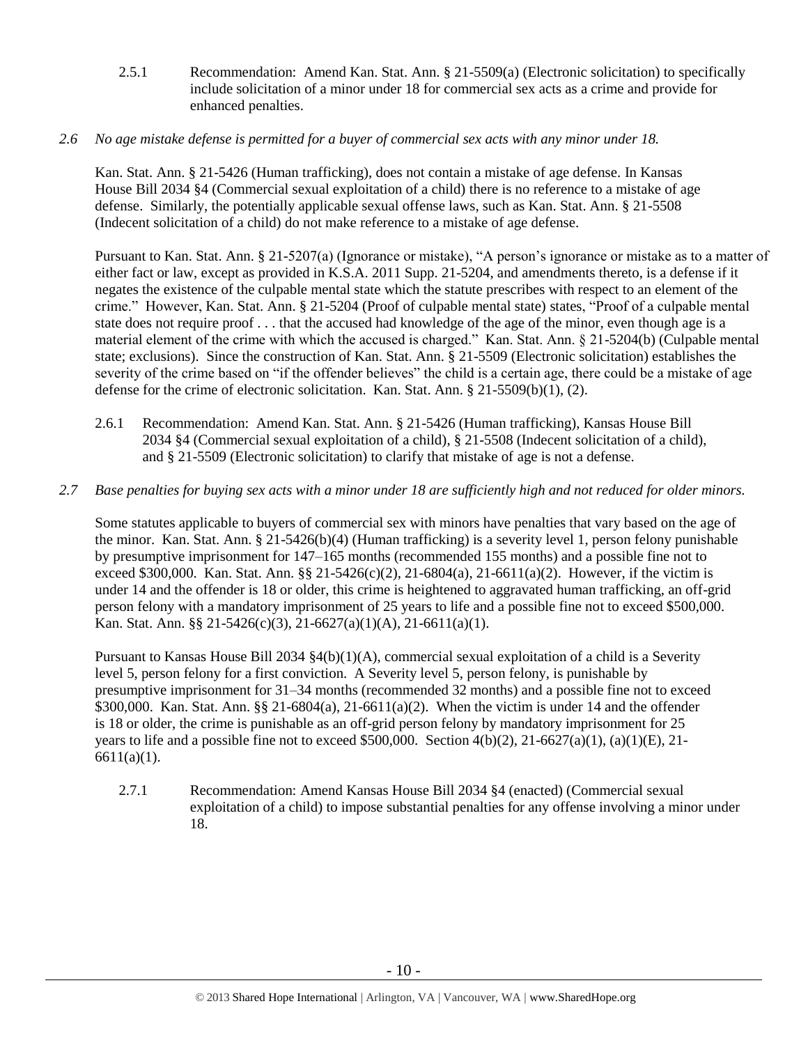2.5.1 Recommendation: Amend Kan. Stat. Ann. § 21-5509(a) (Electronic solicitation) to specifically include solicitation of a minor under 18 for commercial sex acts as a crime and provide for enhanced penalties.

*2.6 No age mistake defense is permitted for a buyer of commercial sex acts with any minor under 18.*

Kan. Stat. Ann. § 21-5426 (Human trafficking), does not contain a mistake of age defense. In Kansas House Bill 2034 §4 (Commercial sexual exploitation of a child) there is no reference to a mistake of age defense. Similarly, the potentially applicable sexual offense laws, such as Kan. Stat. Ann. § 21-5508 (Indecent solicitation of a child) do not make reference to a mistake of age defense.

Pursuant to Kan. Stat. Ann. § 21-5207(a) (Ignorance or mistake), "A person's ignorance or mistake as to a matter of either fact or law, except as provided in K.S.A. 2011 Supp. 21-5204, and amendments thereto, is a defense if it negates the existence of the culpable mental state which the statute prescribes with respect to an element of the crime." However, Kan. Stat. Ann. § 21-5204 (Proof of culpable mental state) states, "Proof of a culpable mental state does not require proof . . . that the accused had knowledge of the age of the minor, even though age is a material element of the crime with which the accused is charged." Kan. Stat. Ann. § 21-5204(b) (Culpable mental state; exclusions). Since the construction of Kan. Stat. Ann. § 21-5509 (Electronic solicitation) establishes the severity of the crime based on "if the offender believes" the child is a certain age, there could be a mistake of age defense for the crime of electronic solicitation. Kan. Stat. Ann. § 21-5509(b)(1), (2).

2.6.1 Recommendation: Amend Kan. Stat. Ann. § 21-5426 (Human trafficking), Kansas House Bill 2034 §4 (Commercial sexual exploitation of a child), § 21-5508 (Indecent solicitation of a child), and § 21-5509 (Electronic solicitation) to clarify that mistake of age is not a defense.

*2.7 Base penalties for buying sex acts with a minor under 18 are sufficiently high and not reduced for older minors.*

Some statutes applicable to buyers of commercial sex with minors have penalties that vary based on the age of the minor. Kan. Stat. Ann. § 21-5426(b)(4) (Human trafficking) is a severity level 1, person felony punishable by presumptive imprisonment for 147–165 months (recommended 155 months) and a possible fine not to exceed \$300,000. Kan. Stat. Ann. §§ 21-5426(c)(2), 21-6804(a), 21-6611(a)(2). However, if the victim is under 14 and the offender is 18 or older, this crime is heightened to aggravated human trafficking, an off-grid person felony with a mandatory imprisonment of 25 years to life and a possible fine not to exceed \$500,000. Kan. Stat. Ann. §§ 21-5426(c)(3), 21-6627(a)(1)(A), 21-6611(a)(1).

Pursuant to Kansas House Bill 2034 §4(b)(1)(A), commercial sexual exploitation of a child is a Severity level 5, person felony for a first conviction. A Severity level 5, person felony, is punishable by presumptive imprisonment for 31–34 months (recommended 32 months) and a possible fine not to exceed \$300,000. Kan. Stat. Ann. §§ 21-6804(a), 21-6611(a)(2). When the victim is under 14 and the offender is 18 or older, the crime is punishable as an off-grid person felony by mandatory imprisonment for 25 years to life and a possible fine not to exceed \$500,000. Section 4(b)(2), 21-6627(a)(1), (a)(1)(E), 21-6611(a)(1).

2.7.1 Recommendation: Amend Kansas House Bill 2034 §4 (enacted) (Commercial sexual exploitation of a child) to impose substantial penalties for any offense involving a minor under 18.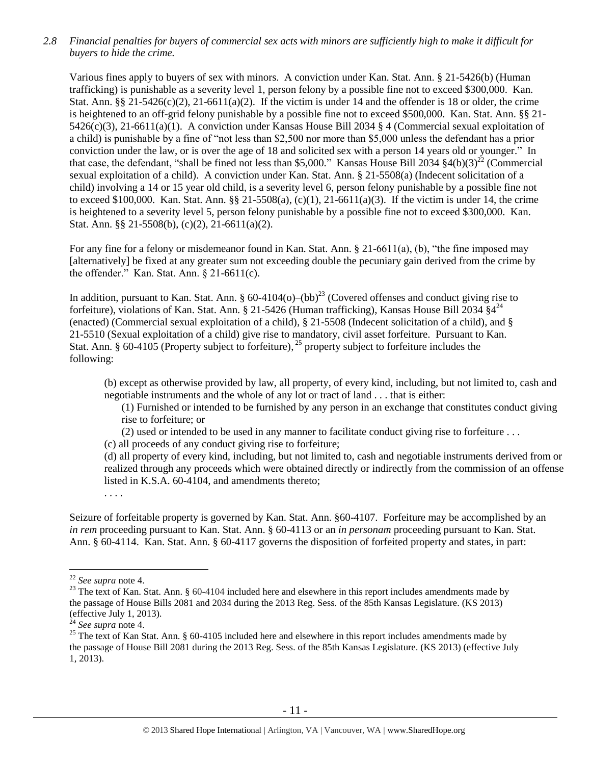*2.8 Financial penalties for buyers of commercial sex acts with minors are sufficiently high to make it difficult for buyers to hide the crime.*

Various fines apply to buyers of sex with minors. A conviction under Kan. Stat. Ann. § 21-5426(b) (Human trafficking) is punishable as a severity level 1, person felony by a possible fine not to exceed $300,000. Kan. Stat. Ann. §§ 21-5426(c)(2), 21-6611(a)(2). If the victim is under 14 and the offender is 18 or older, the crime is heightened to an off-grid felony punishable by a possible fine not to exceed $500,000. Kan. Stat. Ann. §§ 21-5426(c)(3), 21-6611(a)(1). A conviction under Kansas House Bill 2034 § 4 (Commercial sexual exploitation of a child) is punishable by a fine of "not less than $2,500 nor more than $5,000 unless the defendant has a prior conviction under the law, or is over the age of 18 and solicited sex with a person 14 years old or younger." In that case, the defendant, "shall be fined not less than $5,000." Kansas House Bill 2034 §4(b)(3)[22] (Commercial sexual exploitation of a child). A conviction under Kan. Stat. Ann. § 21-5508(a) (Indecent solicitation of a child) involving a 14 or 15 year old child, is a severity level 6, person felony punishable by a possible fine not to exceed $100,000. Kan. Stat. Ann. §§ 21-5508(a), (c)(1), 21-6611(a)(3). If the victim is under 14, the crime is heightened to a severity level 5, person felony punishable by a possible fine not to exceed $300,000. Kan. Stat. Ann. §§ 21-5508(b), (c)(2), 21-6611(a)(2).

For any fine for a felony or misdemeanor found in Kan. Stat. Ann. § 21-6611(a), (b), "the fine imposed may [alternatively] be fixed at any greater sum not exceeding double the pecuniary gain derived from the crime by the offender." Kan. Stat. Ann. § 21-6611(c).

In addition, pursuant to Kan. Stat. Ann. § 60-4104(o)–(bb)[23] (Covered offenses and conduct giving rise to forfeiture), violations of Kan. Stat. Ann. § 21-5426 (Human trafficking), Kansas House Bill 2034 §4[24] (enacted) (Commercial sexual exploitation of a child), § 21-5508 (Indecent solicitation of a child), and § 21-5510 (Sexual exploitation of a child) give rise to mandatory, civil asset forfeiture. Pursuant to Kan. Stat. Ann. § 60-4105 (Property subject to forfeiture), [25] property subject to forfeiture includes the following:

> (b) except as otherwise provided by law, all property, of every kind, including, but not limited to, cash and negotiable instruments and the whole of any lot or tract of land . . . that is either:
>
> > (1) Furnished or intended to be furnished by any person in an exchange that constitutes conduct giving rise to forfeiture; or
> >
> > (2) used or intended to be used in any manner to facilitate conduct giving rise to forfeiture . . .
>
> (c) all proceeds of any conduct giving rise to forfeiture;
>
> (d) all property of every kind, including, but not limited to, cash and negotiable instruments derived from or realized through any proceeds which were obtained directly or indirectly from the commission of an offense listed in K.S.A. 60-4104, and amendments thereto;
>
> . . . .

Seizure of forfeitable property is governed by Kan. Stat. Ann. §60-4107. Forfeiture may be accomplished by an *in rem* proceeding pursuant to Kan. Stat. Ann. § 60-4113 or an *in personam* proceeding pursuant to Kan. Stat. Ann. § 60-4114. Kan. Stat. Ann. § 60-4117 governs the disposition of forfeited property and states, in part:

---

[22] *See supra* note 4.

[23] The text of Kan. Stat. Ann. § 60-4104 included here and elsewhere in this report includes amendments made by the passage of House Bills 2081 and 2034 during the 2013 Reg. Sess. of the 85th Kansas Legislature. (KS 2013) (effective July 1, 2013).

[24] *See supra* note 4.

[25] The text of Kan Stat. Ann. § 60-4105 included here and elsewhere in this report includes amendments made by the passage of House Bill 2081 during the 2013 Reg. Sess. of the 85th Kansas Legislature. (KS 2013) (effective July 1, 2013).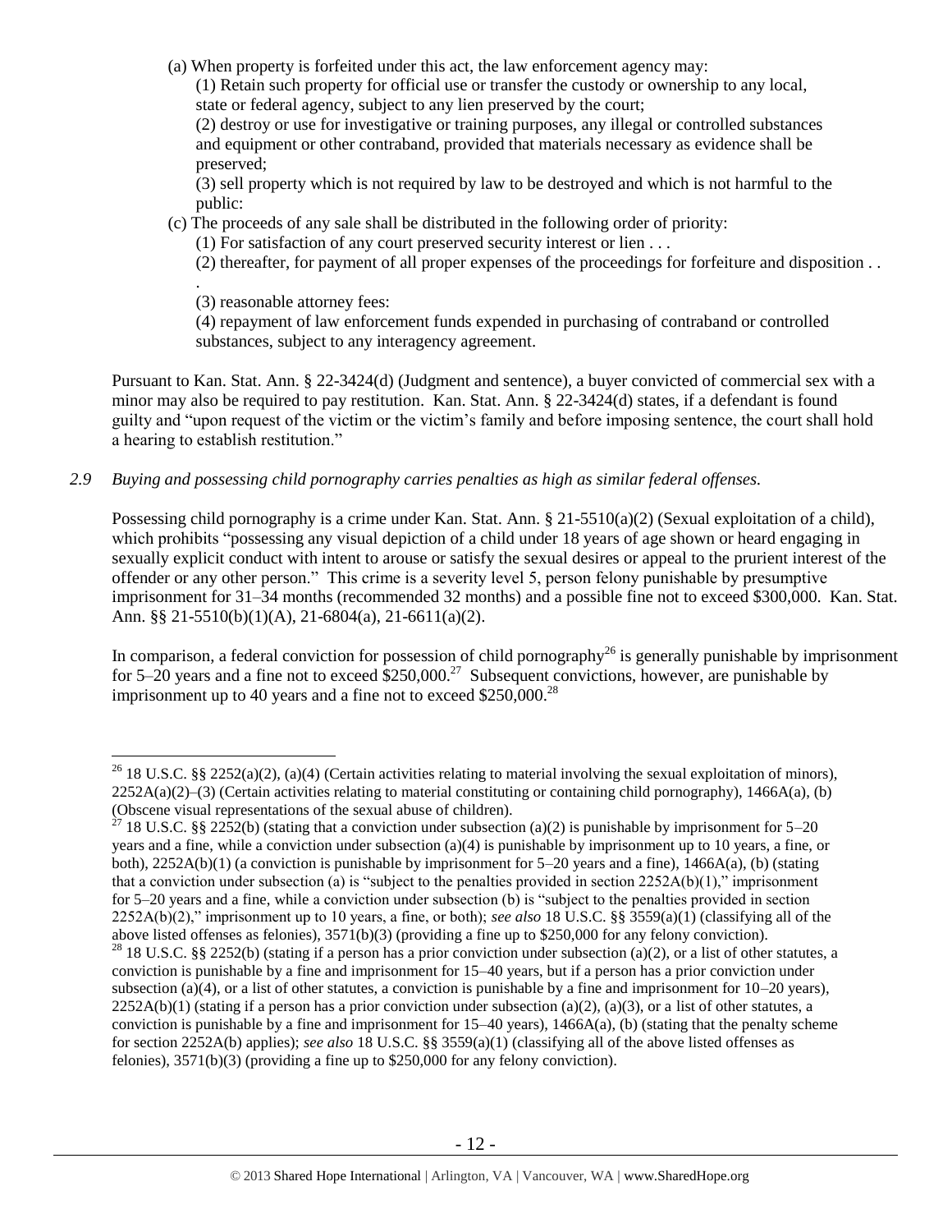(a) When property is forfeited under this act, the law enforcement agency may:

(1) Retain such property for official use or transfer the custody or ownership to any local, state or federal agency, subject to any lien preserved by the court;

(2) destroy or use for investigative or training purposes, any illegal or controlled substances and equipment or other contraband, provided that materials necessary as evidence shall be preserved;

(3) sell property which is not required by law to be destroyed and which is not harmful to the public:

(c) The proceeds of any sale shall be distributed in the following order of priority:

(1) For satisfaction of any court preserved security interest or lien . . .

(2) thereafter, for payment of all proper expenses of the proceedings for forfeiture and disposition . . .

(3) reasonable attorney fees:

(4) repayment of law enforcement funds expended in purchasing of contraband or controlled substances, subject to any interagency agreement.

Pursuant to Kan. Stat. Ann. § 22-3424(d) (Judgment and sentence), a buyer convicted of commercial sex with a minor may also be required to pay restitution. Kan. Stat. Ann. § 22-3424(d) states, if a defendant is found guilty and "upon request of the victim or the victim's family and before imposing sentence, the court shall hold a hearing to establish restitution."

*2.9 Buying and possessing child pornography carries penalties as high as similar federal offenses.*

Possessing child pornography is a crime under Kan. Stat. Ann. § 21-5510(a)(2) (Sexual exploitation of a child), which prohibits "possessing any visual depiction of a child under 18 years of age shown or heard engaging in sexually explicit conduct with intent to arouse or satisfy the sexual desires or appeal to the prurient interest of the offender or any other person." This crime is a severity level 5, person felony punishable by presumptive imprisonment for 31–34 months (recommended 32 months) and a possible fine not to exceed $300,000. Kan. Stat. Ann. §§ 21-5510(b)(1)(A), 21-6804(a), 21-6611(a)(2).

In comparison, a federal conviction for possession of child pornography[26] is generally punishable by imprisonment for 5–20 years and a fine not to exceed $250,000.[27] Subsequent convictions, however, are punishable by imprisonment up to 40 years and a fine not to exceed $250,000.[28]

---

[26] 18 U.S.C. §§ 2252(a)(2), (a)(4) (Certain activities relating to material involving the sexual exploitation of minors), 2252A(a)(2)–(3) (Certain activities relating to material constituting or containing child pornography), 1466A(a), (b) (Obscene visual representations of the sexual abuse of children).

[27] 18 U.S.C. §§ 2252(b) (stating that a conviction under subsection (a)(2) is punishable by imprisonment for 5–20 years and a fine, while a conviction under subsection (a)(4) is punishable by imprisonment up to 10 years, a fine, or both), 2252A(b)(1) (a conviction is punishable by imprisonment for 5–20 years and a fine), 1466A(a), (b) (stating that a conviction under subsection (a) is "subject to the penalties provided in section 2252A(b)(1)," imprisonment for 5–20 years and a fine, while a conviction under subsection (b) is "subject to the penalties provided in section 2252A(b)(2)," imprisonment up to 10 years, a fine, or both); *see also* 18 U.S.C. §§ 3559(a)(1) (classifying all of the above listed offenses as felonies), 3571(b)(3) (providing a fine up to $250,000 for any felony conviction).

[28] 18 U.S.C. §§ 2252(b) (stating if a person has a prior conviction under subsection (a)(2), or a list of other statutes, a conviction is punishable by a fine and imprisonment for 15–40 years, but if a person has a prior conviction under subsection (a)(4), or a list of other statutes, a conviction is punishable by a fine and imprisonment for 10–20 years), 2252A(b)(1) (stating if a person has a prior conviction under subsection (a)(2), (a)(3), or a list of other statutes, a conviction is punishable by a fine and imprisonment for 15–40 years), 1466A(a), (b) (stating that the penalty scheme for section 2252A(b) applies); *see also* 18 U.S.C. §§ 3559(a)(1) (classifying all of the above listed offenses as felonies), 3571(b)(3) (providing a fine up to $250,000 for any felony conviction).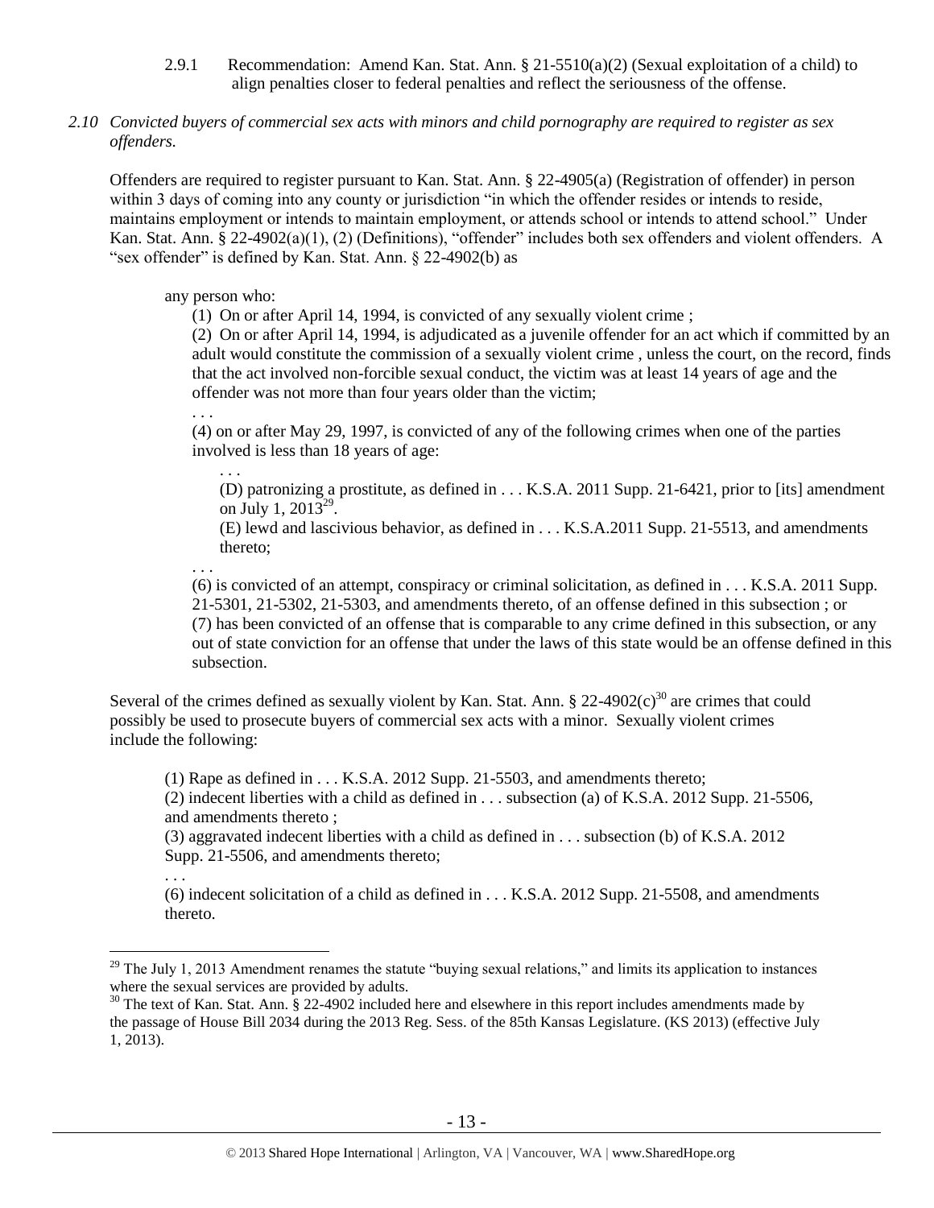2.9.1 Recommendation: Amend Kan. Stat. Ann. § 21-5510(a)(2) (Sexual exploitation of a child) to align penalties closer to federal penalties and reflect the seriousness of the offense.

*2.10 Convicted buyers of commercial sex acts with minors and child pornography are required to register as sex offenders.*

Offenders are required to register pursuant to Kan. Stat. Ann. § 22-4905(a) (Registration of offender) in person within 3 days of coming into any county or jurisdiction "in which the offender resides or intends to reside, maintains employment or intends to maintain employment, or attends school or intends to attend school." Under Kan. Stat. Ann. § 22-4902(a)(1), (2) (Definitions), "offender" includes both sex offenders and violent offenders. A "sex offender" is defined by Kan. Stat. Ann. § 22-4902(b) as

> any person who:
>
> (1) On or after April 14, 1994, is convicted of any sexually violent crime ;
>
> (2) On or after April 14, 1994, is adjudicated as a juvenile offender for an act which if committed by an adult would constitute the commission of a sexually violent crime , unless the court, on the record, finds that the act involved non-forcible sexual conduct, the victim was at least 14 years of age and the offender was not more than four years older than the victim;
>
> . . .
>
> (4) on or after May 29, 1997, is convicted of any of the following crimes when one of the parties involved is less than 18 years of age:
>
> > . . .
> >
> > (D) patronizing a prostitute, as defined in . . . K.S.A. 2011 Supp. 21-6421, prior to [its] amendment on July 1, 2013[29].
> >
> > (E) lewd and lascivious behavior, as defined in . . . K.S.A.2011 Supp. 21-5513, and amendments thereto;
>
> . . .
>
> (6) is convicted of an attempt, conspiracy or criminal solicitation, as defined in . . . K.S.A. 2011 Supp. 21-5301, 21-5302, 21-5303, and amendments thereto, of an offense defined in this subsection ; or
>
> (7) has been convicted of an offense that is comparable to any crime defined in this subsection, or any out of state conviction for an offense that under the laws of this state would be an offense defined in this subsection.

Several of the crimes defined as sexually violent by Kan. Stat. Ann. § 22-4902(c)[30] are crimes that could possibly be used to prosecute buyers of commercial sex acts with a minor. Sexually violent crimes include the following:

> (1) Rape as defined in . . . K.S.A. 2012 Supp. 21-5503, and amendments thereto;
>
> (2) indecent liberties with a child as defined in . . . subsection (a) of K.S.A. 2012 Supp. 21-5506, and amendments thereto ;
>
> (3) aggravated indecent liberties with a child as defined in . . . subsection (b) of K.S.A. 2012 Supp. 21-5506, and amendments thereto;
>
> . . .
>
> (6) indecent solicitation of a child as defined in . . . K.S.A. 2012 Supp. 21-5508, and amendments thereto.

---

[29] The July 1, 2013 Amendment renames the statute "buying sexual relations," and limits its application to instances where the sexual services are provided by adults.

[30] The text of Kan. Stat. Ann. § 22-4902 included here and elsewhere in this report includes amendments made by the passage of House Bill 2034 during the 2013 Reg. Sess. of the 85th Kansas Legislature. (KS 2013) (effective July 1, 2013).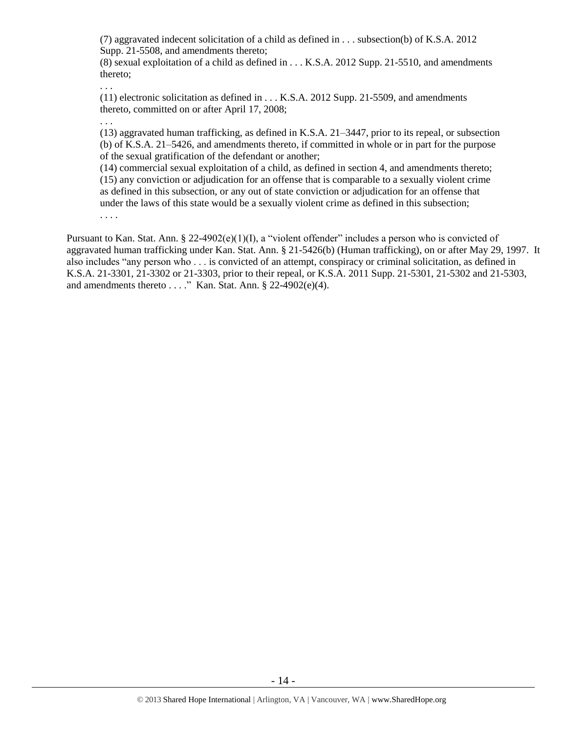> (7) aggravated indecent solicitation of a child as defined in . . . subsection(b) of K.S.A. 2012 Supp. 21-5508, and amendments thereto;
> (8) sexual exploitation of a child as defined in . . . K.S.A. 2012 Supp. 21-5510, and amendments thereto;
> . . .
> (11) electronic solicitation as defined in . . . K.S.A. 2012 Supp. 21-5509, and amendments thereto, committed on or after April 17, 2008;
> . . .
> (13) aggravated human trafficking, as defined in K.S.A. 21–3447, prior to its repeal, or subsection (b) of K.S.A. 21–5426, and amendments thereto, if committed in whole or in part for the purpose of the sexual gratification of the defendant or another;
> (14) commercial sexual exploitation of a child, as defined in section 4, and amendments thereto;
> (15) any conviction or adjudication for an offense that is comparable to a sexually violent crime as defined in this subsection, or any out of state conviction or adjudication for an offense that under the laws of this state would be a sexually violent crime as defined in this subsection;
> . . . .

Pursuant to Kan. Stat. Ann. § 22-4902(e)(1)(I), a "violent offender" includes a person who is convicted of aggravated human trafficking under Kan. Stat. Ann. § 21-5426(b) (Human trafficking), on or after May 29, 1997. It also includes "any person who . . . is convicted of an attempt, conspiracy or criminal solicitation, as defined in K.S.A. 21-3301, 21-3302 or 21-3303, prior to their repeal, or K.S.A. 2011 Supp. 21-5301, 21-5302 and 21-5303, and amendments thereto . . . ." Kan. Stat. Ann. § 22-4902(e)(4).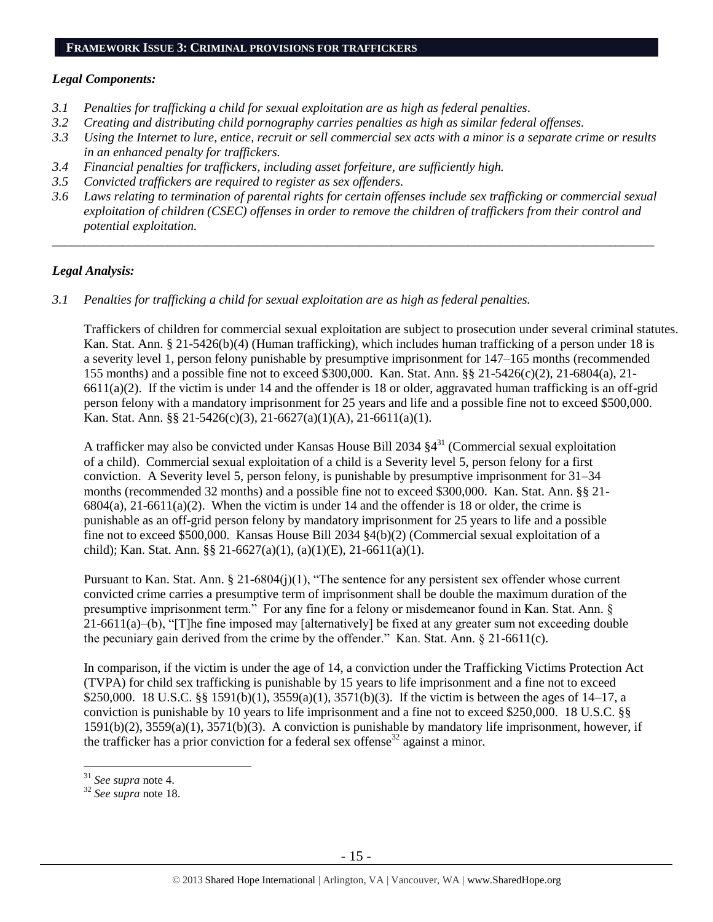## FRAMEWORK ISSUE 3: CRIMINAL PROVISIONS FOR TRAFFICKERS

### *Legal Components:*

- *3.1 Penalties for trafficking a child for sexual exploitation are as high as federal penalties.*
- *3.2 Creating and distributing child pornography carries penalties as high as similar federal offenses.*
- *3.3 Using the Internet to lure, entice, recruit or sell commercial sex acts with a minor is a separate crime or results in an enhanced penalty for traffickers.*
- *3.4 Financial penalties for traffickers, including asset forfeiture, are sufficiently high.*
- *3.5 Convicted traffickers are required to register as sex offenders.*
- *3.6 Laws relating to termination of parental rights for certain offenses include sex trafficking or commercial sexual exploitation of children (CSEC) offenses in order to remove the children of traffickers from their control and potential exploitation.*

---

### *Legal Analysis:*

*3.1 Penalties for trafficking a child for sexual exploitation are as high as federal penalties.*

Traffickers of children for commercial sexual exploitation are subject to prosecution under several criminal statutes. Kan. Stat. Ann. § 21-5426(b)(4) (Human trafficking), which includes human trafficking of a person under 18 is a severity level 1, person felony punishable by presumptive imprisonment for 147–165 months (recommended 155 months) and a possible fine not to exceed $300,000. Kan. Stat. Ann. §§ 21-5426(c)(2), 21-6804(a), 21-6611(a)(2). If the victim is under 14 and the offender is 18 or older, aggravated human trafficking is an off-grid person felony with a mandatory imprisonment for 25 years and life and a possible fine not to exceed $500,000. Kan. Stat. Ann. §§ 21-5426(c)(3), 21-6627(a)(1)(A), 21-6611(a)(1).

A trafficker may also be convicted under Kansas House Bill 2034 §4[31] (Commercial sexual exploitation of a child). Commercial sexual exploitation of a child is a Severity level 5, person felony for a first conviction. A Severity level 5, person felony, is punishable by presumptive imprisonment for 31–34 months (recommended 32 months) and a possible fine not to exceed $300,000. Kan. Stat. Ann. §§ 21-6804(a), 21-6611(a)(2). When the victim is under 14 and the offender is 18 or older, the crime is punishable as an off-grid person felony by mandatory imprisonment for 25 years to life and a possible fine not to exceed $500,000. Kansas House Bill 2034 §4(b)(2) (Commercial sexual exploitation of a child); Kan. Stat. Ann. §§ 21-6627(a)(1), (a)(1)(E), 21-6611(a)(1).

Pursuant to Kan. Stat. Ann. § 21-6804(j)(1), "The sentence for any persistent sex offender whose current convicted crime carries a presumptive term of imprisonment shall be double the maximum duration of the presumptive imprisonment term." For any fine for a felony or misdemeanor found in Kan. Stat. Ann. § 21-6611(a)–(b), "[T]he fine imposed may [alternatively] be fixed at any greater sum not exceeding double the pecuniary gain derived from the crime by the offender." Kan. Stat. Ann. § 21-6611(c).

In comparison, if the victim is under the age of 14, a conviction under the Trafficking Victims Protection Act (TVPA) for child sex trafficking is punishable by 15 years to life imprisonment and a fine not to exceed $250,000. 18 U.S.C. §§ 1591(b)(1), 3559(a)(1), 3571(b)(3). If the victim is between the ages of 14–17, a conviction is punishable by 10 years to life imprisonment and a fine not to exceed $250,000. 18 U.S.C. §§ 1591(b)(2), 3559(a)(1), 3571(b)(3). A conviction is punishable by mandatory life imprisonment, however, if the trafficker has a prior conviction for a federal sex offense[32] against a minor.

---

[31] *See supra* note 4.

[32] *See supra* note 18.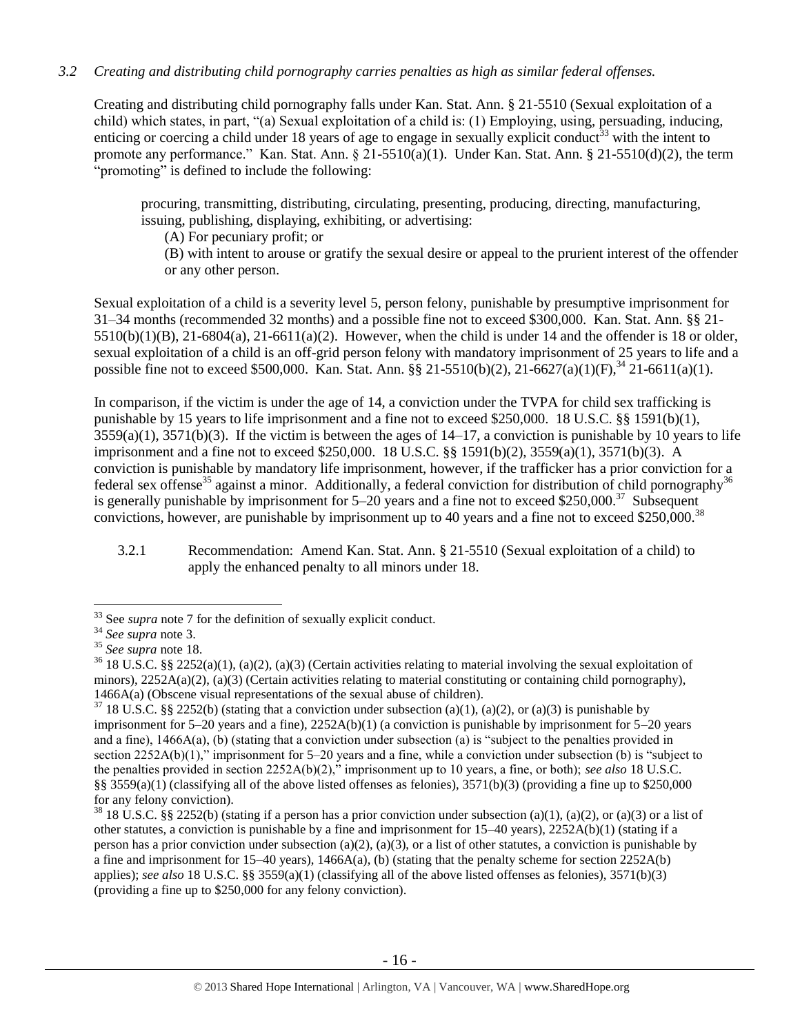*3.2 Creating and distributing child pornography carries penalties as high as similar federal offenses.*

Creating and distributing child pornography falls under Kan. Stat. Ann. § 21-5510 (Sexual exploitation of a child) which states, in part, "(a) Sexual exploitation of a child is: (1) Employing, using, persuading, inducing, enticing or coercing a child under 18 years of age to engage in sexually explicit conduct[33] with the intent to promote any performance." Kan. Stat. Ann. § 21-5510(a)(1). Under Kan. Stat. Ann. § 21-5510(d)(2), the term "promoting" is defined to include the following:

> procuring, transmitting, distributing, circulating, presenting, producing, directing, manufacturing, issuing, publishing, displaying, exhibiting, or advertising:
>
> (A) For pecuniary profit; or
>
> (B) with intent to arouse or gratify the sexual desire or appeal to the prurient interest of the offender or any other person.

Sexual exploitation of a child is a severity level 5, person felony, punishable by presumptive imprisonment for 31–34 months (recommended 32 months) and a possible fine not to exceed $300,000. Kan. Stat. Ann. §§ 21-5510(b)(1)(B), 21-6804(a), 21-6611(a)(2). However, when the child is under 14 and the offender is 18 or older, sexual exploitation of a child is an off-grid person felony with mandatory imprisonment of 25 years to life and a possible fine not to exceed $500,000. Kan. Stat. Ann. §§ 21-5510(b)(2), 21-6627(a)(1)(F),[34] 21-6611(a)(1).

In comparison, if the victim is under the age of 14, a conviction under the TVPA for child sex trafficking is punishable by 15 years to life imprisonment and a fine not to exceed $250,000. 18 U.S.C. §§ 1591(b)(1), 3559(a)(1), 3571(b)(3). If the victim is between the ages of 14–17, a conviction is punishable by 10 years to life imprisonment and a fine not to exceed $250,000. 18 U.S.C. §§ 1591(b)(2), 3559(a)(1), 3571(b)(3). A conviction is punishable by mandatory life imprisonment, however, if the trafficker has a prior conviction for a federal sex offense[35] against a minor. Additionally, a federal conviction for distribution of child pornography[36] is generally punishable by imprisonment for 5–20 years and a fine not to exceed $250,000.[37] Subsequent convictions, however, are punishable by imprisonment up to 40 years and a fine not to exceed $250,000.[38]

3.2.1 Recommendation: Amend Kan. Stat. Ann. § 21-5510 (Sexual exploitation of a child) to apply the enhanced penalty to all minors under 18.

---

[33] See *supra* note 7 for the definition of sexually explicit conduct.

[34] *See supra* note 3.

[35] *See supra* note 18.

[36] 18 U.S.C. §§ 2252(a)(1), (a)(2), (a)(3) (Certain activities relating to material involving the sexual exploitation of minors), 2252A(a)(2), (a)(3) (Certain activities relating to material constituting or containing child pornography), 1466A(a) (Obscene visual representations of the sexual abuse of children).

[37] 18 U.S.C. §§ 2252(b) (stating that a conviction under subsection (a)(1), (a)(2), or (a)(3) is punishable by imprisonment for 5–20 years and a fine), 2252A(b)(1) (a conviction is punishable by imprisonment for 5–20 years and a fine), 1466A(a), (b) (stating that a conviction under subsection (a) is "subject to the penalties provided in section 2252A(b)(1)," imprisonment for 5–20 years and a fine, while a conviction under subsection (b) is "subject to the penalties provided in section 2252A(b)(2)," imprisonment up to 10 years, a fine, or both); *see also* 18 U.S.C. §§ 3559(a)(1) (classifying all of the above listed offenses as felonies), 3571(b)(3) (providing a fine up to $250,000 for any felony conviction).

[38] 18 U.S.C. §§ 2252(b) (stating if a person has a prior conviction under subsection (a)(1), (a)(2), or (a)(3) or a list of other statutes, a conviction is punishable by a fine and imprisonment for 15–40 years), 2252A(b)(1) (stating if a person has a prior conviction under subsection (a)(2), (a)(3), or a list of other statutes, a conviction is punishable by a fine and imprisonment for 15–40 years), 1466A(a), (b) (stating that the penalty scheme for section 2252A(b) applies); *see also* 18 U.S.C. §§ 3559(a)(1) (classifying all of the above listed offenses as felonies), 3571(b)(3) (providing a fine up to $250,000 for any felony conviction).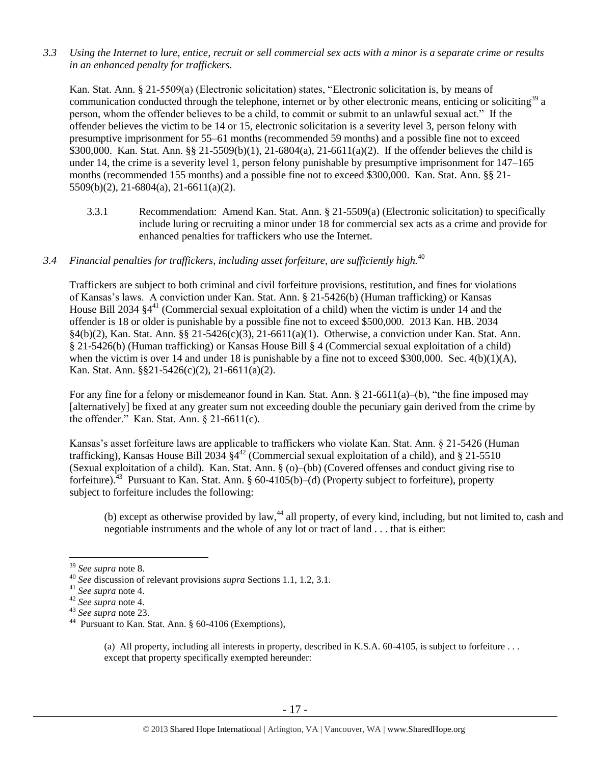*3.3 Using the Internet to lure, entice, recruit or sell commercial sex acts with a minor is a separate crime or results in an enhanced penalty for traffickers.*

Kan. Stat. Ann. § 21-5509(a) (Electronic solicitation) states, "Electronic solicitation is, by means of communication conducted through the telephone, internet or by other electronic means, enticing or soliciting[39] a person, whom the offender believes to be a child, to commit or submit to an unlawful sexual act." If the offender believes the victim to be 14 or 15, electronic solicitation is a severity level 3, person felony with presumptive imprisonment for 55–61 months (recommended 59 months) and a possible fine not to exceed $300,000. Kan. Stat. Ann. §§ 21-5509(b)(1), 21-6804(a), 21-6611(a)(2). If the offender believes the child is under 14, the crime is a severity level 1, person felony punishable by presumptive imprisonment for 147–165 months (recommended 155 months) and a possible fine not to exceed $300,000. Kan. Stat. Ann. §§ 21-5509(b)(2), 21-6804(a), 21-6611(a)(2).

3.3.1 Recommendation: Amend Kan. Stat. Ann. § 21-5509(a) (Electronic solicitation) to specifically include luring or recruiting a minor under 18 for commercial sex acts as a crime and provide for enhanced penalties for traffickers who use the Internet.

*3.4 Financial penalties for traffickers, including asset forfeiture, are sufficiently high.*[40]

Traffickers are subject to both criminal and civil forfeiture provisions, restitution, and fines for violations of Kansas's laws. A conviction under Kan. Stat. Ann. § 21-5426(b) (Human trafficking) or Kansas House Bill 2034 §4[41] (Commercial sexual exploitation of a child) when the victim is under 14 and the offender is 18 or older is punishable by a possible fine not to exceed $500,000. 2013 Kan. HB. 2034 §4(b)(2), Kan. Stat. Ann. §§ 21-5426(c)(3), 21-6611(a)(1). Otherwise, a conviction under Kan. Stat. Ann. § 21-5426(b) (Human trafficking) or Kansas House Bill § 4 (Commercial sexual exploitation of a child) when the victim is over 14 and under 18 is punishable by a fine not to exceed $300,000. Sec. 4(b)(1)(A), Kan. Stat. Ann. §§21-5426(c)(2), 21-6611(a)(2).

For any fine for a felony or misdemeanor found in Kan. Stat. Ann. § 21-6611(a)–(b), "the fine imposed may [alternatively] be fixed at any greater sum not exceeding double the pecuniary gain derived from the crime by the offender." Kan. Stat. Ann. § 21-6611(c).

Kansas's asset forfeiture laws are applicable to traffickers who violate Kan. Stat. Ann. § 21-5426 (Human trafficking), Kansas House Bill 2034 §4[42] (Commercial sexual exploitation of a child), and § 21-5510 (Sexual exploitation of a child). Kan. Stat. Ann. § (o)–(bb) (Covered offenses and conduct giving rise to forfeiture).[43] Pursuant to Kan. Stat. Ann. § 60-4105(b)–(d) (Property subject to forfeiture), property subject to forfeiture includes the following:

> (b) except as otherwise provided by law,[44] all property, of every kind, including, but not limited to, cash and negotiable instruments and the whole of any lot or tract of land . . . that is either:

---

[39] *See supra* note 8.

[40] *See* discussion of relevant provisions *supra* Sections 1.1, 1.2, 3.1.

[41] *See supra* note 4.

[42] *See supra* note 4.

[43] *See supra* note 23.

[44] Pursuant to Kan. Stat. Ann. § 60-4106 (Exemptions),

> (a) All property, including all interests in property, described in K.S.A. 60-4105, is subject to forfeiture . . . except that property specifically exempted hereunder: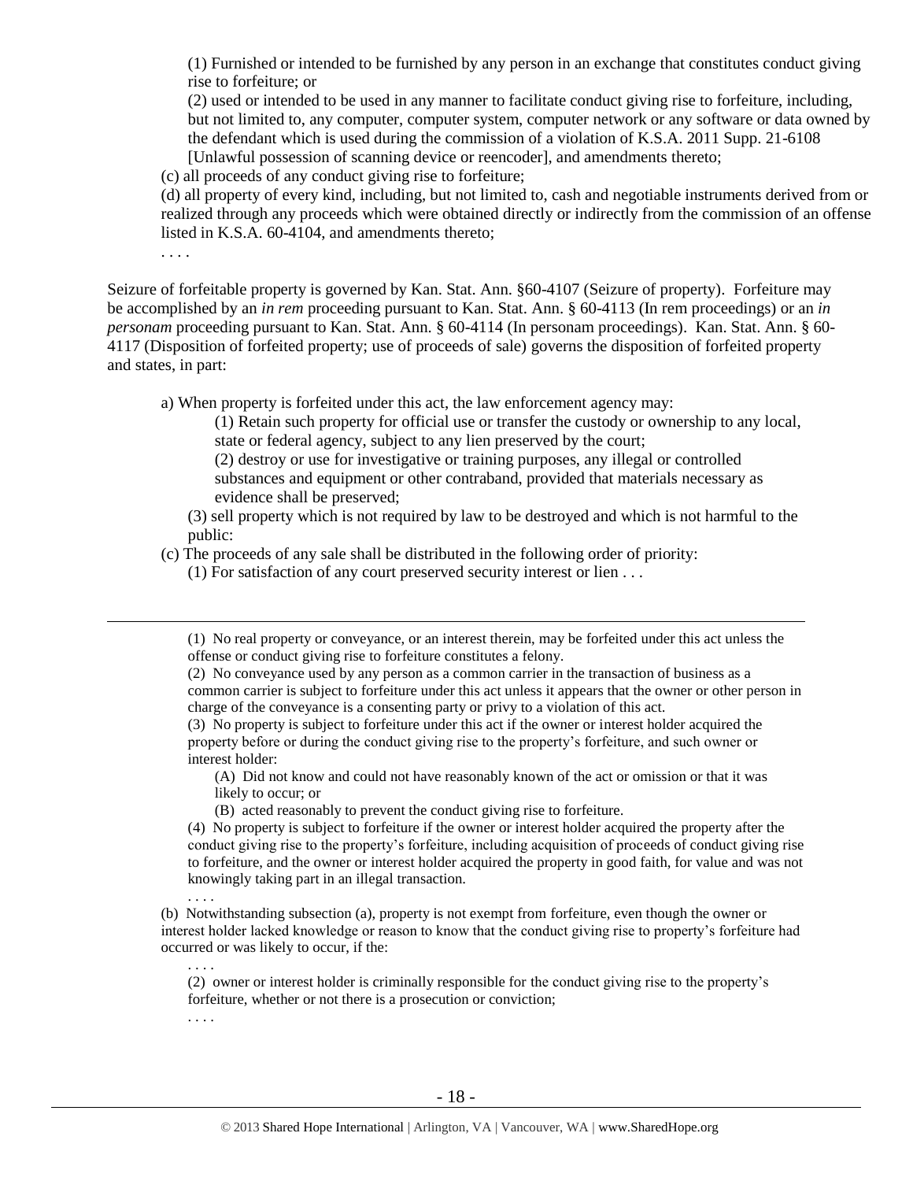> (1) Furnished or intended to be furnished by any person in an exchange that constitutes conduct giving rise to forfeiture; or
>
> (2) used or intended to be used in any manner to facilitate conduct giving rise to forfeiture, including, but not limited to, any computer, computer system, computer network or any software or data owned by the defendant which is used during the commission of a violation of K.S.A. 2011 Supp. 21-6108 [Unlawful possession of scanning device or reencoder], and amendments thereto;
>
> (c) all proceeds of any conduct giving rise to forfeiture;
>
> (d) all property of every kind, including, but not limited to, cash and negotiable instruments derived from or realized through any proceeds which were obtained directly or indirectly from the commission of an offense listed in K.S.A. 60-4104, and amendments thereto;
>
> . . . .

Seizure of forfeitable property is governed by Kan. Stat. Ann. §60-4107 (Seizure of property). Forfeiture may be accomplished by an *in rem* proceeding pursuant to Kan. Stat. Ann. § 60-4113 (In rem proceedings) or an *in personam* proceeding pursuant to Kan. Stat. Ann. § 60-4114 (In personam proceedings). Kan. Stat. Ann. § 60-4117 (Disposition of forfeited property; use of proceeds of sale) governs the disposition of forfeited property and states, in part:

> a) When property is forfeited under this act, the law enforcement agency may:
>
> > (1) Retain such property for official use or transfer the custody or ownership to any local, state or federal agency, subject to any lien preserved by the court;
> >
> > (2) destroy or use for investigative or training purposes, any illegal or controlled substances and equipment or other contraband, provided that materials necessary as evidence shall be preserved;
> >
> > (3) sell property which is not required by law to be destroyed and which is not harmful to the public:
>
> (c) The proceeds of any sale shall be distributed in the following order of priority:
>
> > (1) For satisfaction of any court preserved security interest or lien . . .

---

> (1) No real property or conveyance, or an interest therein, may be forfeited under this act unless the offense or conduct giving rise to forfeiture constitutes a felony.
>
> (2) No conveyance used by any person as a common carrier in the transaction of business as a common carrier is subject to forfeiture under this act unless it appears that the owner or other person in charge of the conveyance is a consenting party or privy to a violation of this act.
>
> (3) No property is subject to forfeiture under this act if the owner or interest holder acquired the property before or during the conduct giving rise to the property's forfeiture, and such owner or interest holder:
>
> > (A) Did not know and could not have reasonably known of the act or omission or that it was likely to occur; or
> >
> > (B) acted reasonably to prevent the conduct giving rise to forfeiture.
>
> (4) No property is subject to forfeiture if the owner or interest holder acquired the property after the conduct giving rise to the property's forfeiture, including acquisition of proceeds of conduct giving rise to forfeiture, and the owner or interest holder acquired the property in good faith, for value and was not knowingly taking part in an illegal transaction.
>
> . . . .
>
> (b) Notwithstanding subsection (a), property is not exempt from forfeiture, even though the owner or interest holder lacked knowledge or reason to know that the conduct giving rise to property's forfeiture had occurred or was likely to occur, if the:
>
> > . . . .
> >
> > (2) owner or interest holder is criminally responsible for the conduct giving rise to the property's forfeiture, whether or not there is a prosecution or conviction;
> >
> > . . . .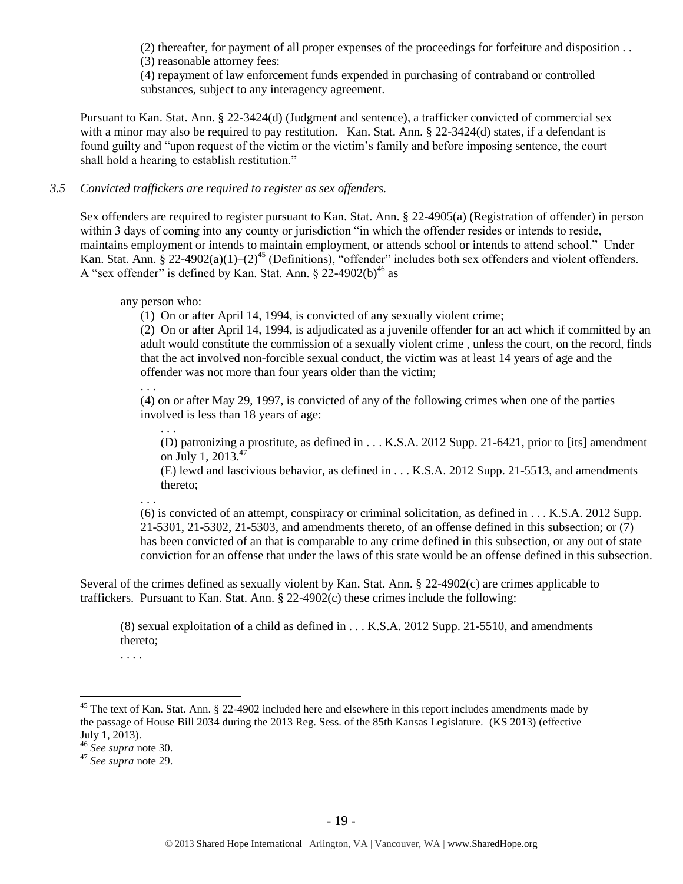(2) thereafter, for payment of all proper expenses of the proceedings for forfeiture and disposition . .
(3) reasonable attorney fees:
(4) repayment of law enforcement funds expended in purchasing of contraband or controlled substances, subject to any interagency agreement.

Pursuant to Kan. Stat. Ann. § 22-3424(d) (Judgment and sentence), a trafficker convicted of commercial sex with a minor may also be required to pay restitution. Kan. Stat. Ann. § 22-3424(d) states, if a defendant is found guilty and "upon request of the victim or the victim's family and before imposing sentence, the court shall hold a hearing to establish restitution."

*3.5 Convicted traffickers are required to register as sex offenders.*

Sex offenders are required to register pursuant to Kan. Stat. Ann. § 22-4905(a) (Registration of offender) in person within 3 days of coming into any county or jurisdiction "in which the offender resides or intends to reside, maintains employment or intends to maintain employment, or attends school or intends to attend school." Under Kan. Stat. Ann. § 22-4902(a)(1)–(2)[45] (Definitions), "offender" includes both sex offenders and violent offenders. A "sex offender" is defined by Kan. Stat. Ann. § 22-4902(b)[46] as

> any person who:
>
> (1) On or after April 14, 1994, is convicted of any sexually violent crime;
>
> (2) On or after April 14, 1994, is adjudicated as a juvenile offender for an act which if committed by an adult would constitute the commission of a sexually violent crime , unless the court, on the record, finds that the act involved non-forcible sexual conduct, the victim was at least 14 years of age and the offender was not more than four years older than the victim;
>
> . . .
>
> (4) on or after May 29, 1997, is convicted of any of the following crimes when one of the parties involved is less than 18 years of age:
>
> . . .
>
> (D) patronizing a prostitute, as defined in . . . K.S.A. 2012 Supp. 21-6421, prior to [its] amendment on July 1, 2013.[47]
>
> (E) lewd and lascivious behavior, as defined in . . . K.S.A. 2012 Supp. 21-5513, and amendments thereto;
>
> . . .
>
> (6) is convicted of an attempt, conspiracy or criminal solicitation, as defined in . . . K.S.A. 2012 Supp. 21-5301, 21-5302, 21-5303, and amendments thereto, of an offense defined in this subsection; or (7) has been convicted of an that is comparable to any crime defined in this subsection, or any out of state conviction for an offense that under the laws of this state would be an offense defined in this subsection.

Several of the crimes defined as sexually violent by Kan. Stat. Ann. § 22-4902(c) are crimes applicable to traffickers. Pursuant to Kan. Stat. Ann. § 22-4902(c) these crimes include the following:

> (8) sexual exploitation of a child as defined in . . . K.S.A. 2012 Supp. 21-5510, and amendments thereto;
>
> . . . .

---

[45] The text of Kan. Stat. Ann. § 22-4902 included here and elsewhere in this report includes amendments made by the passage of House Bill 2034 during the 2013 Reg. Sess. of the 85th Kansas Legislature. (KS 2013) (effective July 1, 2013).

[46] *See supra* note 30.

[47] *See supra* note 29.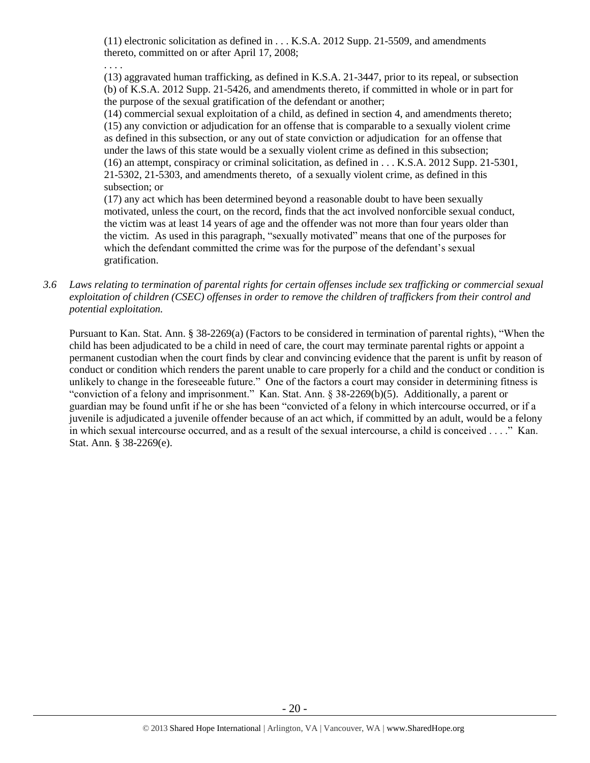(11) electronic solicitation as defined in . . . K.S.A. 2012 Supp. 21-5509, and amendments thereto, committed on or after April 17, 2008;

. . . .

(13) aggravated human trafficking, as defined in K.S.A. 21-3447, prior to its repeal, or subsection (b) of K.S.A. 2012 Supp. 21-5426, and amendments thereto, if committed in whole or in part for the purpose of the sexual gratification of the defendant or another;

(14) commercial sexual exploitation of a child, as defined in section 4, and amendments thereto;

(15) any conviction or adjudication for an offense that is comparable to a sexually violent crime as defined in this subsection, or any out of state conviction or adjudication for an offense that under the laws of this state would be a sexually violent crime as defined in this subsection;

(16) an attempt, conspiracy or criminal solicitation, as defined in . . . K.S.A. 2012 Supp. 21-5301, 21-5302, 21-5303, and amendments thereto, of a sexually violent crime, as defined in this subsection; or

(17) any act which has been determined beyond a reasonable doubt to have been sexually motivated, unless the court, on the record, finds that the act involved nonforcible sexual conduct, the victim was at least 14 years of age and the offender was not more than four years older than the victim. As used in this paragraph, "sexually motivated" means that one of the purposes for which the defendant committed the crime was for the purpose of the defendant's sexual gratification.

*3.6 Laws relating to termination of parental rights for certain offenses include sex trafficking or commercial sexual exploitation of children (CSEC) offenses in order to remove the children of traffickers from their control and potential exploitation.*

Pursuant to Kan. Stat. Ann. § 38-2269(a) (Factors to be considered in termination of parental rights), "When the child has been adjudicated to be a child in need of care, the court may terminate parental rights or appoint a permanent custodian when the court finds by clear and convincing evidence that the parent is unfit by reason of conduct or condition which renders the parent unable to care properly for a child and the conduct or condition is unlikely to change in the foreseeable future." One of the factors a court may consider in determining fitness is "conviction of a felony and imprisonment." Kan. Stat. Ann. § 38-2269(b)(5). Additionally, a parent or guardian may be found unfit if he or she has been "convicted of a felony in which intercourse occurred, or if a juvenile is adjudicated a juvenile offender because of an act which, if committed by an adult, would be a felony in which sexual intercourse occurred, and as a result of the sexual intercourse, a child is conceived . . . ." Kan. Stat. Ann. § 38-2269(e).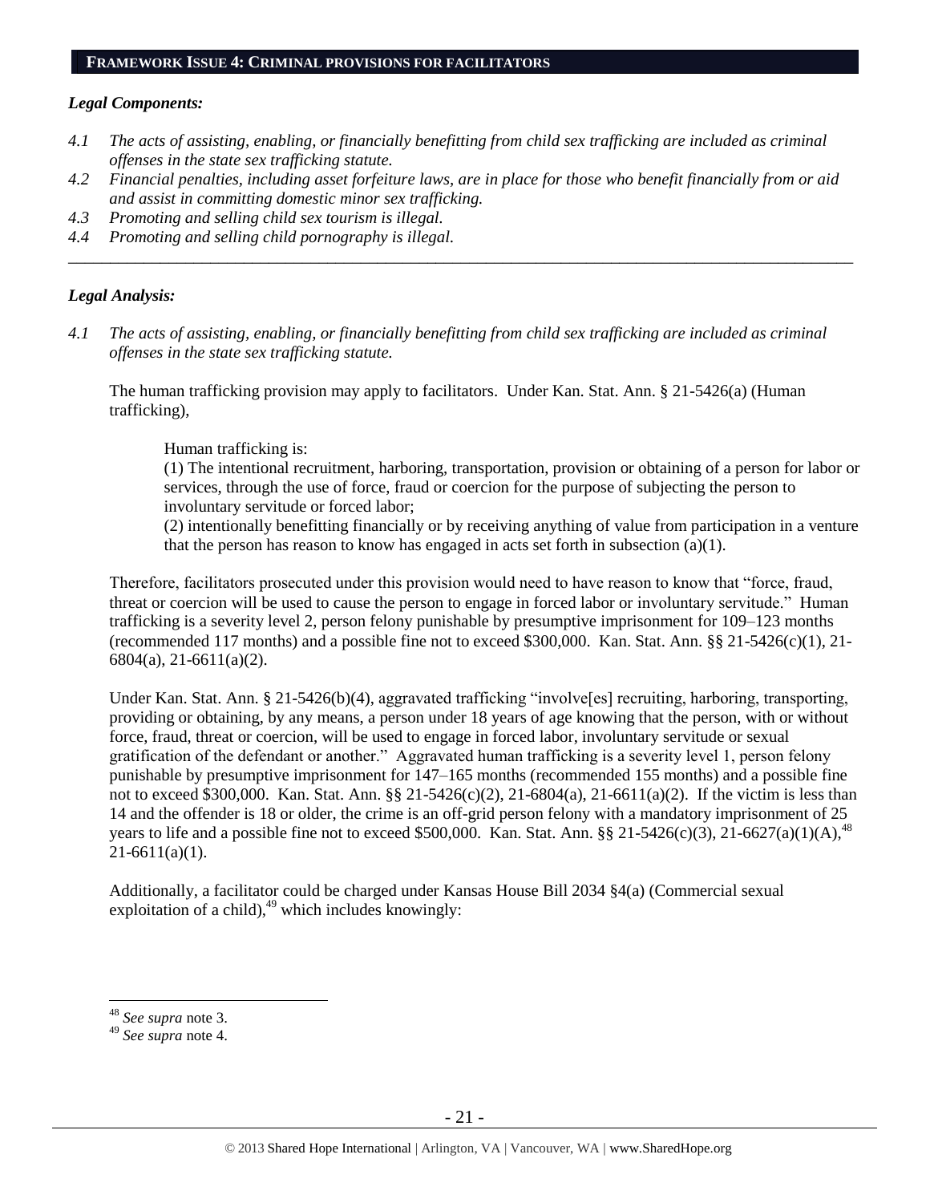## FRAMEWORK ISSUE 4: CRIMINAL PROVISIONS FOR FACILITATORS

### *Legal Components:*

*4.1 The acts of assisting, enabling, or financially benefitting from child sex trafficking are included as criminal offenses in the state sex trafficking statute.*

*4.2 Financial penalties, including asset forfeiture laws, are in place for those who benefit financially from or aid and assist in committing domestic minor sex trafficking.*

*4.3 Promoting and selling child sex tourism is illegal.*

*4.4 Promoting and selling child pornography is illegal.*

---

### *Legal Analysis:*

*4.1 The acts of assisting, enabling, or financially benefitting from child sex trafficking are included as criminal offenses in the state sex trafficking statute.*

The human trafficking provision may apply to facilitators. Under Kan. Stat. Ann. § 21-5426(a) (Human trafficking),

> Human trafficking is:
>
> (1) The intentional recruitment, harboring, transportation, provision or obtaining of a person for labor or services, through the use of force, fraud or coercion for the purpose of subjecting the person to involuntary servitude or forced labor;
>
> (2) intentionally benefitting financially or by receiving anything of value from participation in a venture that the person has reason to know has engaged in acts set forth in subsection (a)(1).

Therefore, facilitators prosecuted under this provision would need to have reason to know that "force, fraud, threat or coercion will be used to cause the person to engage in forced labor or involuntary servitude." Human trafficking is a severity level 2, person felony punishable by presumptive imprisonment for 109–123 months (recommended 117 months) and a possible fine not to exceed $300,000. Kan. Stat. Ann. §§ 21-5426(c)(1), 21-6804(a), 21-6611(a)(2).

Under Kan. Stat. Ann. § 21-5426(b)(4), aggravated trafficking "involve[es] recruiting, harboring, transporting, providing or obtaining, by any means, a person under 18 years of age knowing that the person, with or without force, fraud, threat or coercion, will be used to engage in forced labor, involuntary servitude or sexual gratification of the defendant or another." Aggravated human trafficking is a severity level 1, person felony punishable by presumptive imprisonment for 147–165 months (recommended 155 months) and a possible fine not to exceed $300,000. Kan. Stat. Ann. §§ 21-5426(c)(2), 21-6804(a), 21-6611(a)(2). If the victim is less than 14 and the offender is 18 or older, the crime is an off-grid person felony with a mandatory imprisonment of 25 years to life and a possible fine not to exceed $500,000. Kan. Stat. Ann. §§ 21-5426(c)(3), 21-6627(a)(1)(A),[48] 21-6611(a)(1).

Additionally, a facilitator could be charged under Kansas House Bill 2034 §4(a) (Commercial sexual exploitation of a child),[49] which includes knowingly:

---

[48] *See supra* note 3.

[49] *See supra* note 4.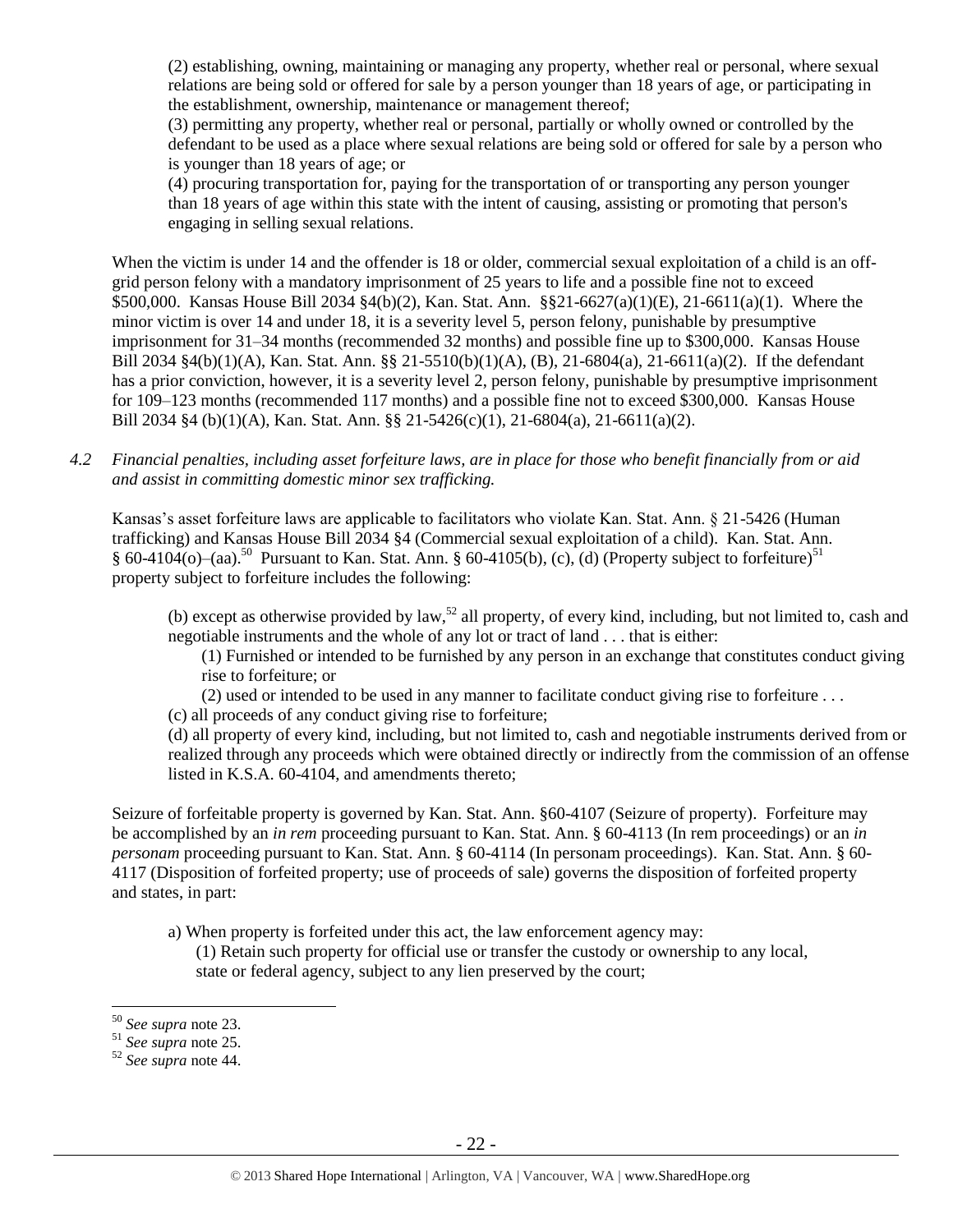(2) establishing, owning, maintaining or managing any property, whether real or personal, where sexual relations are being sold or offered for sale by a person younger than 18 years of age, or participating in the establishment, ownership, maintenance or management thereof;

(3) permitting any property, whether real or personal, partially or wholly owned or controlled by the defendant to be used as a place where sexual relations are being sold or offered for sale by a person who is younger than 18 years of age; or

(4) procuring transportation for, paying for the transportation of or transporting any person younger than 18 years of age within this state with the intent of causing, assisting or promoting that person's engaging in selling sexual relations.

When the victim is under 14 and the offender is 18 or older, commercial sexual exploitation of a child is an off-grid person felony with a mandatory imprisonment of 25 years to life and a possible fine not to exceed $500,000. Kansas House Bill 2034 §4(b)(2), Kan. Stat. Ann. §§21-6627(a)(1)(E), 21-6611(a)(1). Where the minor victim is over 14 and under 18, it is a severity level 5, person felony, punishable by presumptive imprisonment for 31–34 months (recommended 32 months) and possible fine up to $300,000. Kansas House Bill 2034 §4(b)(1)(A), Kan. Stat. Ann. §§ 21-5510(b)(1)(A), (B), 21-6804(a), 21-6611(a)(2). If the defendant has a prior conviction, however, it is a severity level 2, person felony, punishable by presumptive imprisonment for 109–123 months (recommended 117 months) and a possible fine not to exceed $300,000. Kansas House Bill 2034 §4 (b)(1)(A), Kan. Stat. Ann. §§ 21-5426(c)(1), 21-6804(a), 21-6611(a)(2).

*4.2 Financial penalties, including asset forfeiture laws, are in place for those who benefit financially from or aid and assist in committing domestic minor sex trafficking.*

Kansas's asset forfeiture laws are applicable to facilitators who violate Kan. Stat. Ann. § 21-5426 (Human trafficking) and Kansas House Bill 2034 §4 (Commercial sexual exploitation of a child). Kan. Stat. Ann. § 60-4104(o)–(aa).[50] Pursuant to Kan. Stat. Ann. § 60-4105(b), (c), (d) (Property subject to forfeiture)[51] property subject to forfeiture includes the following:

> (b) except as otherwise provided by law,[52] all property, of every kind, including, but not limited to, cash and negotiable instruments and the whole of any lot or tract of land . . . that is either:
>
> (1) Furnished or intended to be furnished by any person in an exchange that constitutes conduct giving rise to forfeiture; or
>
> (2) used or intended to be used in any manner to facilitate conduct giving rise to forfeiture . . .
>
> (c) all proceeds of any conduct giving rise to forfeiture;
>
> (d) all property of every kind, including, but not limited to, cash and negotiable instruments derived from or realized through any proceeds which were obtained directly or indirectly from the commission of an offense listed in K.S.A. 60-4104, and amendments thereto;

Seizure of forfeitable property is governed by Kan. Stat. Ann. §60-4107 (Seizure of property). Forfeiture may be accomplished by an *in rem* proceeding pursuant to Kan. Stat. Ann. § 60-4113 (In rem proceedings) or an *in personam* proceeding pursuant to Kan. Stat. Ann. § 60-4114 (In personam proceedings). Kan. Stat. Ann. § 60-4117 (Disposition of forfeited property; use of proceeds of sale) governs the disposition of forfeited property and states, in part:

> a) When property is forfeited under this act, the law enforcement agency may:
>
> (1) Retain such property for official use or transfer the custody or ownership to any local, state or federal agency, subject to any lien preserved by the court;

---

[50] *See supra* note 23.

[51] *See supra* note 25.

[52] *See supra* note 44.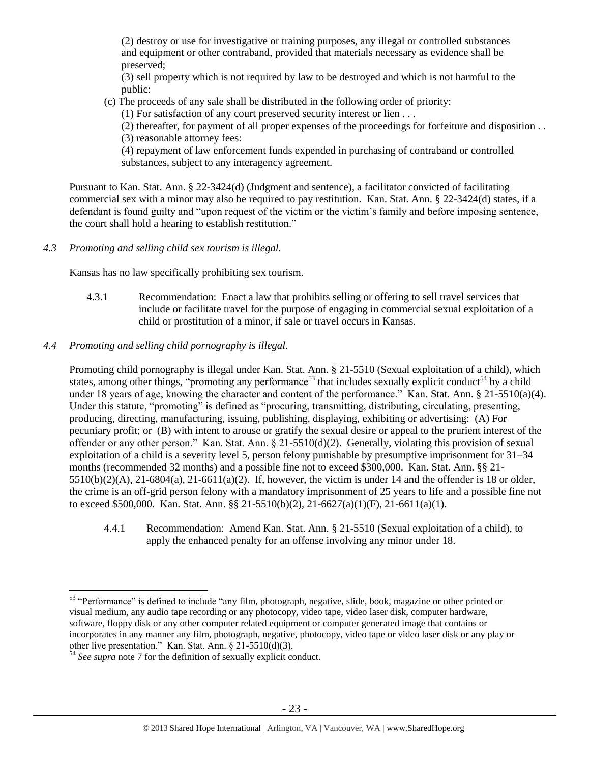(2) destroy or use for investigative or training purposes, any illegal or controlled substances and equipment or other contraband, provided that materials necessary as evidence shall be preserved;

(3) sell property which is not required by law to be destroyed and which is not harmful to the public:

(c) The proceeds of any sale shall be distributed in the following order of priority:

(1) For satisfaction of any court preserved security interest or lien . . .

(2) thereafter, for payment of all proper expenses of the proceedings for forfeiture and disposition . .

(3) reasonable attorney fees:

(4) repayment of law enforcement funds expended in purchasing of contraband or controlled substances, subject to any interagency agreement.

Pursuant to Kan. Stat. Ann. § 22-3424(d) (Judgment and sentence), a facilitator convicted of facilitating commercial sex with a minor may also be required to pay restitution. Kan. Stat. Ann. § 22-3424(d) states, if a defendant is found guilty and "upon request of the victim or the victim's family and before imposing sentence, the court shall hold a hearing to establish restitution."

*4.3 Promoting and selling child sex tourism is illegal.*

Kansas has no law specifically prohibiting sex tourism.

4.3.1 Recommendation: Enact a law that prohibits selling or offering to sell travel services that include or facilitate travel for the purpose of engaging in commercial sexual exploitation of a child or prostitution of a minor, if sale or travel occurs in Kansas.

*4.4 Promoting and selling child pornography is illegal.*

Promoting child pornography is illegal under Kan. Stat. Ann. § 21-5510 (Sexual exploitation of a child), which states, among other things, "promoting any performance[53] that includes sexually explicit conduct[54] by a child under 18 years of age, knowing the character and content of the performance." Kan. Stat. Ann. § 21-5510(a)(4). Under this statute, "promoting" is defined as "procuring, transmitting, distributing, circulating, presenting, producing, directing, manufacturing, issuing, publishing, displaying, exhibiting or advertising: (A) For pecuniary profit; or (B) with intent to arouse or gratify the sexual desire or appeal to the prurient interest of the offender or any other person." Kan. Stat. Ann. § 21-5510(d)(2). Generally, violating this provision of sexual exploitation of a child is a severity level 5, person felony punishable by presumptive imprisonment for 31–34 months (recommended 32 months) and a possible fine not to exceed $300,000. Kan. Stat. Ann. §§ 21-5510(b)(2)(A), 21-6804(a), 21-6611(a)(2). If, however, the victim is under 14 and the offender is 18 or older, the crime is an off-grid person felony with a mandatory imprisonment of 25 years to life and a possible fine not to exceed $500,000. Kan. Stat. Ann. §§ 21-5510(b)(2), 21-6627(a)(1)(F), 21-6611(a)(1).

4.4.1 Recommendation: Amend Kan. Stat. Ann. § 21-5510 (Sexual exploitation of a child), to apply the enhanced penalty for an offense involving any minor under 18.

---

[53] "Performance" is defined to include "any film, photograph, negative, slide, book, magazine or other printed or visual medium, any audio tape recording or any photocopy, video tape, video laser disk, computer hardware, software, floppy disk or any other computer related equipment or computer generated image that contains or incorporates in any manner any film, photograph, negative, photocopy, video tape or video laser disk or any play or other live presentation." Kan. Stat. Ann. § 21-5510(d)(3).

[54] *See supra* note 7 for the definition of sexually explicit conduct.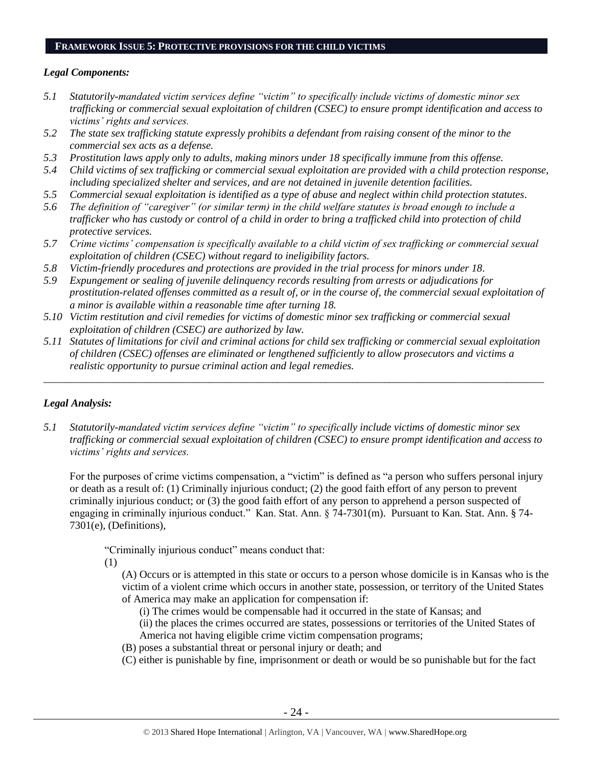## FRAMEWORK ISSUE 5: PROTECTIVE PROVISIONS FOR THE CHILD VICTIMS

### *Legal Components:*

*5.1 Statutorily-mandated victim services define "victim" to specifically include victims of domestic minor sex trafficking or commercial sexual exploitation of children (CSEC) to ensure prompt identification and access to victims' rights and services.*

*5.2 The state sex trafficking statute expressly prohibits a defendant from raising consent of the minor to the commercial sex acts as a defense.*

*5.3 Prostitution laws apply only to adults, making minors under 18 specifically immune from this offense.*

*5.4 Child victims of sex trafficking or commercial sexual exploitation are provided with a child protection response, including specialized shelter and services, and are not detained in juvenile detention facilities.*

*5.5 Commercial sexual exploitation is identified as a type of abuse and neglect within child protection statutes.*

*5.6 The definition of "caregiver" (or similar term) in the child welfare statutes is broad enough to include a trafficker who has custody or control of a child in order to bring a trafficked child into protection of child protective services.*

*5.7 Crime victims' compensation is specifically available to a child victim of sex trafficking or commercial sexual exploitation of children (CSEC) without regard to ineligibility factors.*

*5.8 Victim-friendly procedures and protections are provided in the trial process for minors under 18.*

*5.9 Expungement or sealing of juvenile delinquency records resulting from arrests or adjudications for prostitution-related offenses committed as a result of, or in the course of, the commercial sexual exploitation of a minor is available within a reasonable time after turning 18.*

*5.10 Victim restitution and civil remedies for victims of domestic minor sex trafficking or commercial sexual exploitation of children (CSEC) are authorized by law.*

*5.11 Statutes of limitations for civil and criminal actions for child sex trafficking or commercial sexual exploitation of children (CSEC) offenses are eliminated or lengthened sufficiently to allow prosecutors and victims a realistic opportunity to pursue criminal action and legal remedies.*

---

### *Legal Analysis:*

*5.1 Statutorily-mandated victim services define "victim" to specifically include victims of domestic minor sex trafficking or commercial sexual exploitation of children (CSEC) to ensure prompt identification and access to victims' rights and services.*

For the purposes of crime victims compensation, a "victim" is defined as "a person who suffers personal injury or death as a result of: (1) Criminally injurious conduct; (2) the good faith effort of any person to prevent criminally injurious conduct; or (3) the good faith effort of any person to apprehend a person suspected of engaging in criminally injurious conduct." Kan. Stat. Ann. § 74-7301(m). Pursuant to Kan. Stat. Ann. § 74-7301(e), (Definitions),

> "Criminally injurious conduct" means conduct that:
>
> (1)
>
> (A) Occurs or is attempted in this state or occurs to a person whose domicile is in Kansas who is the victim of a violent crime which occurs in another state, possession, or territory of the United States of America may make an application for compensation if:
>
> (i) The crimes would be compensable had it occurred in the state of Kansas; and
>
> (ii) the places the crimes occurred are states, possessions or territories of the United States of America not having eligible crime victim compensation programs;
>
> (B) poses a substantial threat or personal injury or death; and
>
> (C) either is punishable by fine, imprisonment or death or would be so punishable but for the fact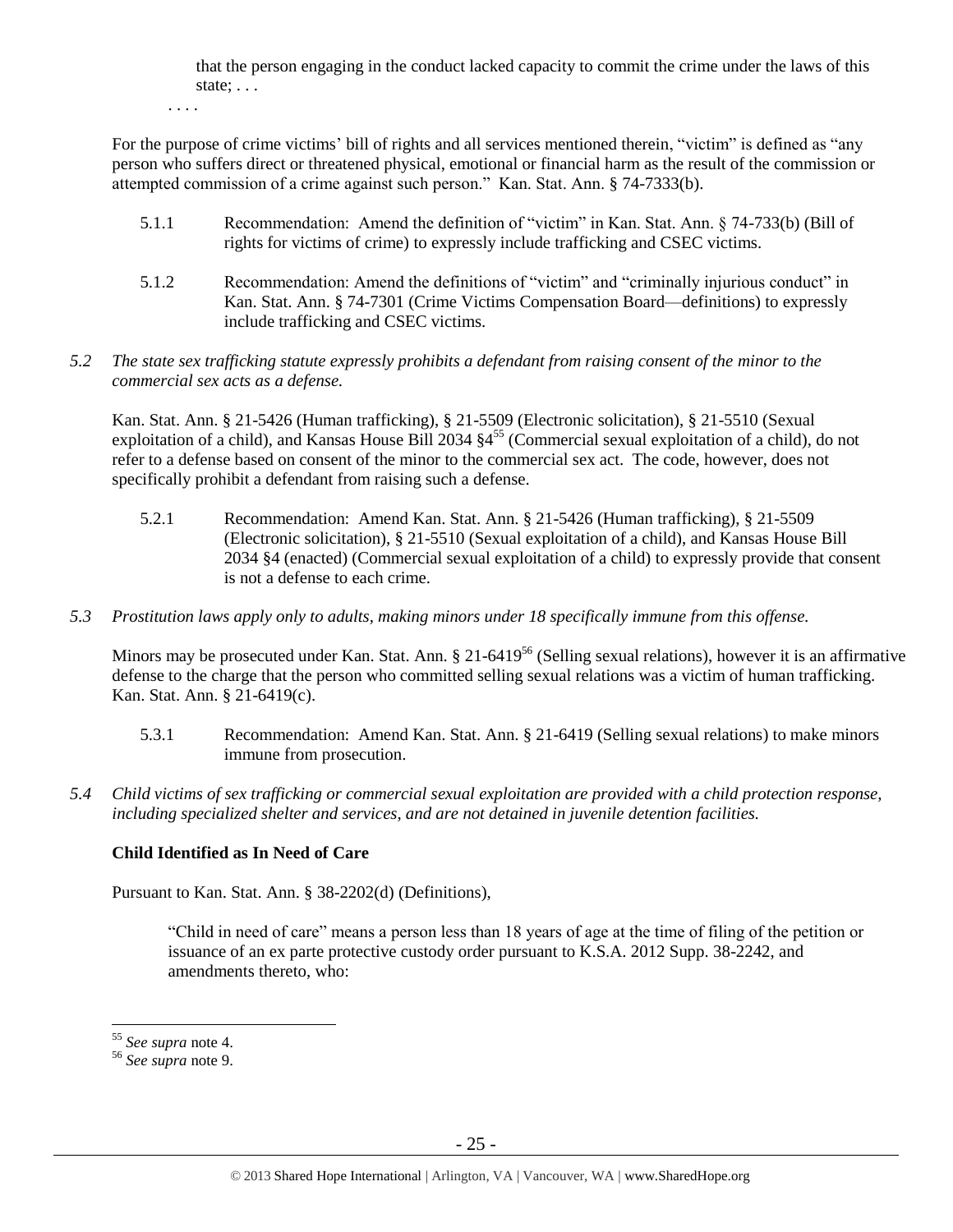that the person engaging in the conduct lacked capacity to commit the crime under the laws of this state; . . .

. . . .

For the purpose of crime victims' bill of rights and all services mentioned therein, "victim" is defined as "any person who suffers direct or threatened physical, emotional or financial harm as the result of the commission or attempted commission of a crime against such person." Kan. Stat. Ann. § 74-7333(b).

5.1.1 Recommendation: Amend the definition of "victim" in Kan. Stat. Ann. § 74-733(b) (Bill of rights for victims of crime) to expressly include trafficking and CSEC victims.

5.1.2 Recommendation: Amend the definitions of "victim" and "criminally injurious conduct" in Kan. Stat. Ann. § 74-7301 (Crime Victims Compensation Board—definitions) to expressly include trafficking and CSEC victims.

*5.2 The state sex trafficking statute expressly prohibits a defendant from raising consent of the minor to the commercial sex acts as a defense.*

Kan. Stat. Ann. § 21-5426 (Human trafficking), § 21-5509 (Electronic solicitation), § 21-5510 (Sexual exploitation of a child), and Kansas House Bill 2034 §4[55] (Commercial sexual exploitation of a child), do not refer to a defense based on consent of the minor to the commercial sex act. The code, however, does not specifically prohibit a defendant from raising such a defense.

5.2.1 Recommendation: Amend Kan. Stat. Ann. § 21-5426 (Human trafficking), § 21-5509 (Electronic solicitation), § 21-5510 (Sexual exploitation of a child), and Kansas House Bill 2034 §4 (enacted) (Commercial sexual exploitation of a child) to expressly provide that consent is not a defense to each crime.

*5.3 Prostitution laws apply only to adults, making minors under 18 specifically immune from this offense.*

Minors may be prosecuted under Kan. Stat. Ann. § 21-6419[56] (Selling sexual relations), however it is an affirmative defense to the charge that the person who committed selling sexual relations was a victim of human trafficking. Kan. Stat. Ann. § 21-6419(c).

5.3.1 Recommendation: Amend Kan. Stat. Ann. § 21-6419 (Selling sexual relations) to make minors immune from prosecution.

*5.4 Child victims of sex trafficking or commercial sexual exploitation are provided with a child protection response, including specialized shelter and services, and are not detained in juvenile detention facilities.*

**Child Identified as In Need of Care**

Pursuant to Kan. Stat. Ann. § 38-2202(d) (Definitions),

> "Child in need of care" means a person less than 18 years of age at the time of filing of the petition or issuance of an ex parte protective custody order pursuant to K.S.A. 2012 Supp. 38-2242, and amendments thereto, who:

---

[55] *See supra* note 4.

[56] *See supra* note 9.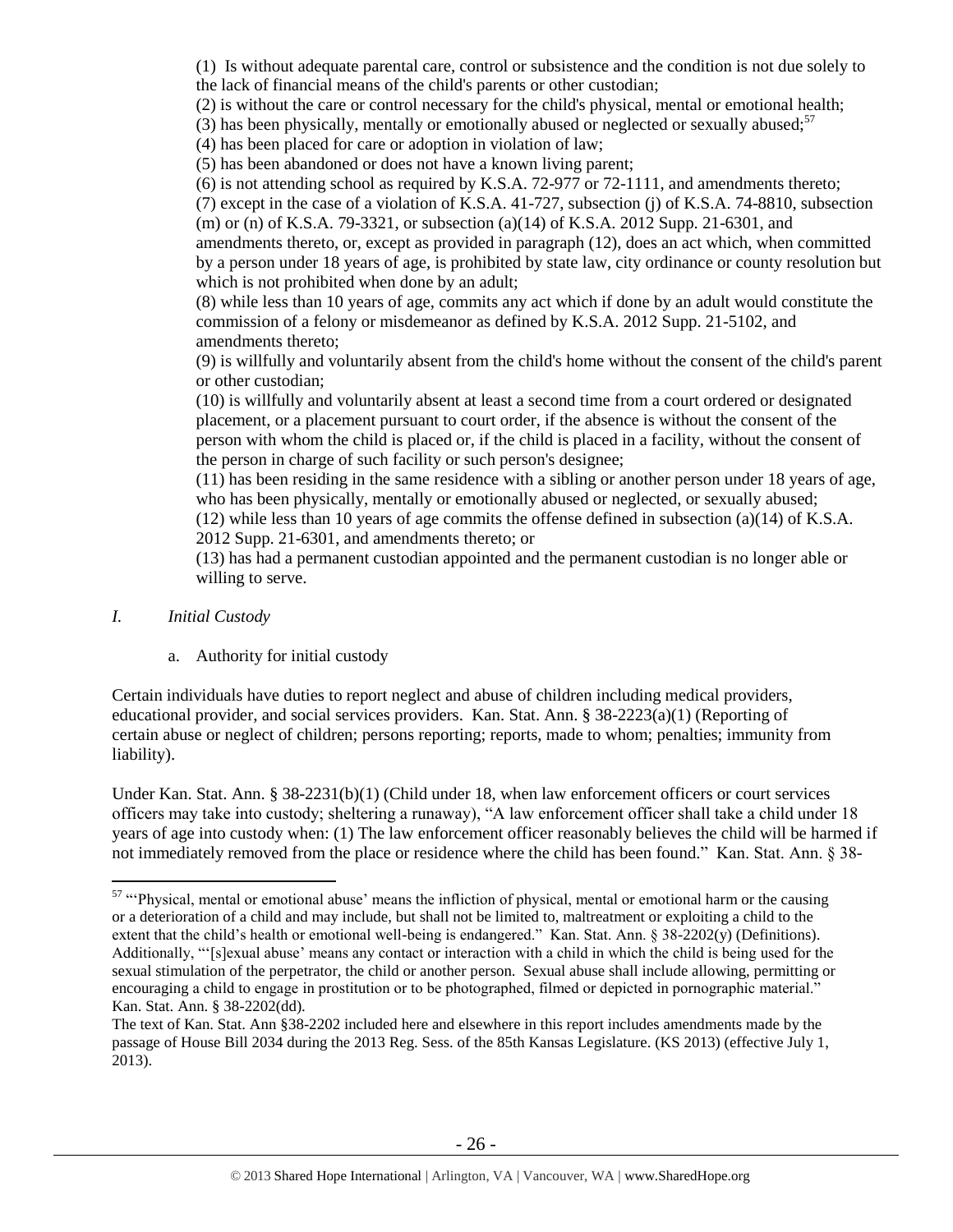(1) Is without adequate parental care, control or subsistence and the condition is not due solely to the lack of financial means of the child's parents or other custodian;
(2) is without the care or control necessary for the child's physical, mental or emotional health;
(3) has been physically, mentally or emotionally abused or neglected or sexually abused;[57]
(4) has been placed for care or adoption in violation of law;
(5) has been abandoned or does not have a known living parent;
(6) is not attending school as required by K.S.A. 72-977 or 72-1111, and amendments thereto;
(7) except in the case of a violation of K.S.A. 41-727, subsection (j) of K.S.A. 74-8810, subsection (m) or (n) of K.S.A. 79-3321, or subsection (a)(14) of K.S.A. 2012 Supp. 21-6301, and amendments thereto, or, except as provided in paragraph (12), does an act which, when committed by a person under 18 years of age, is prohibited by state law, city ordinance or county resolution but which is not prohibited when done by an adult;
(8) while less than 10 years of age, commits any act which if done by an adult would constitute the commission of a felony or misdemeanor as defined by K.S.A. 2012 Supp. 21-5102, and amendments thereto;
(9) is willfully and voluntarily absent from the child's home without the consent of the child's parent or other custodian;
(10) is willfully and voluntarily absent at least a second time from a court ordered or designated placement, or a placement pursuant to court order, if the absence is without the consent of the person with whom the child is placed or, if the child is placed in a facility, without the consent of the person in charge of such facility or such person's designee;
(11) has been residing in the same residence with a sibling or another person under 18 years of age, who has been physically, mentally or emotionally abused or neglected, or sexually abused;
(12) while less than 10 years of age commits the offense defined in subsection (a)(14) of K.S.A. 2012 Supp. 21-6301, and amendments thereto; or
(13) has had a permanent custodian appointed and the permanent custodian is no longer able or willing to serve.

*I. Initial Custody*

a. Authority for initial custody

Certain individuals have duties to report neglect and abuse of children including medical providers, educational provider, and social services providers. Kan. Stat. Ann. § 38-2223(a)(1) (Reporting of certain abuse or neglect of children; persons reporting; reports, made to whom; penalties; immunity from liability).

Under Kan. Stat. Ann. § 38-2231(b)(1) (Child under 18, when law enforcement officers or court services officers may take into custody; sheltering a runaway), "A law enforcement officer shall take a child under 18 years of age into custody when: (1) The law enforcement officer reasonably believes the child will be harmed if not immediately removed from the place or residence where the child has been found." Kan. Stat. Ann. § 38-

---

[57] "'Physical, mental or emotional abuse' means the infliction of physical, mental or emotional harm or the causing or a deterioration of a child and may include, but shall not be limited to, maltreatment or exploiting a child to the extent that the child's health or emotional well-being is endangered." Kan. Stat. Ann. § 38-2202(y) (Definitions). Additionally, "'[s]exual abuse' means any contact or interaction with a child in which the child is being used for the sexual stimulation of the perpetrator, the child or another person. Sexual abuse shall include allowing, permitting or encouraging a child to engage in prostitution or to be photographed, filmed or depicted in pornographic material." Kan. Stat. Ann. § 38-2202(dd).
The text of Kan. Stat. Ann §38-2202 included here and elsewhere in this report includes amendments made by the passage of House Bill 2034 during the 2013 Reg. Sess. of the 85th Kansas Legislature. (KS 2013) (effective July 1, 2013).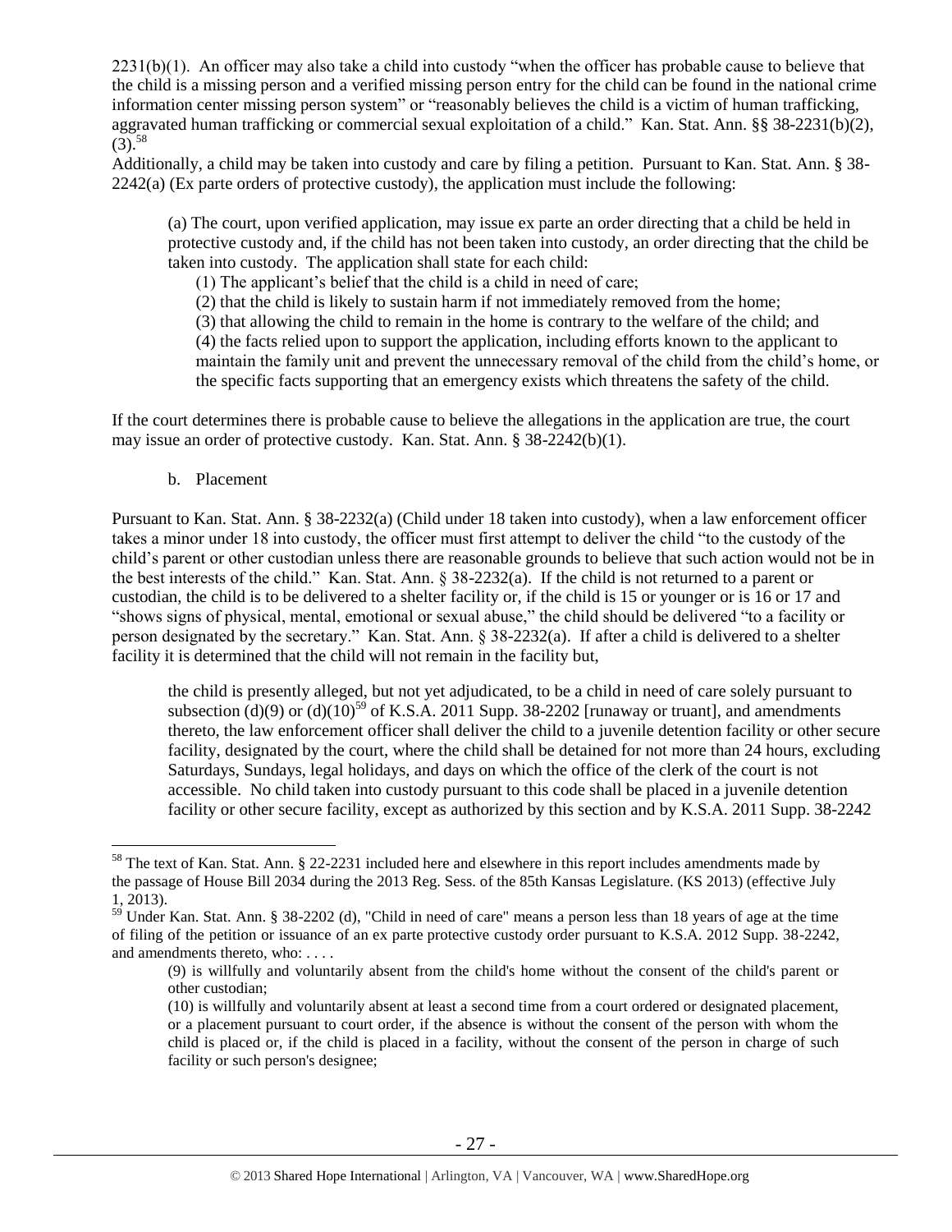2231(b)(1). An officer may also take a child into custody "when the officer has probable cause to believe that the child is a missing person and a verified missing person entry for the child can be found in the national crime information center missing person system" or "reasonably believes the child is a victim of human trafficking, aggravated human trafficking or commercial sexual exploitation of a child." Kan. Stat. Ann. §§ 38-2231(b)(2), (3).[58]

Additionally, a child may be taken into custody and care by filing a petition. Pursuant to Kan. Stat. Ann. § 38-2242(a) (Ex parte orders of protective custody), the application must include the following:

> (a) The court, upon verified application, may issue ex parte an order directing that a child be held in protective custody and, if the child has not been taken into custody, an order directing that the child be taken into custody. The application shall state for each child:
>
> (1) The applicant's belief that the child is a child in need of care;
>
> (2) that the child is likely to sustain harm if not immediately removed from the home;
>
> (3) that allowing the child to remain in the home is contrary to the welfare of the child; and
>
> (4) the facts relied upon to support the application, including efforts known to the applicant to maintain the family unit and prevent the unnecessary removal of the child from the child's home, or the specific facts supporting that an emergency exists which threatens the safety of the child.

If the court determines there is probable cause to believe the allegations in the application are true, the court may issue an order of protective custody. Kan. Stat. Ann. § 38-2242(b)(1).

b. Placement

Pursuant to Kan. Stat. Ann. § 38-2232(a) (Child under 18 taken into custody), when a law enforcement officer takes a minor under 18 into custody, the officer must first attempt to deliver the child "to the custody of the child's parent or other custodian unless there are reasonable grounds to believe that such action would not be in the best interests of the child." Kan. Stat. Ann. § 38-2232(a). If the child is not returned to a parent or custodian, the child is to be delivered to a shelter facility or, if the child is 15 or younger or is 16 or 17 and "shows signs of physical, mental, emotional or sexual abuse," the child should be delivered "to a facility or person designated by the secretary." Kan. Stat. Ann. § 38-2232(a). If after a child is delivered to a shelter facility it is determined that the child will not remain in the facility but,

> the child is presently alleged, but not yet adjudicated, to be a child in need of care solely pursuant to subsection (d)(9) or (d)(10)[59] of K.S.A. 2011 Supp. 38-2202 [runaway or truant], and amendments thereto, the law enforcement officer shall deliver the child to a juvenile detention facility or other secure facility, designated by the court, where the child shall be detained for not more than 24 hours, excluding Saturdays, Sundays, legal holidays, and days on which the office of the clerk of the court is not accessible. No child taken into custody pursuant to this code shall be placed in a juvenile detention facility or other secure facility, except as authorized by this section and by K.S.A. 2011 Supp. 38-2242

---

[58] The text of Kan. Stat. Ann. § 22-2231 included here and elsewhere in this report includes amendments made by the passage of House Bill 2034 during the 2013 Reg. Sess. of the 85th Kansas Legislature. (KS 2013) (effective July 1, 2013).

[59] Under Kan. Stat. Ann. § 38-2202 (d), "Child in need of care" means a person less than 18 years of age at the time of filing of the petition or issuance of an ex parte protective custody order pursuant to K.S.A. 2012 Supp. 38-2242, and amendments thereto, who: . . . .

> (9) is willfully and voluntarily absent from the child's home without the consent of the child's parent or other custodian;
>
> (10) is willfully and voluntarily absent at least a second time from a court ordered or designated placement, or a placement pursuant to court order, if the absence is without the consent of the person with whom the child is placed or, if the child is placed in a facility, without the consent of the person in charge of such facility or such person's designee;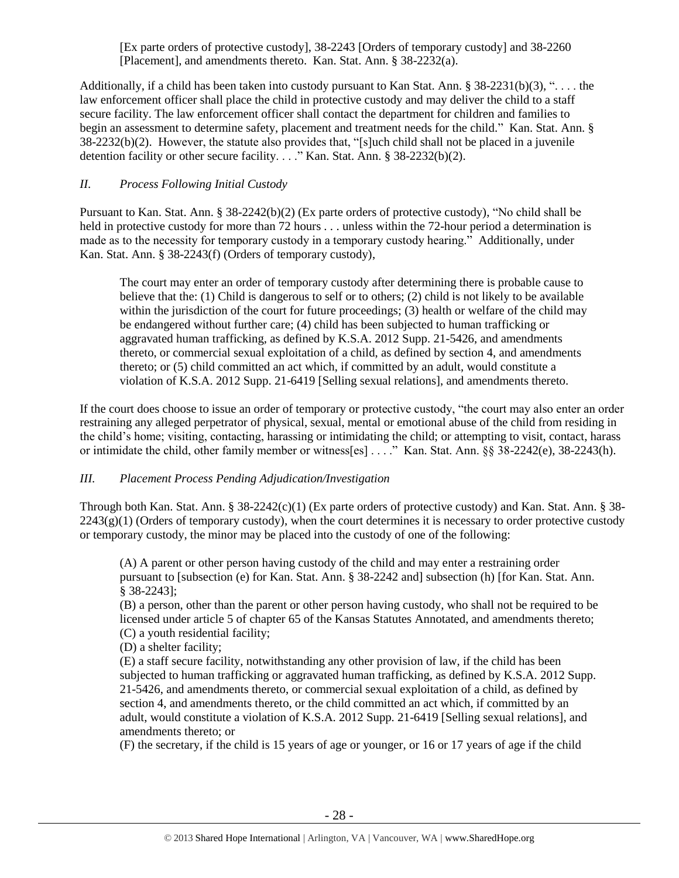[Ex parte orders of protective custody], 38-2243 [Orders of temporary custody] and 38-2260 [Placement], and amendments thereto. Kan. Stat. Ann. § 38-2232(a).

Additionally, if a child has been taken into custody pursuant to Kan Stat. Ann. § 38-2231(b)(3), ". . . . the law enforcement officer shall place the child in protective custody and may deliver the child to a staff secure facility. The law enforcement officer shall contact the department for children and families to begin an assessment to determine safety, placement and treatment needs for the child." Kan. Stat. Ann. § 38-2232(b)(2). However, the statute also provides that, "[s]uch child shall not be placed in a juvenile detention facility or other secure facility. . . ." Kan. Stat. Ann. § 38-2232(b)(2).

## *II. Process Following Initial Custody*

Pursuant to Kan. Stat. Ann. § 38-2242(b)(2) (Ex parte orders of protective custody), "No child shall be held in protective custody for more than 72 hours . . . unless within the 72-hour period a determination is made as to the necessity for temporary custody in a temporary custody hearing." Additionally, under Kan. Stat. Ann. § 38-2243(f) (Orders of temporary custody),

> The court may enter an order of temporary custody after determining there is probable cause to believe that the: (1) Child is dangerous to self or to others; (2) child is not likely to be available within the jurisdiction of the court for future proceedings; (3) health or welfare of the child may be endangered without further care; (4) child has been subjected to human trafficking or aggravated human trafficking, as defined by K.S.A. 2012 Supp. 21-5426, and amendments thereto, or commercial sexual exploitation of a child, as defined by section 4, and amendments thereto; or (5) child committed an act which, if committed by an adult, would constitute a violation of K.S.A. 2012 Supp. 21-6419 [Selling sexual relations], and amendments thereto.

If the court does choose to issue an order of temporary or protective custody, "the court may also enter an order restraining any alleged perpetrator of physical, sexual, mental or emotional abuse of the child from residing in the child's home; visiting, contacting, harassing or intimidating the child; or attempting to visit, contact, harass or intimidate the child, other family member or witness[es] . . . ." Kan. Stat. Ann. §§ 38-2242(e), 38-2243(h).

## *III. Placement Process Pending Adjudication/Investigation*

Through both Kan. Stat. Ann. § 38-2242(c)(1) (Ex parte orders of protective custody) and Kan. Stat. Ann. § 38-2243(g)(1) (Orders of temporary custody), when the court determines it is necessary to order protective custody or temporary custody, the minor may be placed into the custody of one of the following:

> (A) A parent or other person having custody of the child and may enter a restraining order pursuant to [subsection (e) for Kan. Stat. Ann. § 38-2242 and] subsection (h) [for Kan. Stat. Ann. § 38-2243];
> (B) a person, other than the parent or other person having custody, who shall not be required to be licensed under article 5 of chapter 65 of the Kansas Statutes Annotated, and amendments thereto;
> (C) a youth residential facility;
> (D) a shelter facility;
> (E) a staff secure facility, notwithstanding any other provision of law, if the child has been subjected to human trafficking or aggravated human trafficking, as defined by K.S.A. 2012 Supp. 21-5426, and amendments thereto, or commercial sexual exploitation of a child, as defined by section 4, and amendments thereto, or the child committed an act which, if committed by an adult, would constitute a violation of K.S.A. 2012 Supp. 21-6419 [Selling sexual relations], and amendments thereto; or
> (F) the secretary, if the child is 15 years of age or younger, or 16 or 17 years of age if the child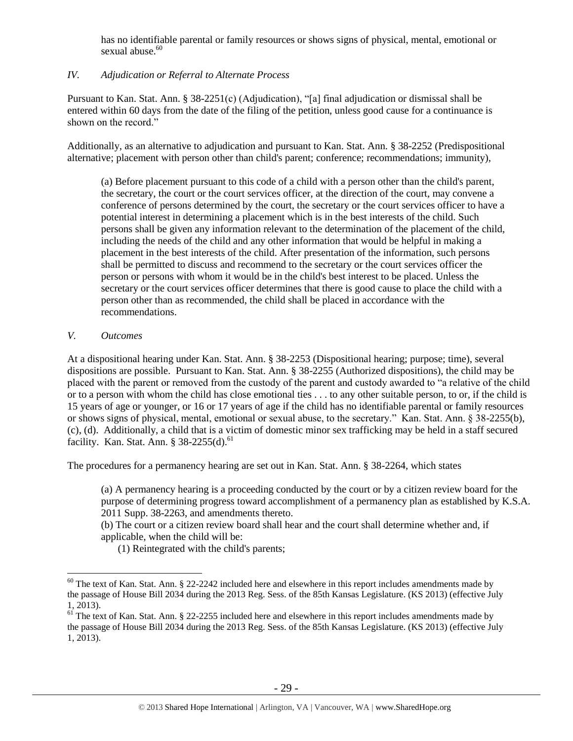has no identifiable parental or family resources or shows signs of physical, mental, emotional or sexual abuse.[60]

### *IV. Adjudication or Referral to Alternate Process*

Pursuant to Kan. Stat. Ann. § 38-2251(c) (Adjudication), "[a] final adjudication or dismissal shall be entered within 60 days from the date of the filing of the petition, unless good cause for a continuance is shown on the record."

Additionally, as an alternative to adjudication and pursuant to Kan. Stat. Ann. § 38-2252 (Predispositional alternative; placement with person other than child's parent; conference; recommendations; immunity),

> (a) Before placement pursuant to this code of a child with a person other than the child's parent, the secretary, the court or the court services officer, at the direction of the court, may convene a conference of persons determined by the court, the secretary or the court services officer to have a potential interest in determining a placement which is in the best interests of the child. Such persons shall be given any information relevant to the determination of the placement of the child, including the needs of the child and any other information that would be helpful in making a placement in the best interests of the child. After presentation of the information, such persons shall be permitted to discuss and recommend to the secretary or the court services officer the person or persons with whom it would be in the child's best interest to be placed. Unless the secretary or the court services officer determines that there is good cause to place the child with a person other than as recommended, the child shall be placed in accordance with the recommendations.

### *V. Outcomes*

At a dispositional hearing under Kan. Stat. Ann. § 38-2253 (Dispositional hearing; purpose; time), several dispositions are possible. Pursuant to Kan. Stat. Ann. § 38-2255 (Authorized dispositions), the child may be placed with the parent or removed from the custody of the parent and custody awarded to "a relative of the child or to a person with whom the child has close emotional ties . . . to any other suitable person, to or, if the child is 15 years of age or younger, or 16 or 17 years of age if the child has no identifiable parental or family resources or shows signs of physical, mental, emotional or sexual abuse, to the secretary." Kan. Stat. Ann. § 38-2255(b), (c), (d). Additionally, a child that is a victim of domestic minor sex trafficking may be held in a staff secured facility. Kan. Stat. Ann. § 38-2255(d).[61]

The procedures for a permanency hearing are set out in Kan. Stat. Ann. § 38-2264, which states

> (a) A permanency hearing is a proceeding conducted by the court or by a citizen review board for the purpose of determining progress toward accomplishment of a permanency plan as established by K.S.A. 2011 Supp. 38-2263, and amendments thereto.
> (b) The court or a citizen review board shall hear and the court shall determine whether and, if applicable, when the child will be:
> (1) Reintegrated with the child's parents;

---

[60] The text of Kan. Stat. Ann. § 22-2242 included here and elsewhere in this report includes amendments made by the passage of House Bill 2034 during the 2013 Reg. Sess. of the 85th Kansas Legislature. (KS 2013) (effective July 1, 2013).

[61] The text of Kan. Stat. Ann. § 22-2255 included here and elsewhere in this report includes amendments made by the passage of House Bill 2034 during the 2013 Reg. Sess. of the 85th Kansas Legislature. (KS 2013) (effective July 1, 2013).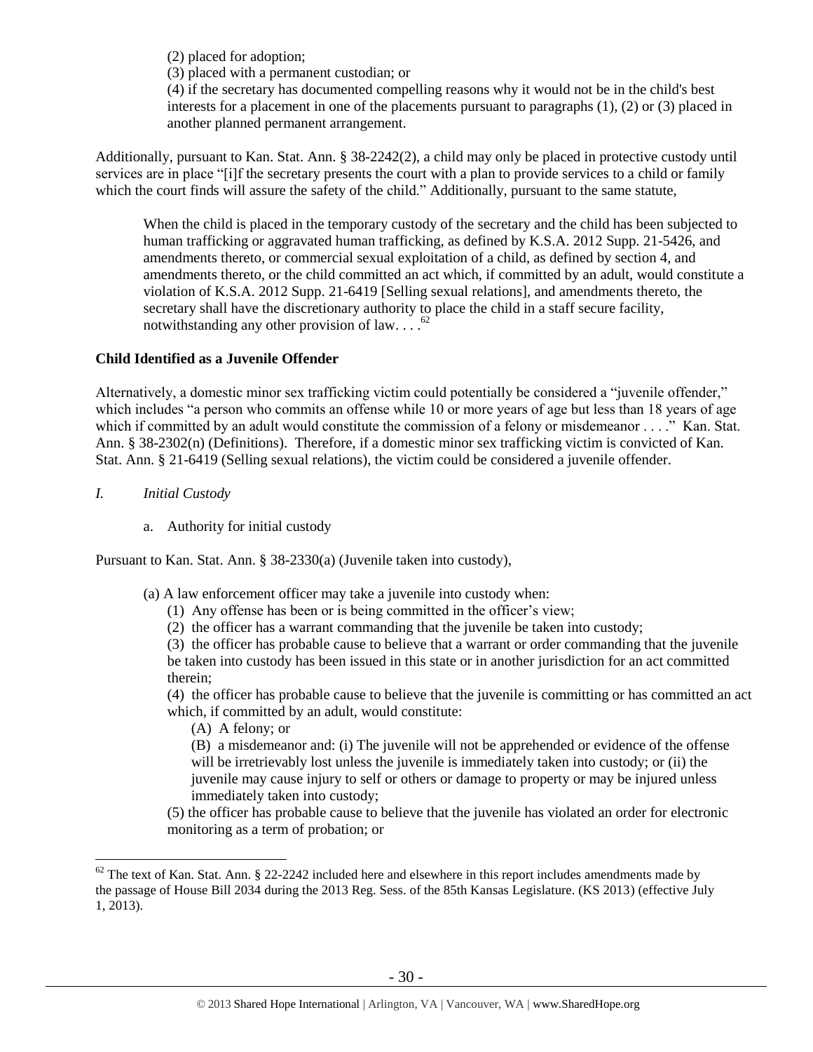(2) placed for adoption;

(3) placed with a permanent custodian; or

(4) if the secretary has documented compelling reasons why it would not be in the child's best interests for a placement in one of the placements pursuant to paragraphs (1), (2) or (3) placed in another planned permanent arrangement.

Additionally, pursuant to Kan. Stat. Ann. § 38-2242(2), a child may only be placed in protective custody until services are in place "[i]f the secretary presents the court with a plan to provide services to a child or family which the court finds will assure the safety of the child." Additionally, pursuant to the same statute,

> When the child is placed in the temporary custody of the secretary and the child has been subjected to human trafficking or aggravated human trafficking, as defined by K.S.A. 2012 Supp. 21-5426, and amendments thereto, or commercial sexual exploitation of a child, as defined by section 4, and amendments thereto, or the child committed an act which, if committed by an adult, would constitute a violation of K.S.A. 2012 Supp. 21-6419 [Selling sexual relations], and amendments thereto, the secretary shall have the discretionary authority to place the child in a staff secure facility, notwithstanding any other provision of law. . . .[62]

**Child Identified as a Juvenile Offender**

Alternatively, a domestic minor sex trafficking victim could potentially be considered a "juvenile offender," which includes "a person who commits an offense while 10 or more years of age but less than 18 years of age which if committed by an adult would constitute the commission of a felony or misdemeanor . . . ." Kan. Stat. Ann. § 38-2302(n) (Definitions). Therefore, if a domestic minor sex trafficking victim is convicted of Kan. Stat. Ann. § 21-6419 (Selling sexual relations), the victim could be considered a juvenile offender.

*I. Initial Custody*

a. Authority for initial custody

Pursuant to Kan. Stat. Ann. § 38-2330(a) (Juvenile taken into custody),

> (a) A law enforcement officer may take a juvenile into custody when:
>
> (1) Any offense has been or is being committed in the officer's view;
>
> (2) the officer has a warrant commanding that the juvenile be taken into custody;
>
> (3) the officer has probable cause to believe that a warrant or order commanding that the juvenile be taken into custody has been issued in this state or in another jurisdiction for an act committed therein;
>
> (4) the officer has probable cause to believe that the juvenile is committing or has committed an act which, if committed by an adult, would constitute:
>
> (A) A felony; or
>
> (B) a misdemeanor and: (i) The juvenile will not be apprehended or evidence of the offense will be irretrievably lost unless the juvenile is immediately taken into custody; or (ii) the juvenile may cause injury to self or others or damage to property or may be injured unless immediately taken into custody;
>
> (5) the officer has probable cause to believe that the juvenile has violated an order for electronic monitoring as a term of probation; or

[62] The text of Kan. Stat. Ann. § 22-2242 included here and elsewhere in this report includes amendments made by the passage of House Bill 2034 during the 2013 Reg. Sess. of the 85th Kansas Legislature. (KS 2013) (effective July 1, 2013).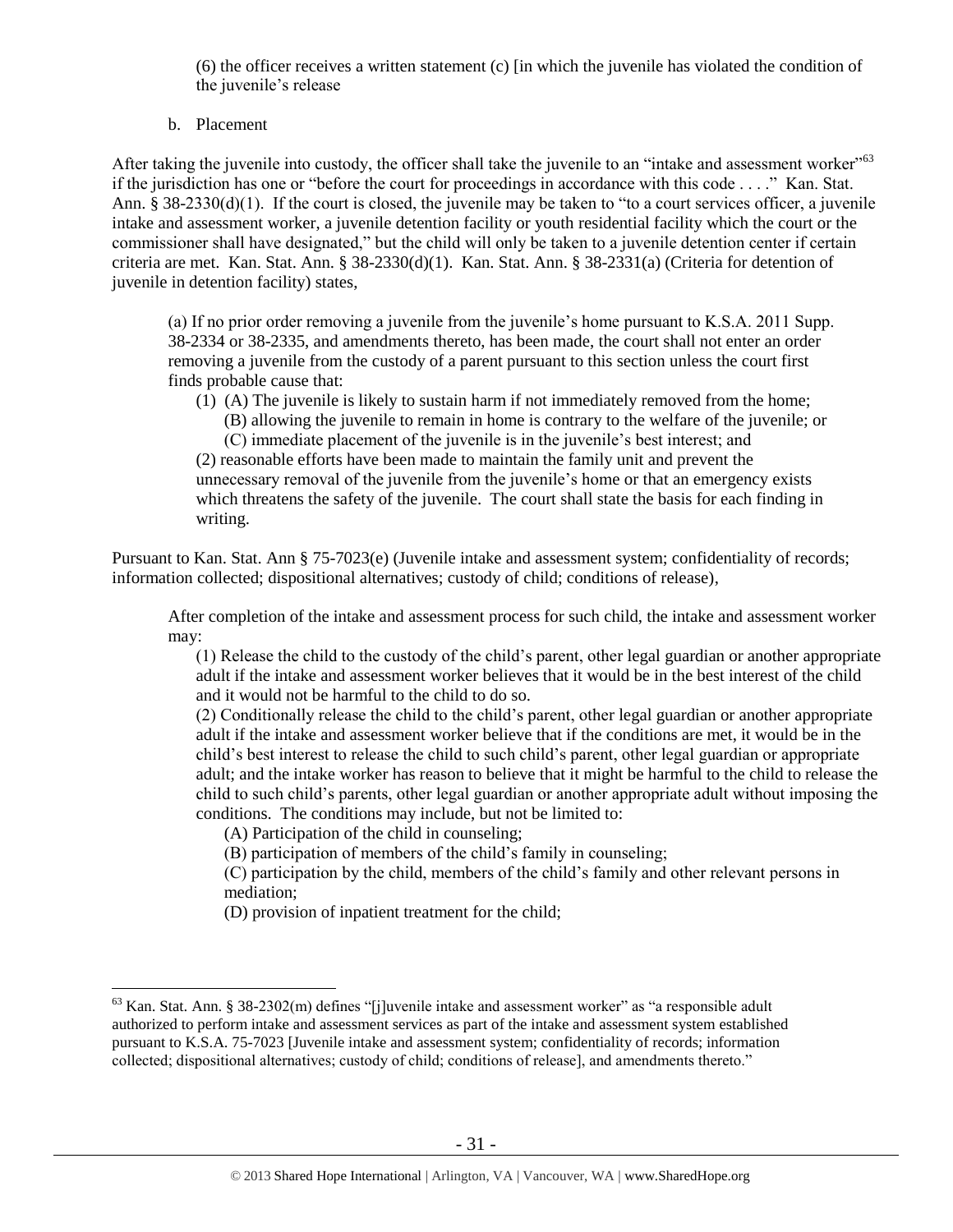(6) the officer receives a written statement (c) [in which the juvenile has violated the condition of the juvenile's release

b. Placement

After taking the juvenile into custody, the officer shall take the juvenile to an "intake and assessment worker"[63] if the jurisdiction has one or "before the court for proceedings in accordance with this code . . . ." Kan. Stat. Ann. § 38-2330(d)(1). If the court is closed, the juvenile may be taken to "to a court services officer, a juvenile intake and assessment worker, a juvenile detention facility or youth residential facility which the court or the commissioner shall have designated," but the child will only be taken to a juvenile detention center if certain criteria are met. Kan. Stat. Ann. § 38-2330(d)(1). Kan. Stat. Ann. § 38-2331(a) (Criteria for detention of juvenile in detention facility) states,

> (a) If no prior order removing a juvenile from the juvenile's home pursuant to K.S.A. 2011 Supp. 38-2334 or 38-2335, and amendments thereto, has been made, the court shall not enter an order removing a juvenile from the custody of a parent pursuant to this section unless the court first finds probable cause that:
>
> (1) (A) The juvenile is likely to sustain harm if not immediately removed from the home;
> (B) allowing the juvenile to remain in home is contrary to the welfare of the juvenile; or
> (C) immediate placement of the juvenile is in the juvenile's best interest; and
>
> (2) reasonable efforts have been made to maintain the family unit and prevent the unnecessary removal of the juvenile from the juvenile's home or that an emergency exists which threatens the safety of the juvenile. The court shall state the basis for each finding in writing.

Pursuant to Kan. Stat. Ann § 75-7023(e) (Juvenile intake and assessment system; confidentiality of records; information collected; dispositional alternatives; custody of child; conditions of release),

> After completion of the intake and assessment process for such child, the intake and assessment worker may:
>
> (1) Release the child to the custody of the child's parent, other legal guardian or another appropriate adult if the intake and assessment worker believes that it would be in the best interest of the child and it would not be harmful to the child to do so.
>
> (2) Conditionally release the child to the child's parent, other legal guardian or another appropriate adult if the intake and assessment worker believe that if the conditions are met, it would be in the child's best interest to release the child to such child's parent, other legal guardian or appropriate adult; and the intake worker has reason to believe that it might be harmful to the child to release the child to such child's parents, other legal guardian or another appropriate adult without imposing the conditions. The conditions may include, but not be limited to:
>
> (A) Participation of the child in counseling;
> (B) participation of members of the child's family in counseling;
> (C) participation by the child, members of the child's family and other relevant persons in mediation;
> (D) provision of inpatient treatment for the child;

---

[63] Kan. Stat. Ann. § 38-2302(m) defines "[j]uvenile intake and assessment worker" as "a responsible adult authorized to perform intake and assessment services as part of the intake and assessment system established pursuant to K.S.A. 75-7023 [Juvenile intake and assessment system; confidentiality of records; information collected; dispositional alternatives; custody of child; conditions of release], and amendments thereto."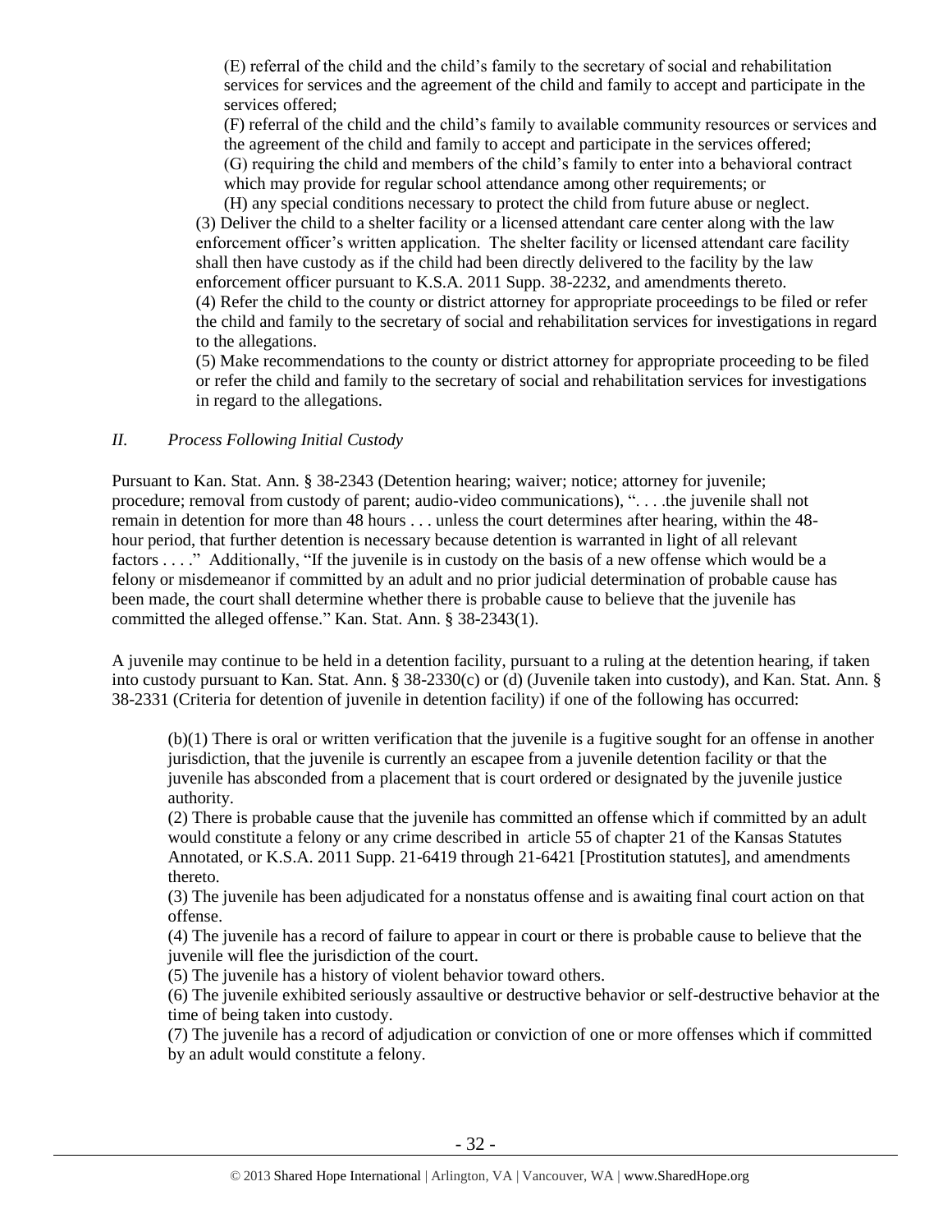(E) referral of the child and the child's family to the secretary of social and rehabilitation services for services and the agreement of the child and family to accept and participate in the services offered;

(F) referral of the child and the child's family to available community resources or services and the agreement of the child and family to accept and participate in the services offered;

(G) requiring the child and members of the child's family to enter into a behavioral contract which may provide for regular school attendance among other requirements; or

(H) any special conditions necessary to protect the child from future abuse or neglect.

(3) Deliver the child to a shelter facility or a licensed attendant care center along with the law enforcement officer's written application. The shelter facility or licensed attendant care facility shall then have custody as if the child had been directly delivered to the facility by the law enforcement officer pursuant to K.S.A. 2011 Supp. 38-2232, and amendments thereto.

(4) Refer the child to the county or district attorney for appropriate proceedings to be filed or refer the child and family to the secretary of social and rehabilitation services for investigations in regard to the allegations.

(5) Make recommendations to the county or district attorney for appropriate proceeding to be filed or refer the child and family to the secretary of social and rehabilitation services for investigations in regard to the allegations.

*II. Process Following Initial Custody*

Pursuant to Kan. Stat. Ann. § 38-2343 (Detention hearing; waiver; notice; attorney for juvenile; procedure; removal from custody of parent; audio-video communications), ". . . .the juvenile shall not remain in detention for more than 48 hours . . . unless the court determines after hearing, within the 48-hour period, that further detention is necessary because detention is warranted in light of all relevant factors . . . ." Additionally, "If the juvenile is in custody on the basis of a new offense which would be a felony or misdemeanor if committed by an adult and no prior judicial determination of probable cause has been made, the court shall determine whether there is probable cause to believe that the juvenile has committed the alleged offense." Kan. Stat. Ann. § 38-2343(1).

A juvenile may continue to be held in a detention facility, pursuant to a ruling at the detention hearing, if taken into custody pursuant to Kan. Stat. Ann. § 38-2330(c) or (d) (Juvenile taken into custody), and Kan. Stat. Ann. § 38-2331 (Criteria for detention of juvenile in detention facility) if one of the following has occurred:

(b)(1) There is oral or written verification that the juvenile is a fugitive sought for an offense in another jurisdiction, that the juvenile is currently an escapee from a juvenile detention facility or that the juvenile has absconded from a placement that is court ordered or designated by the juvenile justice authority.

(2) There is probable cause that the juvenile has committed an offense which if committed by an adult would constitute a felony or any crime described in article 55 of chapter 21 of the Kansas Statutes Annotated, or K.S.A. 2011 Supp. 21-6419 through 21-6421 [Prostitution statutes], and amendments thereto.

(3) The juvenile has been adjudicated for a nonstatus offense and is awaiting final court action on that offense.

(4) The juvenile has a record of failure to appear in court or there is probable cause to believe that the juvenile will flee the jurisdiction of the court.

(5) The juvenile has a history of violent behavior toward others.

(6) The juvenile exhibited seriously assaultive or destructive behavior or self-destructive behavior at the time of being taken into custody.

(7) The juvenile has a record of adjudication or conviction of one or more offenses which if committed by an adult would constitute a felony.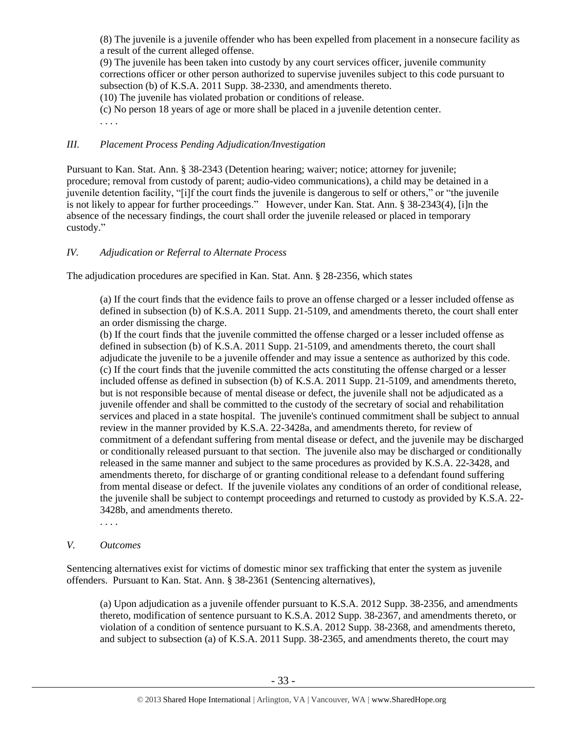> (8) The juvenile is a juvenile offender who has been expelled from placement in a nonsecure facility as a result of the current alleged offense.
> (9) The juvenile has been taken into custody by any court services officer, juvenile community corrections officer or other person authorized to supervise juveniles subject to this code pursuant to subsection (b) of K.S.A. 2011 Supp. 38-2330, and amendments thereto.
> (10) The juvenile has violated probation or conditions of release.
> (c) No person 18 years of age or more shall be placed in a juvenile detention center.
> . . . .

### *III. Placement Process Pending Adjudication/Investigation*

Pursuant to Kan. Stat. Ann. § 38-2343 (Detention hearing; waiver; notice; attorney for juvenile; procedure; removal from custody of parent; audio-video communications), a child may be detained in a juvenile detention facility, "[i]f the court finds the juvenile is dangerous to self or others," or "the juvenile is not likely to appear for further proceedings." However, under Kan. Stat. Ann. § 38-2343(4), [i]n the absence of the necessary findings, the court shall order the juvenile released or placed in temporary custody."

### *IV. Adjudication or Referral to Alternate Process*

The adjudication procedures are specified in Kan. Stat. Ann. § 28-2356, which states

> (a) If the court finds that the evidence fails to prove an offense charged or a lesser included offense as defined in subsection (b) of K.S.A. 2011 Supp. 21-5109, and amendments thereto, the court shall enter an order dismissing the charge.
> (b) If the court finds that the juvenile committed the offense charged or a lesser included offense as defined in subsection (b) of K.S.A. 2011 Supp. 21-5109, and amendments thereto, the court shall adjudicate the juvenile to be a juvenile offender and may issue a sentence as authorized by this code.
> (c) If the court finds that the juvenile committed the acts constituting the offense charged or a lesser included offense as defined in subsection (b) of K.S.A. 2011 Supp. 21-5109, and amendments thereto, but is not responsible because of mental disease or defect, the juvenile shall not be adjudicated as a juvenile offender and shall be committed to the custody of the secretary of social and rehabilitation services and placed in a state hospital. The juvenile's continued commitment shall be subject to annual review in the manner provided by K.S.A. 22-3428a, and amendments thereto, for review of commitment of a defendant suffering from mental disease or defect, and the juvenile may be discharged or conditionally released pursuant to that section. The juvenile also may be discharged or conditionally released in the same manner and subject to the same procedures as provided by K.S.A. 22-3428, and amendments thereto, for discharge of or granting conditional release to a defendant found suffering from mental disease or defect. If the juvenile violates any conditions of an order of conditional release, the juvenile shall be subject to contempt proceedings and returned to custody as provided by K.S.A. 22-3428b, and amendments thereto.
> . . . .

### *V. Outcomes*

Sentencing alternatives exist for victims of domestic minor sex trafficking that enter the system as juvenile offenders. Pursuant to Kan. Stat. Ann. § 38-2361 (Sentencing alternatives),

> (a) Upon adjudication as a juvenile offender pursuant to K.S.A. 2012 Supp. 38-2356, and amendments thereto, modification of sentence pursuant to K.S.A. 2012 Supp. 38-2367, and amendments thereto, or violation of a condition of sentence pursuant to K.S.A. 2012 Supp. 38-2368, and amendments thereto, and subject to subsection (a) of K.S.A. 2011 Supp. 38-2365, and amendments thereto, the court may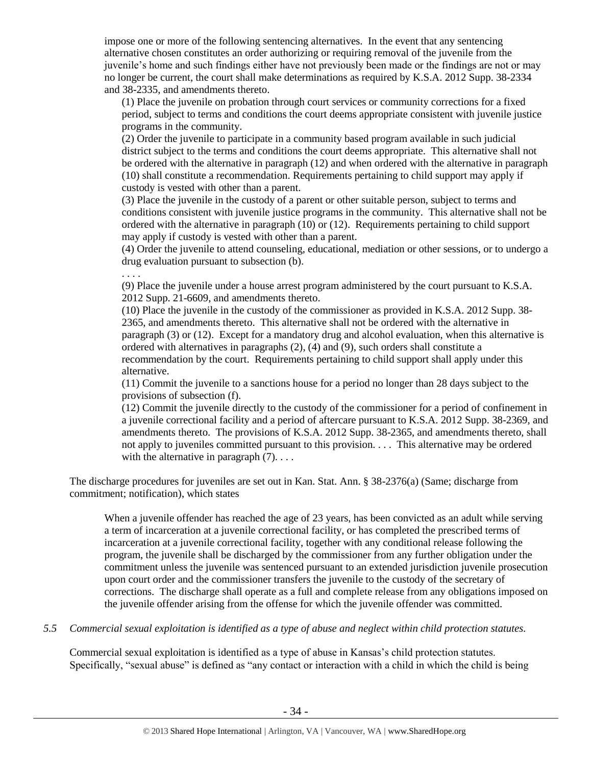impose one or more of the following sentencing alternatives. In the event that any sentencing alternative chosen constitutes an order authorizing or requiring removal of the juvenile from the juvenile's home and such findings either have not previously been made or the findings are not or may no longer be current, the court shall make determinations as required by K.S.A. 2012 Supp. 38-2334 and 38-2335, and amendments thereto.

> (1) Place the juvenile on probation through court services or community corrections for a fixed period, subject to terms and conditions the court deems appropriate consistent with juvenile justice programs in the community.
>
> (2) Order the juvenile to participate in a community based program available in such judicial district subject to the terms and conditions the court deems appropriate. This alternative shall not be ordered with the alternative in paragraph (12) and when ordered with the alternative in paragraph (10) shall constitute a recommendation. Requirements pertaining to child support may apply if custody is vested with other than a parent.
>
> (3) Place the juvenile in the custody of a parent or other suitable person, subject to terms and conditions consistent with juvenile justice programs in the community. This alternative shall not be ordered with the alternative in paragraph (10) or (12). Requirements pertaining to child support may apply if custody is vested with other than a parent.
>
> (4) Order the juvenile to attend counseling, educational, mediation or other sessions, or to undergo a drug evaluation pursuant to subsection (b).
>
> . . . .
>
> (9) Place the juvenile under a house arrest program administered by the court pursuant to K.S.A. 2012 Supp. 21-6609, and amendments thereto.
>
> (10) Place the juvenile in the custody of the commissioner as provided in K.S.A. 2012 Supp. 38-2365, and amendments thereto. This alternative shall not be ordered with the alternative in paragraph (3) or (12). Except for a mandatory drug and alcohol evaluation, when this alternative is ordered with alternatives in paragraphs (2), (4) and (9), such orders shall constitute a recommendation by the court. Requirements pertaining to child support shall apply under this alternative.
>
> (11) Commit the juvenile to a sanctions house for a period no longer than 28 days subject to the provisions of subsection (f).
>
> (12) Commit the juvenile directly to the custody of the commissioner for a period of confinement in a juvenile correctional facility and a period of aftercare pursuant to K.S.A. 2012 Supp. 38-2369, and amendments thereto. The provisions of K.S.A. 2012 Supp. 38-2365, and amendments thereto, shall not apply to juveniles committed pursuant to this provision. . . . This alternative may be ordered with the alternative in paragraph (7). . . .

The discharge procedures for juveniles are set out in Kan. Stat. Ann. § 38-2376(a) (Same; discharge from commitment; notification), which states

> When a juvenile offender has reached the age of 23 years, has been convicted as an adult while serving a term of incarceration at a juvenile correctional facility, or has completed the prescribed terms of incarceration at a juvenile correctional facility, together with any conditional release following the program, the juvenile shall be discharged by the commissioner from any further obligation under the commitment unless the juvenile was sentenced pursuant to an extended jurisdiction juvenile prosecution upon court order and the commissioner transfers the juvenile to the custody of the secretary of corrections. The discharge shall operate as a full and complete release from any obligations imposed on the juvenile offender arising from the offense for which the juvenile offender was committed.

*5.5 Commercial sexual exploitation is identified as a type of abuse and neglect within child protection statutes.*

Commercial sexual exploitation is identified as a type of abuse in Kansas's child protection statutes. Specifically, "sexual abuse" is defined as "any contact or interaction with a child in which the child is being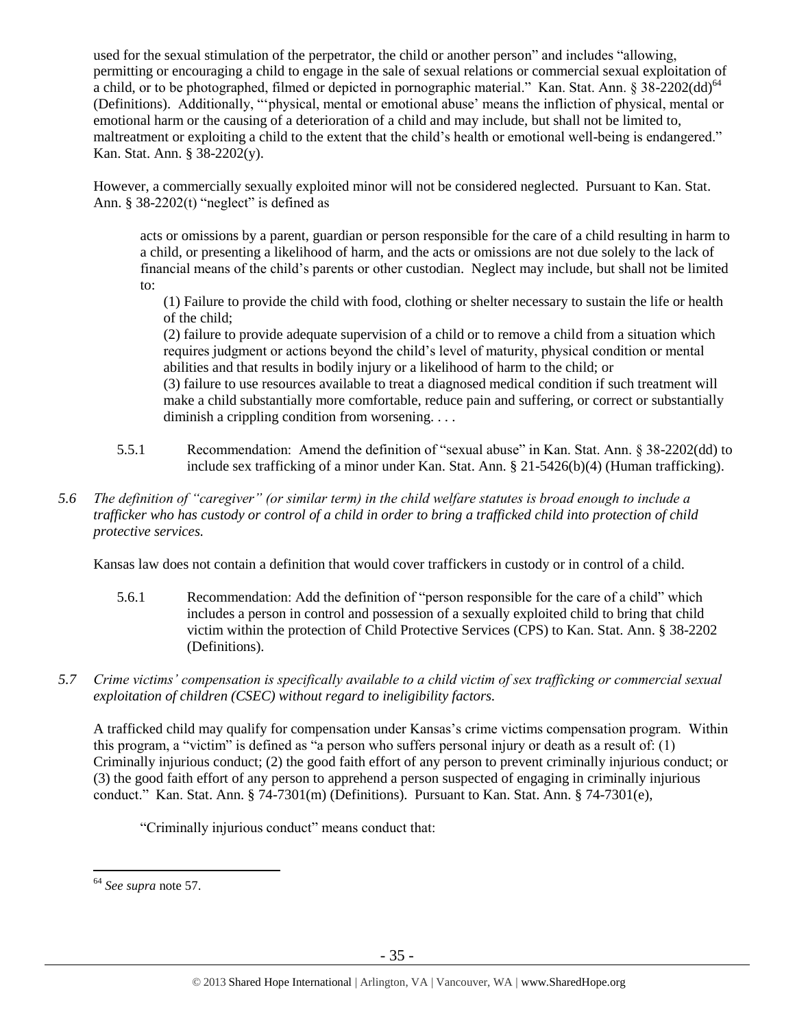used for the sexual stimulation of the perpetrator, the child or another person" and includes "allowing, permitting or encouraging a child to engage in the sale of sexual relations or commercial sexual exploitation of a child, or to be photographed, filmed or depicted in pornographic material." Kan. Stat. Ann. § 38-2202(dd)[64] (Definitions). Additionally, "'physical, mental or emotional abuse' means the infliction of physical, mental or emotional harm or the causing of a deterioration of a child and may include, but shall not be limited to, maltreatment or exploiting a child to the extent that the child's health or emotional well-being is endangered." Kan. Stat. Ann. § 38-2202(y).

However, a commercially sexually exploited minor will not be considered neglected. Pursuant to Kan. Stat. Ann. § 38-2202(t) "neglect" is defined as

> acts or omissions by a parent, guardian or person responsible for the care of a child resulting in harm to a child, or presenting a likelihood of harm, and the acts or omissions are not due solely to the lack of financial means of the child's parents or other custodian. Neglect may include, but shall not be limited to:
>
> (1) Failure to provide the child with food, clothing or shelter necessary to sustain the life or health of the child;
>
> (2) failure to provide adequate supervision of a child or to remove a child from a situation which requires judgment or actions beyond the child's level of maturity, physical condition or mental abilities and that results in bodily injury or a likelihood of harm to the child; or
>
> (3) failure to use resources available to treat a diagnosed medical condition if such treatment will make a child substantially more comfortable, reduce pain and suffering, or correct or substantially diminish a crippling condition from worsening. . . .

5.5.1 Recommendation: Amend the definition of "sexual abuse" in Kan. Stat. Ann. § 38-2202(dd) to include sex trafficking of a minor under Kan. Stat. Ann. § 21-5426(b)(4) (Human trafficking).

*5.6 The definition of "caregiver" (or similar term) in the child welfare statutes is broad enough to include a trafficker who has custody or control of a child in order to bring a trafficked child into protection of child protective services.*

Kansas law does not contain a definition that would cover traffickers in custody or in control of a child.

5.6.1 Recommendation: Add the definition of "person responsible for the care of a child" which includes a person in control and possession of a sexually exploited child to bring that child victim within the protection of Child Protective Services (CPS) to Kan. Stat. Ann. § 38-2202 (Definitions).

*5.7 Crime victims' compensation is specifically available to a child victim of sex trafficking or commercial sexual exploitation of children (CSEC) without regard to ineligibility factors.*

A trafficked child may qualify for compensation under Kansas's crime victims compensation program. Within this program, a "victim" is defined as "a person who suffers personal injury or death as a result of: (1) Criminally injurious conduct; (2) the good faith effort of any person to prevent criminally injurious conduct; or (3) the good faith effort of any person to apprehend a person suspected of engaging in criminally injurious conduct." Kan. Stat. Ann. § 74-7301(m) (Definitions). Pursuant to Kan. Stat. Ann. § 74-7301(e),

> "Criminally injurious conduct" means conduct that:

[64] *See supra* note 57.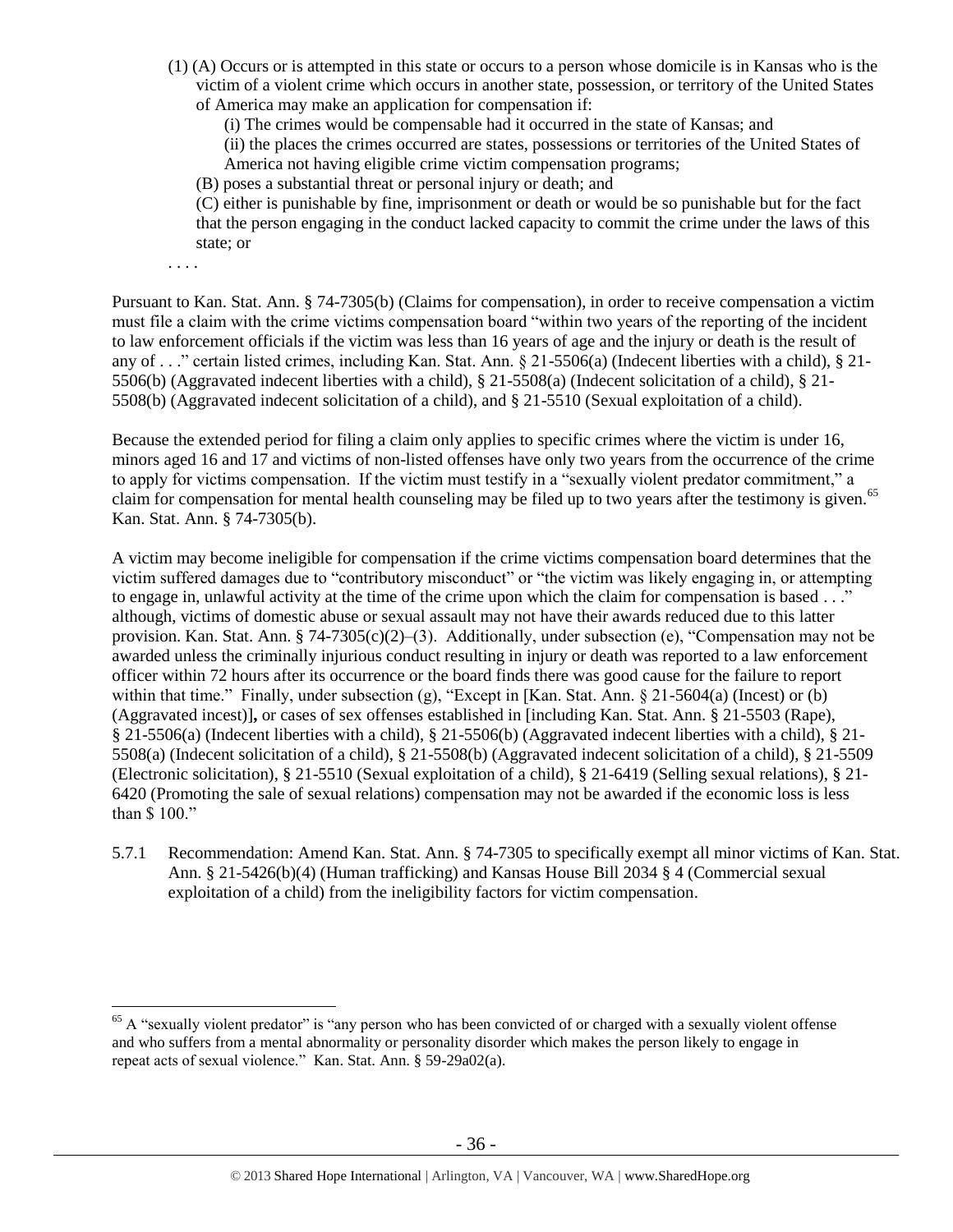(1) (A) Occurs or is attempted in this state or occurs to a person whose domicile is in Kansas who is the victim of a violent crime which occurs in another state, possession, or territory of the United States of America may make an application for compensation if:

(i) The crimes would be compensable had it occurred in the state of Kansas; and

(ii) the places the crimes occurred are states, possessions or territories of the United States of America not having eligible crime victim compensation programs;

(B) poses a substantial threat or personal injury or death; and

(C) either is punishable by fine, imprisonment or death or would be so punishable but for the fact that the person engaging in the conduct lacked capacity to commit the crime under the laws of this state; or

. . . .

Pursuant to Kan. Stat. Ann. § 74-7305(b) (Claims for compensation), in order to receive compensation a victim must file a claim with the crime victims compensation board "within two years of the reporting of the incident to law enforcement officials if the victim was less than 16 years of age and the injury or death is the result of any of . . ." certain listed crimes, including Kan. Stat. Ann. § 21-5506(a) (Indecent liberties with a child), § 21-5506(b) (Aggravated indecent liberties with a child), § 21-5508(a) (Indecent solicitation of a child), § 21-5508(b) (Aggravated indecent solicitation of a child), and § 21-5510 (Sexual exploitation of a child).

Because the extended period for filing a claim only applies to specific crimes where the victim is under 16, minors aged 16 and 17 and victims of non-listed offenses have only two years from the occurrence of the crime to apply for victims compensation. If the victim must testify in a "sexually violent predator commitment," a claim for compensation for mental health counseling may be filed up to two years after the testimony is given.[65] Kan. Stat. Ann. § 74-7305(b).

A victim may become ineligible for compensation if the crime victims compensation board determines that the victim suffered damages due to "contributory misconduct" or "the victim was likely engaging in, or attempting to engage in, unlawful activity at the time of the crime upon which the claim for compensation is based . . ." although, victims of domestic abuse or sexual assault may not have their awards reduced due to this latter provision. Kan. Stat. Ann. § 74-7305(c)(2)–(3). Additionally, under subsection (e), "Compensation may not be awarded unless the criminally injurious conduct resulting in injury or death was reported to a law enforcement officer within 72 hours after its occurrence or the board finds there was good cause for the failure to report within that time." Finally, under subsection (g), "Except in [Kan. Stat. Ann. § 21-5604(a) (Incest) or (b) (Aggravated incest)]**,** or cases of sex offenses established in [including Kan. Stat. Ann. § 21-5503 (Rape), § 21-5506(a) (Indecent liberties with a child), § 21-5506(b) (Aggravated indecent liberties with a child), § 21-5508(a) (Indecent solicitation of a child), § 21-5508(b) (Aggravated indecent solicitation of a child), § 21-5509 (Electronic solicitation), § 21-5510 (Sexual exploitation of a child), § 21-6419 (Selling sexual relations), § 21-6420 (Promoting the sale of sexual relations) compensation may not be awarded if the economic loss is less than $ 100."

5.7.1 Recommendation: Amend Kan. Stat. Ann. § 74-7305 to specifically exempt all minor victims of Kan. Stat. Ann. § 21-5426(b)(4) (Human trafficking) and Kansas House Bill 2034 § 4 (Commercial sexual exploitation of a child) from the ineligibility factors for victim compensation.

[65] A "sexually violent predator" is "any person who has been convicted of or charged with a sexually violent offense and who suffers from a mental abnormality or personality disorder which makes the person likely to engage in repeat acts of sexual violence." Kan. Stat. Ann. § 59-29a02(a).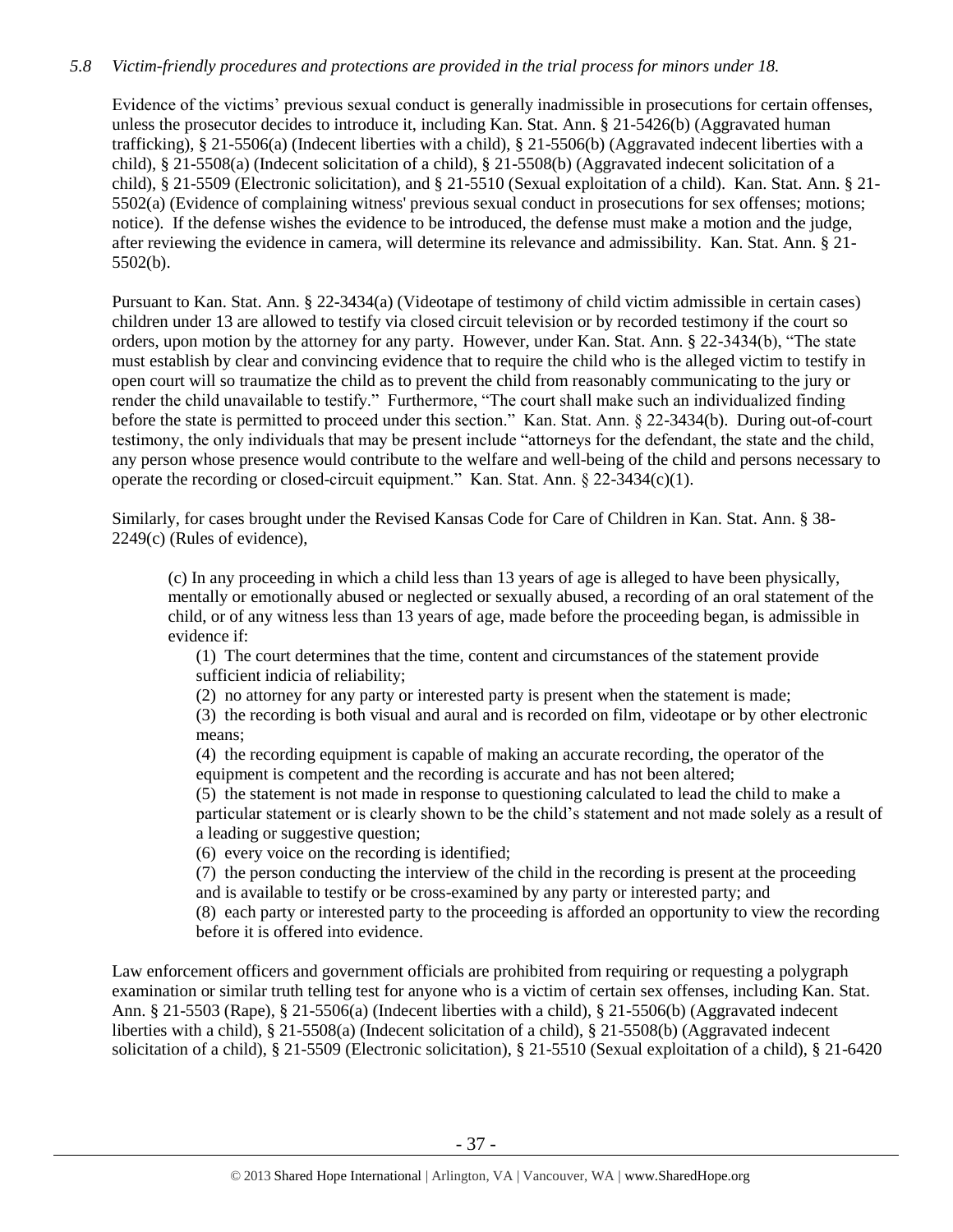*5.8 Victim-friendly procedures and protections are provided in the trial process for minors under 18.*

Evidence of the victims' previous sexual conduct is generally inadmissible in prosecutions for certain offenses, unless the prosecutor decides to introduce it, including Kan. Stat. Ann. § 21-5426(b) (Aggravated human trafficking), § 21-5506(a) (Indecent liberties with a child), § 21-5506(b) (Aggravated indecent liberties with a child), § 21-5508(a) (Indecent solicitation of a child), § 21-5508(b) (Aggravated indecent solicitation of a child), § 21-5509 (Electronic solicitation), and § 21-5510 (Sexual exploitation of a child). Kan. Stat. Ann. § 21-5502(a) (Evidence of complaining witness' previous sexual conduct in prosecutions for sex offenses; motions; notice). If the defense wishes the evidence to be introduced, the defense must make a motion and the judge, after reviewing the evidence in camera, will determine its relevance and admissibility. Kan. Stat. Ann. § 21-5502(b).

Pursuant to Kan. Stat. Ann. § 22-3434(a) (Videotape of testimony of child victim admissible in certain cases) children under 13 are allowed to testify via closed circuit television or by recorded testimony if the court so orders, upon motion by the attorney for any party. However, under Kan. Stat. Ann. § 22-3434(b), "The state must establish by clear and convincing evidence that to require the child who is the alleged victim to testify in open court will so traumatize the child as to prevent the child from reasonably communicating to the jury or render the child unavailable to testify." Furthermore, "The court shall make such an individualized finding before the state is permitted to proceed under this section." Kan. Stat. Ann. § 22-3434(b). During out-of-court testimony, the only individuals that may be present include "attorneys for the defendant, the state and the child, any person whose presence would contribute to the welfare and well-being of the child and persons necessary to operate the recording or closed-circuit equipment." Kan. Stat. Ann. § 22-3434(c)(1).

Similarly, for cases brought under the Revised Kansas Code for Care of Children in Kan. Stat. Ann. § 38-2249(c) (Rules of evidence),

> (c) In any proceeding in which a child less than 13 years of age is alleged to have been physically, mentally or emotionally abused or neglected or sexually abused, a recording of an oral statement of the child, or of any witness less than 13 years of age, made before the proceeding began, is admissible in evidence if:
>
> (1) The court determines that the time, content and circumstances of the statement provide sufficient indicia of reliability;
>
> (2) no attorney for any party or interested party is present when the statement is made;
>
> (3) the recording is both visual and aural and is recorded on film, videotape or by other electronic means;
>
> (4) the recording equipment is capable of making an accurate recording, the operator of the equipment is competent and the recording is accurate and has not been altered;
>
> (5) the statement is not made in response to questioning calculated to lead the child to make a particular statement or is clearly shown to be the child's statement and not made solely as a result of a leading or suggestive question;
>
> (6) every voice on the recording is identified;
>
> (7) the person conducting the interview of the child in the recording is present at the proceeding and is available to testify or be cross-examined by any party or interested party; and
>
> (8) each party or interested party to the proceeding is afforded an opportunity to view the recording before it is offered into evidence.

Law enforcement officers and government officials are prohibited from requiring or requesting a polygraph examination or similar truth telling test for anyone who is a victim of certain sex offenses, including Kan. Stat. Ann. § 21-5503 (Rape), § 21-5506(a) (Indecent liberties with a child), § 21-5506(b) (Aggravated indecent liberties with a child), § 21-5508(a) (Indecent solicitation of a child), § 21-5508(b) (Aggravated indecent solicitation of a child), § 21-5509 (Electronic solicitation), § 21-5510 (Sexual exploitation of a child), § 21-6420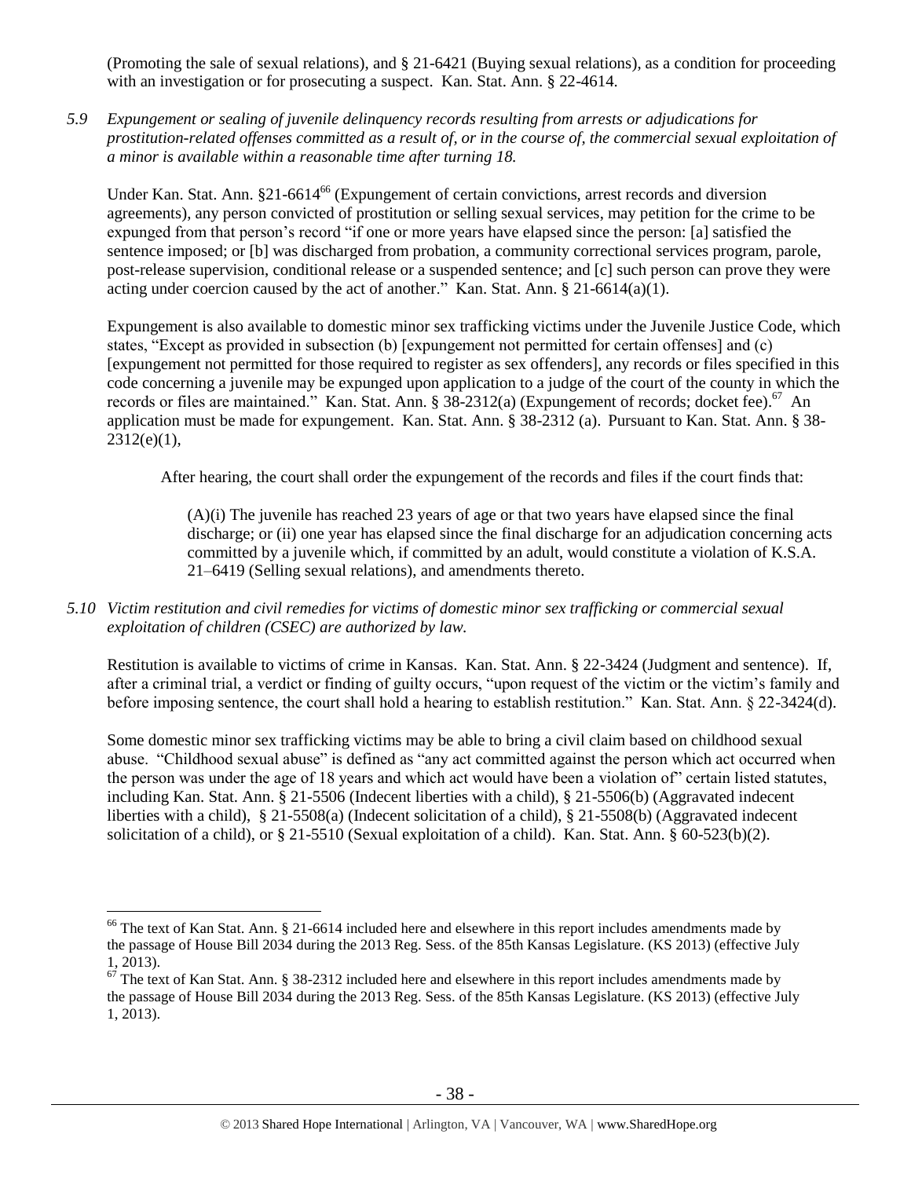(Promoting the sale of sexual relations), and § 21-6421 (Buying sexual relations), as a condition for proceeding with an investigation or for prosecuting a suspect. Kan. Stat. Ann. § 22-4614.

*5.9 Expungement or sealing of juvenile delinquency records resulting from arrests or adjudications for prostitution-related offenses committed as a result of, or in the course of, the commercial sexual exploitation of a minor is available within a reasonable time after turning 18.*

Under Kan. Stat. Ann. §21-6614[66] (Expungement of certain convictions, arrest records and diversion agreements), any person convicted of prostitution or selling sexual services, may petition for the crime to be expunged from that person's record "if one or more years have elapsed since the person: [a] satisfied the sentence imposed; or [b] was discharged from probation, a community correctional services program, parole, post-release supervision, conditional release or a suspended sentence; and [c] such person can prove they were acting under coercion caused by the act of another." Kan. Stat. Ann. § 21-6614(a)(1).

Expungement is also available to domestic minor sex trafficking victims under the Juvenile Justice Code, which states, "Except as provided in subsection (b) [expungement not permitted for certain offenses] and (c) [expungement not permitted for those required to register as sex offenders], any records or files specified in this code concerning a juvenile may be expunged upon application to a judge of the court of the county in which the records or files are maintained." Kan. Stat. Ann. § 38-2312(a) (Expungement of records; docket fee).[67] An application must be made for expungement. Kan. Stat. Ann. § 38-2312 (a). Pursuant to Kan. Stat. Ann. § 38-2312(e)(1),

> After hearing, the court shall order the expungement of the records and files if the court finds that:
>
> > (A)(i) The juvenile has reached 23 years of age or that two years have elapsed since the final discharge; or (ii) one year has elapsed since the final discharge for an adjudication concerning acts committed by a juvenile which, if committed by an adult, would constitute a violation of K.S.A. 21–6419 (Selling sexual relations), and amendments thereto.

*5.10 Victim restitution and civil remedies for victims of domestic minor sex trafficking or commercial sexual exploitation of children (CSEC) are authorized by law.*

Restitution is available to victims of crime in Kansas. Kan. Stat. Ann. § 22-3424 (Judgment and sentence). If, after a criminal trial, a verdict or finding of guilty occurs, "upon request of the victim or the victim's family and before imposing sentence, the court shall hold a hearing to establish restitution." Kan. Stat. Ann. § 22-3424(d).

Some domestic minor sex trafficking victims may be able to bring a civil claim based on childhood sexual abuse. "Childhood sexual abuse" is defined as "any act committed against the person which act occurred when the person was under the age of 18 years and which act would have been a violation of" certain listed statutes, including Kan. Stat. Ann. § 21-5506 (Indecent liberties with a child), § 21-5506(b) (Aggravated indecent liberties with a child), § 21-5508(a) (Indecent solicitation of a child), § 21-5508(b) (Aggravated indecent solicitation of a child), or § 21-5510 (Sexual exploitation of a child). Kan. Stat. Ann. § 60-523(b)(2).

---

[66] The text of Kan Stat. Ann. § 21-6614 included here and elsewhere in this report includes amendments made by the passage of House Bill 2034 during the 2013 Reg. Sess. of the 85th Kansas Legislature. (KS 2013) (effective July 1, 2013).

[67] The text of Kan Stat. Ann. § 38-2312 included here and elsewhere in this report includes amendments made by the passage of House Bill 2034 during the 2013 Reg. Sess. of the 85th Kansas Legislature. (KS 2013) (effective July 1, 2013).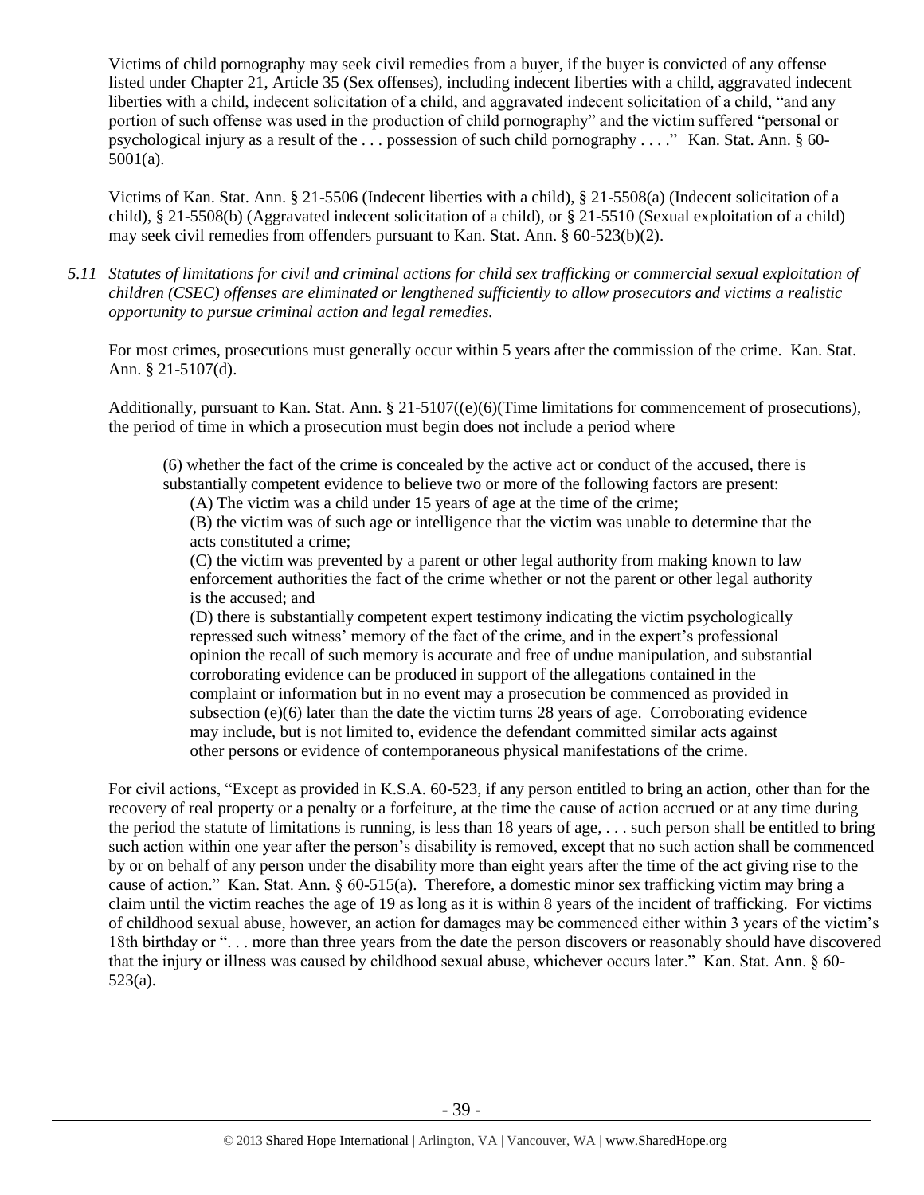Victims of child pornography may seek civil remedies from a buyer, if the buyer is convicted of any offense listed under Chapter 21, Article 35 (Sex offenses), including indecent liberties with a child, aggravated indecent liberties with a child, indecent solicitation of a child, and aggravated indecent solicitation of a child, "and any portion of such offense was used in the production of child pornography" and the victim suffered "personal or psychological injury as a result of the . . . possession of such child pornography . . . ." Kan. Stat. Ann. § 60-5001(a).

Victims of Kan. Stat. Ann. § 21-5506 (Indecent liberties with a child), § 21-5508(a) (Indecent solicitation of a child), § 21-5508(b) (Aggravated indecent solicitation of a child), or § 21-5510 (Sexual exploitation of a child) may seek civil remedies from offenders pursuant to Kan. Stat. Ann. § 60-523(b)(2).

*5.11 Statutes of limitations for civil and criminal actions for child sex trafficking or commercial sexual exploitation of children (CSEC) offenses are eliminated or lengthened sufficiently to allow prosecutors and victims a realistic opportunity to pursue criminal action and legal remedies.*

For most crimes, prosecutions must generally occur within 5 years after the commission of the crime. Kan. Stat. Ann. § 21-5107(d).

Additionally, pursuant to Kan. Stat. Ann. § 21-5107((e)(6)(Time limitations for commencement of prosecutions), the period of time in which a prosecution must begin does not include a period where

> (6) whether the fact of the crime is concealed by the active act or conduct of the accused, there is substantially competent evidence to believe two or more of the following factors are present:
>
> (A) The victim was a child under 15 years of age at the time of the crime;
>
> (B) the victim was of such age or intelligence that the victim was unable to determine that the acts constituted a crime;
>
> (C) the victim was prevented by a parent or other legal authority from making known to law enforcement authorities the fact of the crime whether or not the parent or other legal authority is the accused; and
>
> (D) there is substantially competent expert testimony indicating the victim psychologically repressed such witness' memory of the fact of the crime, and in the expert's professional opinion the recall of such memory is accurate and free of undue manipulation, and substantial corroborating evidence can be produced in support of the allegations contained in the complaint or information but in no event may a prosecution be commenced as provided in subsection (e)(6) later than the date the victim turns 28 years of age. Corroborating evidence may include, but is not limited to, evidence the defendant committed similar acts against other persons or evidence of contemporaneous physical manifestations of the crime.

For civil actions, "Except as provided in K.S.A. 60-523, if any person entitled to bring an action, other than for the recovery of real property or a penalty or a forfeiture, at the time the cause of action accrued or at any time during the period the statute of limitations is running, is less than 18 years of age, . . . such person shall be entitled to bring such action within one year after the person's disability is removed, except that no such action shall be commenced by or on behalf of any person under the disability more than eight years after the time of the act giving rise to the cause of action." Kan. Stat. Ann. § 60-515(a). Therefore, a domestic minor sex trafficking victim may bring a claim until the victim reaches the age of 19 as long as it is within 8 years of the incident of trafficking. For victims of childhood sexual abuse, however, an action for damages may be commenced either within 3 years of the victim's 18th birthday or ". . . more than three years from the date the person discovers or reasonably should have discovered that the injury or illness was caused by childhood sexual abuse, whichever occurs later." Kan. Stat. Ann. § 60-523(a).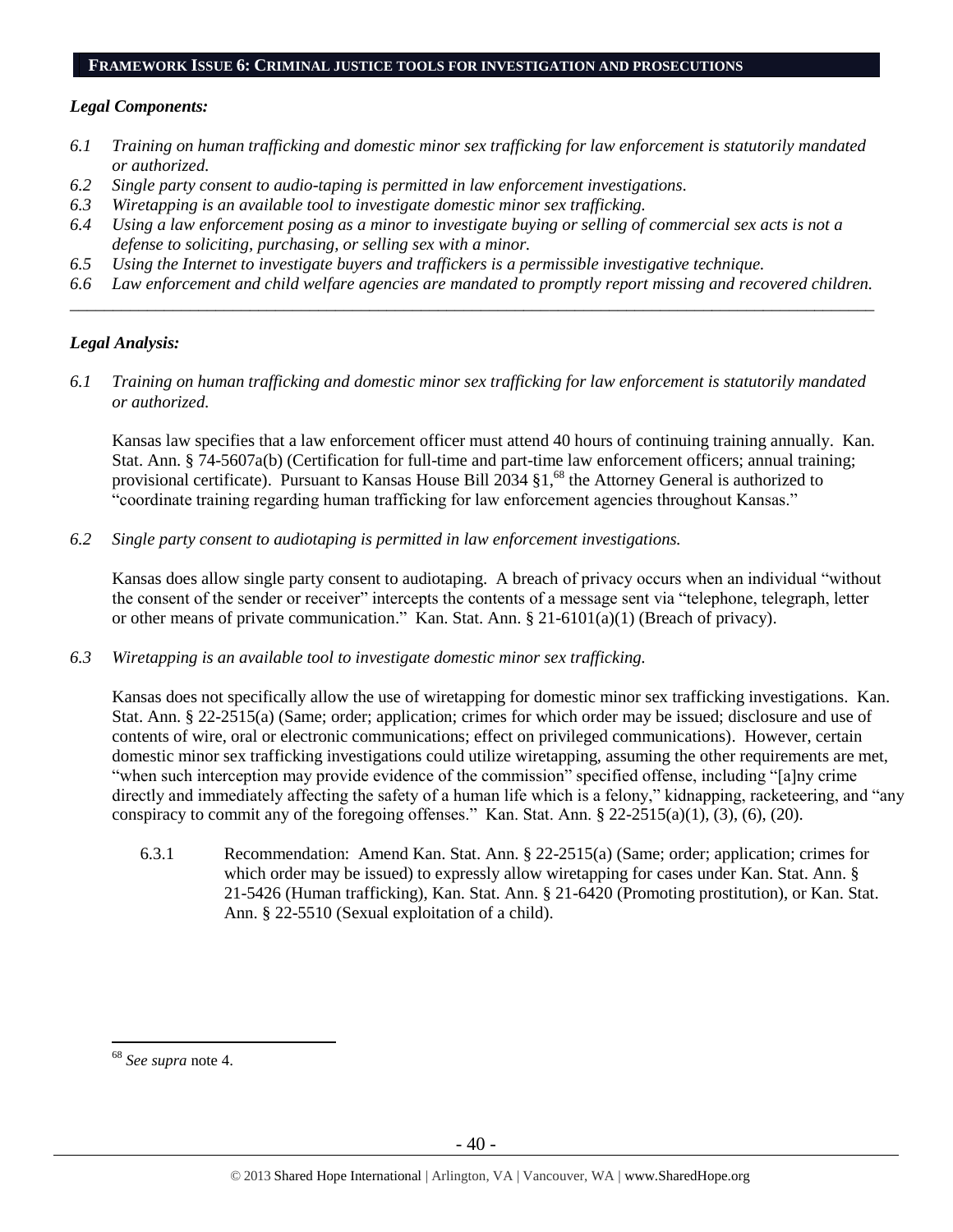## FRAMEWORK ISSUE 6: CRIMINAL JUSTICE TOOLS FOR INVESTIGATION AND PROSECUTIONS

### *Legal Components:*

*6.1 Training on human trafficking and domestic minor sex trafficking for law enforcement is statutorily mandated or authorized.*
*6.2 Single party consent to audio-taping is permitted in law enforcement investigations.*
*6.3 Wiretapping is an available tool to investigate domestic minor sex trafficking.*
*6.4 Using a law enforcement posing as a minor to investigate buying or selling of commercial sex acts is not a defense to soliciting, purchasing, or selling sex with a minor.*
*6.5 Using the Internet to investigate buyers and traffickers is a permissible investigative technique.*
*6.6 Law enforcement and child welfare agencies are mandated to promptly report missing and recovered children.*

---

### *Legal Analysis:*

*6.1 Training on human trafficking and domestic minor sex trafficking for law enforcement is statutorily mandated or authorized.*

Kansas law specifies that a law enforcement officer must attend 40 hours of continuing training annually. Kan. Stat. Ann. § 74-5607a(b) (Certification for full-time and part-time law enforcement officers; annual training; provisional certificate). Pursuant to Kansas House Bill 2034 §1,[68] the Attorney General is authorized to "coordinate training regarding human trafficking for law enforcement agencies throughout Kansas."

*6.2 Single party consent to audiotaping is permitted in law enforcement investigations.*

Kansas does allow single party consent to audiotaping. A breach of privacy occurs when an individual "without the consent of the sender or receiver" intercepts the contents of a message sent via "telephone, telegraph, letter or other means of private communication." Kan. Stat. Ann. § 21-6101(a)(1) (Breach of privacy).

*6.3 Wiretapping is an available tool to investigate domestic minor sex trafficking.*

Kansas does not specifically allow the use of wiretapping for domestic minor sex trafficking investigations. Kan. Stat. Ann. § 22-2515(a) (Same; order; application; crimes for which order may be issued; disclosure and use of contents of wire, oral or electronic communications; effect on privileged communications). However, certain domestic minor sex trafficking investigations could utilize wiretapping, assuming the other requirements are met, "when such interception may provide evidence of the commission" specified offense, including "[a]ny crime directly and immediately affecting the safety of a human life which is a felony," kidnapping, racketeering, and "any conspiracy to commit any of the foregoing offenses." Kan. Stat. Ann. § 22-2515(a)(1), (3), (6), (20).

6.3.1 Recommendation: Amend Kan. Stat. Ann. § 22-2515(a) (Same; order; application; crimes for which order may be issued) to expressly allow wiretapping for cases under Kan. Stat. Ann. § 21-5426 (Human trafficking), Kan. Stat. Ann. § 21-6420 (Promoting prostitution), or Kan. Stat. Ann. § 22-5510 (Sexual exploitation of a child).

---

[68] *See supra* note 4.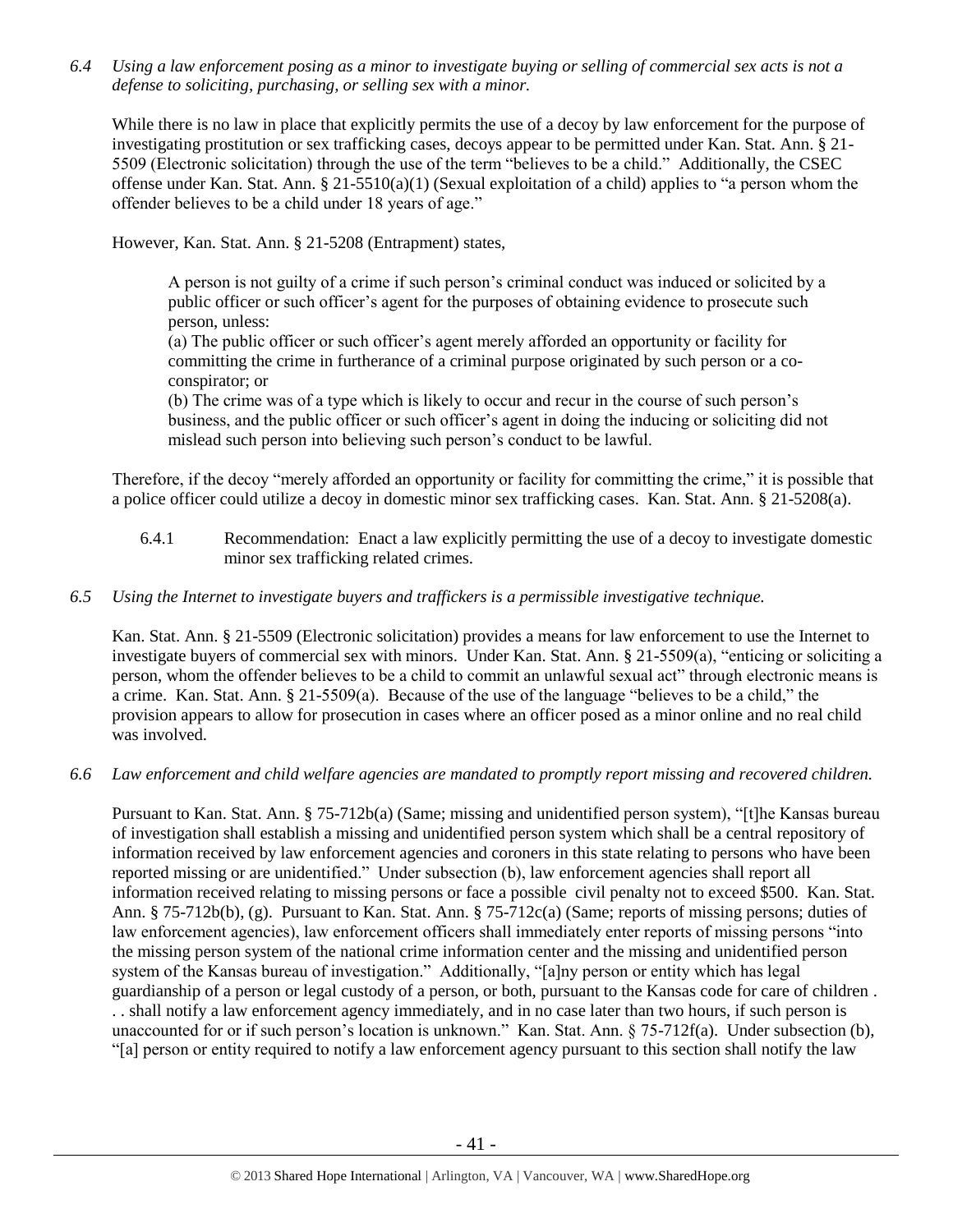*6.4 Using a law enforcement posing as a minor to investigate buying or selling of commercial sex acts is not a defense to soliciting, purchasing, or selling sex with a minor.*

While there is no law in place that explicitly permits the use of a decoy by law enforcement for the purpose of investigating prostitution or sex trafficking cases, decoys appear to be permitted under Kan. Stat. Ann. § 21-5509 (Electronic solicitation) through the use of the term "believes to be a child." Additionally, the CSEC offense under Kan. Stat. Ann. § 21-5510(a)(1) (Sexual exploitation of a child) applies to "a person whom the offender believes to be a child under 18 years of age."

However, Kan. Stat. Ann. § 21-5208 (Entrapment) states,

> A person is not guilty of a crime if such person's criminal conduct was induced or solicited by a public officer or such officer's agent for the purposes of obtaining evidence to prosecute such person, unless:
> (a) The public officer or such officer's agent merely afforded an opportunity or facility for committing the crime in furtherance of a criminal purpose originated by such person or a co-conspirator; or
> (b) The crime was of a type which is likely to occur and recur in the course of such person's business, and the public officer or such officer's agent in doing the inducing or soliciting did not mislead such person into believing such person's conduct to be lawful.

Therefore, if the decoy "merely afforded an opportunity or facility for committing the crime," it is possible that a police officer could utilize a decoy in domestic minor sex trafficking cases. Kan. Stat. Ann. § 21-5208(a).

6.4.1 Recommendation: Enact a law explicitly permitting the use of a decoy to investigate domestic minor sex trafficking related crimes.

*6.5 Using the Internet to investigate buyers and traffickers is a permissible investigative technique.*

Kan. Stat. Ann. § 21-5509 (Electronic solicitation) provides a means for law enforcement to use the Internet to investigate buyers of commercial sex with minors. Under Kan. Stat. Ann. § 21-5509(a), "enticing or soliciting a person, whom the offender believes to be a child to commit an unlawful sexual act" through electronic means is a crime. Kan. Stat. Ann. § 21-5509(a). Because of the use of the language "believes to be a child," the provision appears to allow for prosecution in cases where an officer posed as a minor online and no real child was involved.

*6.6 Law enforcement and child welfare agencies are mandated to promptly report missing and recovered children.*

Pursuant to Kan. Stat. Ann. § 75-712b(a) (Same; missing and unidentified person system), "[t]he Kansas bureau of investigation shall establish a missing and unidentified person system which shall be a central repository of information received by law enforcement agencies and coroners in this state relating to persons who have been reported missing or are unidentified." Under subsection (b), law enforcement agencies shall report all information received relating to missing persons or face a possible civil penalty not to exceed $500. Kan. Stat. Ann. § 75-712b(b), (g). Pursuant to Kan. Stat. Ann. § 75-712c(a) (Same; reports of missing persons; duties of law enforcement agencies), law enforcement officers shall immediately enter reports of missing persons "into the missing person system of the national crime information center and the missing and unidentified person system of the Kansas bureau of investigation." Additionally, "[a]ny person or entity which has legal guardianship of a person or legal custody of a person, or both, pursuant to the Kansas code for care of children . . . shall notify a law enforcement agency immediately, and in no case later than two hours, if such person is unaccounted for or if such person's location is unknown." Kan. Stat. Ann. § 75-712f(a). Under subsection (b), "[a] person or entity required to notify a law enforcement agency pursuant to this section shall notify the law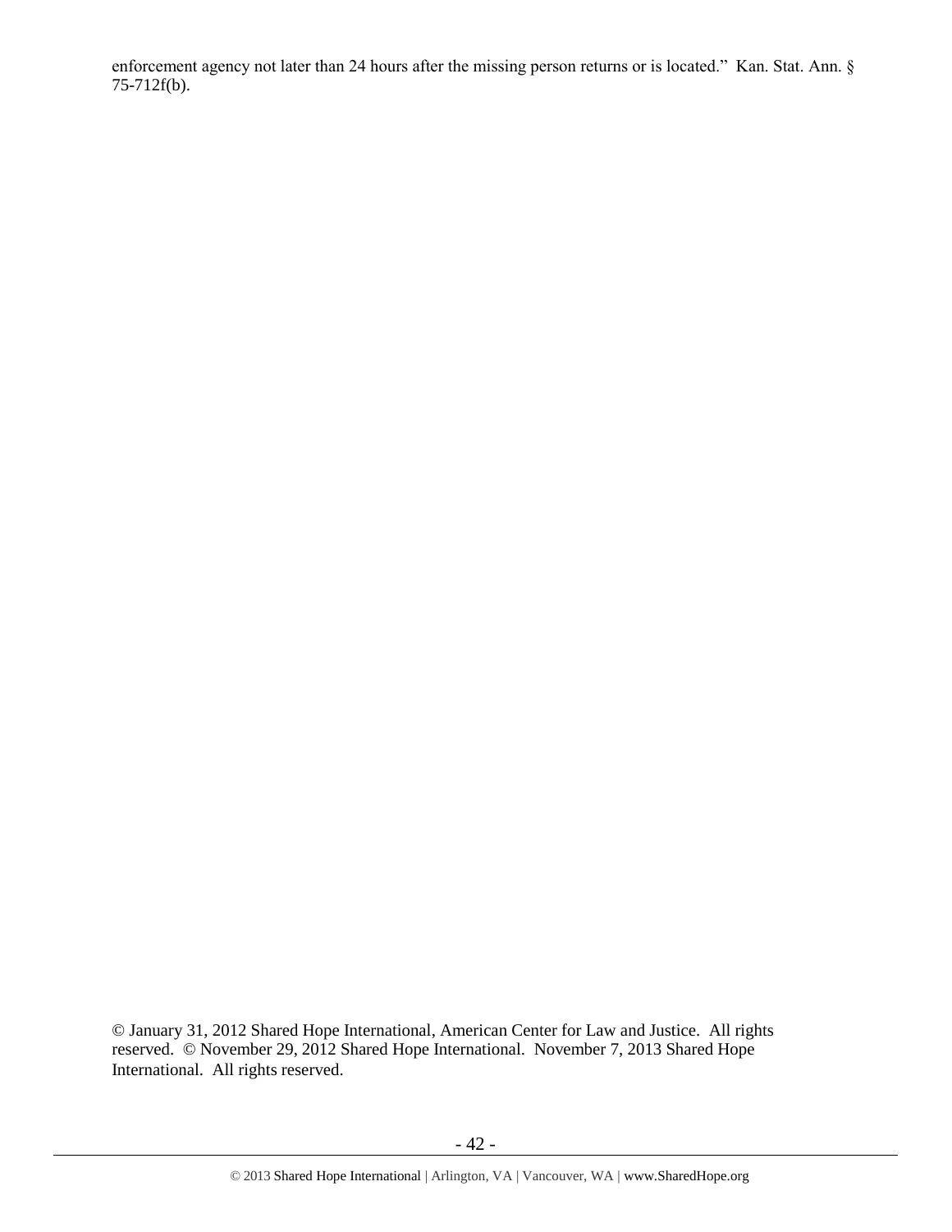enforcement agency not later than 24 hours after the missing person returns or is located." Kan. Stat. Ann. § 75-712f(b).

© January 31, 2012 Shared Hope International, American Center for Law and Justice. All rights reserved. © November 29, 2012 Shared Hope International. November 7, 2013 Shared Hope International. All rights reserved.